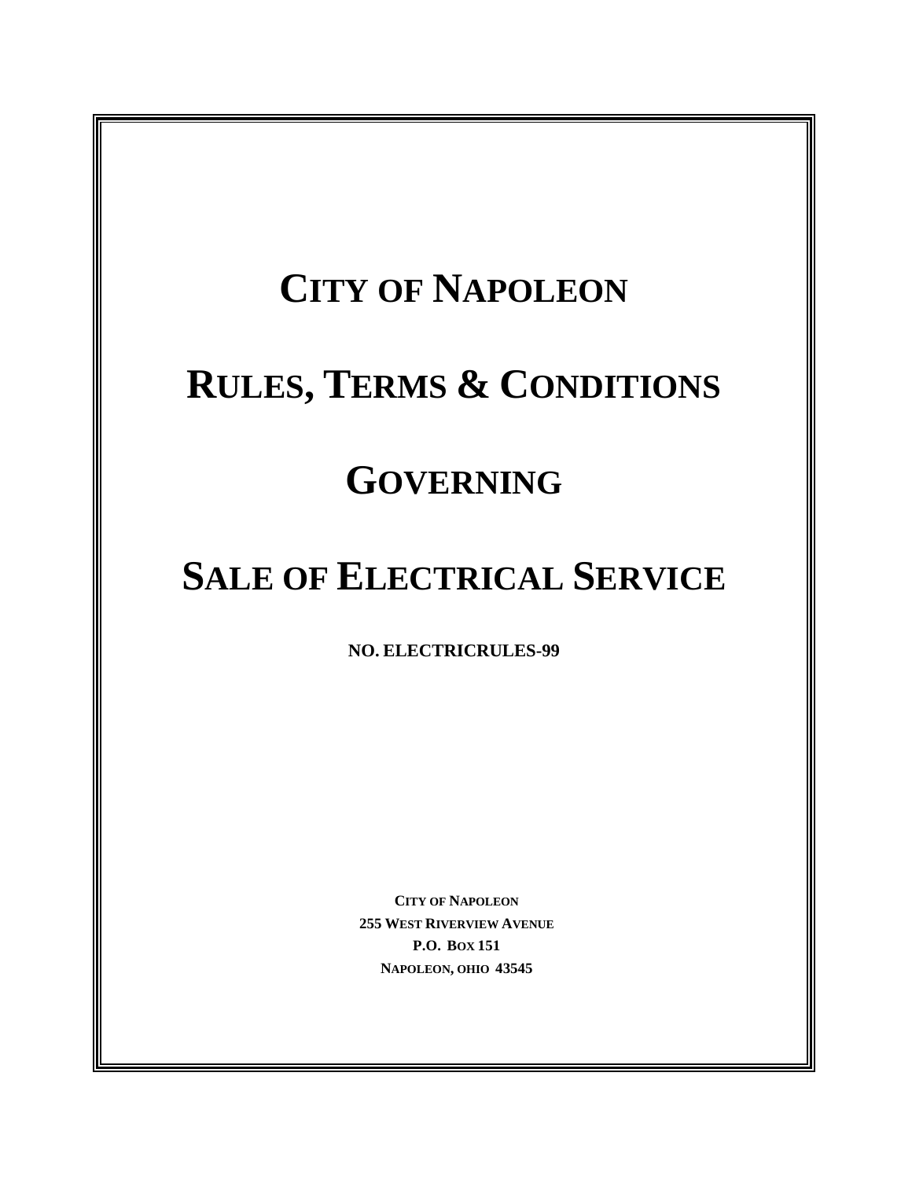# CITY OF NAPOLEON

# RULES, TERMS & CONDITIONS

# GOVERNING

# SALE OF ELECTRICAL SERVICE

**NO. ELECTRICRULES-99**

**CITY OF NAPOLEON**
**255 WEST RIVERVIEW AVENUE**
**P.O. BOX 151**
**NAPOLEON, OHIO 43545**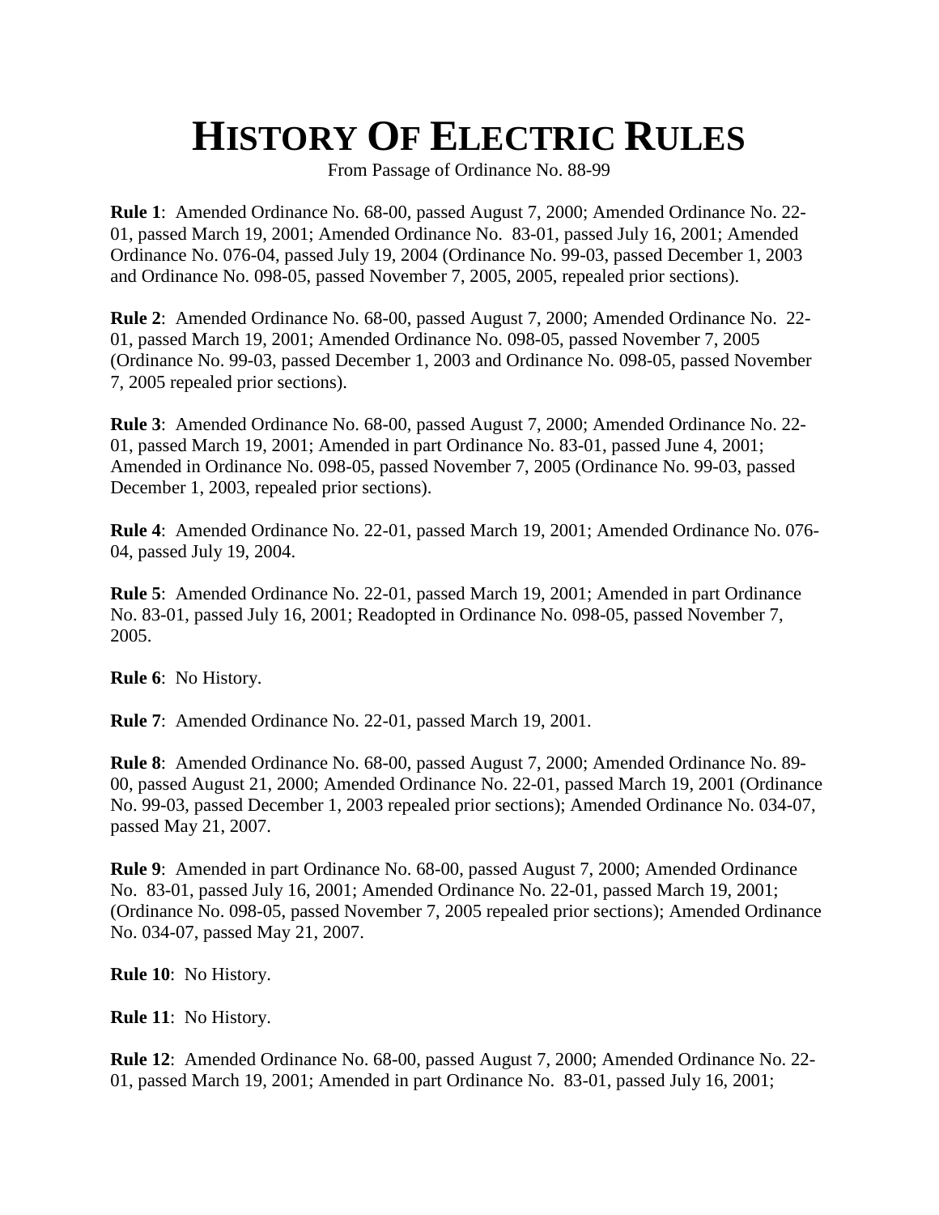# HISTORY OF ELECTRIC RULES

From Passage of Ordinance No. 88-99

**Rule 1**: Amended Ordinance No. 68-00, passed August 7, 2000; Amended Ordinance No. 22-01, passed March 19, 2001; Amended Ordinance No. 83-01, passed July 16, 2001; Amended Ordinance No. 076-04, passed July 19, 2004 (Ordinance No. 99-03, passed December 1, 2003 and Ordinance No. 098-05, passed November 7, 2005, 2005, repealed prior sections).

**Rule 2**: Amended Ordinance No. 68-00, passed August 7, 2000; Amended Ordinance No. 22-01, passed March 19, 2001; Amended Ordinance No. 098-05, passed November 7, 2005 (Ordinance No. 99-03, passed December 1, 2003 and Ordinance No. 098-05, passed November 7, 2005 repealed prior sections).

**Rule 3**: Amended Ordinance No. 68-00, passed August 7, 2000; Amended Ordinance No. 22-01, passed March 19, 2001; Amended in part Ordinance No. 83-01, passed June 4, 2001; Amended in Ordinance No. 098-05, passed November 7, 2005 (Ordinance No. 99-03, passed December 1, 2003, repealed prior sections).

**Rule 4**: Amended Ordinance No. 22-01, passed March 19, 2001; Amended Ordinance No. 076-04, passed July 19, 2004.

**Rule 5**: Amended Ordinance No. 22-01, passed March 19, 2001; Amended in part Ordinance No. 83-01, passed July 16, 2001; Readopted in Ordinance No. 098-05, passed November 7, 2005.

**Rule 6**: No History.

**Rule 7**: Amended Ordinance No. 22-01, passed March 19, 2001.

**Rule 8**: Amended Ordinance No. 68-00, passed August 7, 2000; Amended Ordinance No. 89-00, passed August 21, 2000; Amended Ordinance No. 22-01, passed March 19, 2001 (Ordinance No. 99-03, passed December 1, 2003 repealed prior sections); Amended Ordinance No. 034-07, passed May 21, 2007.

**Rule 9**: Amended in part Ordinance No. 68-00, passed August 7, 2000; Amended Ordinance No. 83-01, passed July 16, 2001; Amended Ordinance No. 22-01, passed March 19, 2001; (Ordinance No. 098-05, passed November 7, 2005 repealed prior sections); Amended Ordinance No. 034-07, passed May 21, 2007.

**Rule 10**: No History.

**Rule 11**: No History.

**Rule 12**: Amended Ordinance No. 68-00, passed August 7, 2000; Amended Ordinance No. 22-01, passed March 19, 2001; Amended in part Ordinance No. 83-01, passed July 16, 2001;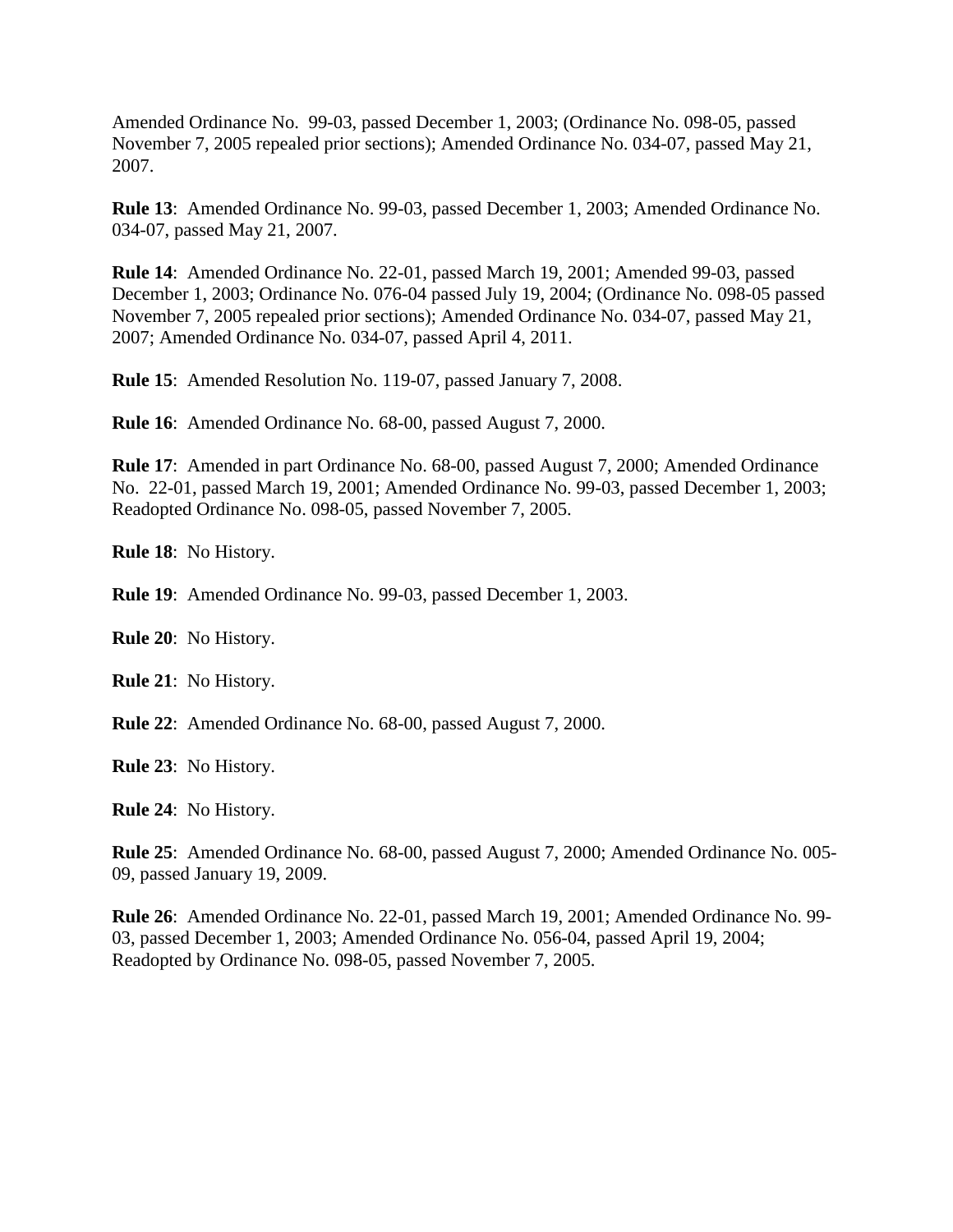Amended Ordinance No. 99-03, passed December 1, 2003; (Ordinance No. 098-05, passed November 7, 2005 repealed prior sections); Amended Ordinance No. 034-07, passed May 21, 2007.

**Rule 13**: Amended Ordinance No. 99-03, passed December 1, 2003; Amended Ordinance No. 034-07, passed May 21, 2007.

**Rule 14**: Amended Ordinance No. 22-01, passed March 19, 2001; Amended 99-03, passed December 1, 2003; Ordinance No. 076-04 passed July 19, 2004; (Ordinance No. 098-05 passed November 7, 2005 repealed prior sections); Amended Ordinance No. 034-07, passed May 21, 2007; Amended Ordinance No. 034-07, passed April 4, 2011.

**Rule 15**: Amended Resolution No. 119-07, passed January 7, 2008.

**Rule 16**: Amended Ordinance No. 68-00, passed August 7, 2000.

**Rule 17**: Amended in part Ordinance No. 68-00, passed August 7, 2000; Amended Ordinance No. 22-01, passed March 19, 2001; Amended Ordinance No. 99-03, passed December 1, 2003; Readopted Ordinance No. 098-05, passed November 7, 2005.

**Rule 18**: No History.

**Rule 19**: Amended Ordinance No. 99-03, passed December 1, 2003.

**Rule 20**: No History.

**Rule 21**: No History.

**Rule 22**: Amended Ordinance No. 68-00, passed August 7, 2000.

**Rule 23**: No History.

**Rule 24**: No History.

**Rule 25**: Amended Ordinance No. 68-00, passed August 7, 2000; Amended Ordinance No. 005-09, passed January 19, 2009.

**Rule 26**: Amended Ordinance No. 22-01, passed March 19, 2001; Amended Ordinance No. 99-03, passed December 1, 2003; Amended Ordinance No. 056-04, passed April 19, 2004; Readopted by Ordinance No. 098-05, passed November 7, 2005.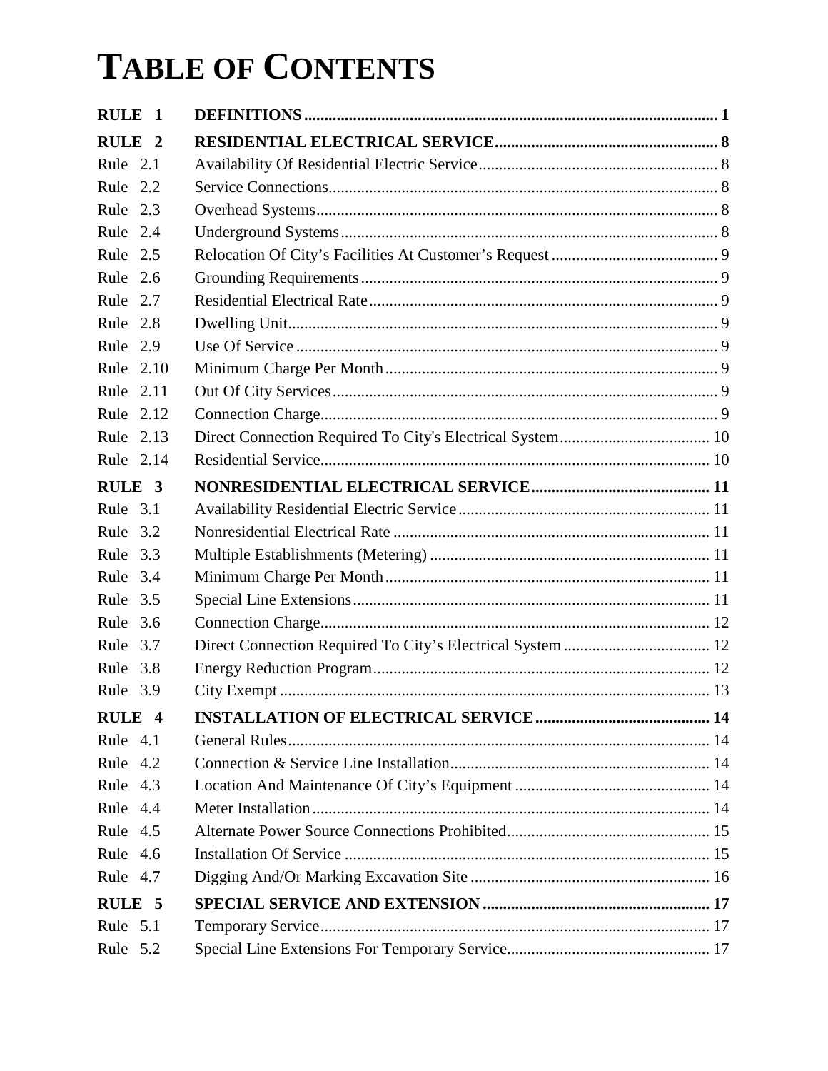# TABLE OF CONTENTS

| | | |
|---|---|---|
| **RULE 1** | **DEFINITIONS** | **1** |
| **RULE 2** | **RESIDENTIAL ELECTRICAL SERVICE** | **8** |
| Rule 2.1 | Availability Of Residential Electric Service | 8 |
| Rule 2.2 | Service Connections | 8 |
| Rule 2.3 | Overhead Systems | 8 |
| Rule 2.4 | Underground Systems | 8 |
| Rule 2.5 | Relocation Of City's Facilities At Customer's Request | 9 |
| Rule 2.6 | Grounding Requirements | 9 |
| Rule 2.7 | Residential Electrical Rate | 9 |
| Rule 2.8 | Dwelling Unit | 9 |
| Rule 2.9 | Use Of Service | 9 |
| Rule 2.10 | Minimum Charge Per Month | 9 |
| Rule 2.11 | Out Of City Services | 9 |
| Rule 2.12 | Connection Charge | 9 |
| Rule 2.13 | Direct Connection Required To City's Electrical System | 10 |
| Rule 2.14 | Residential Service | 10 |
| **RULE 3** | **NONRESIDENTIAL ELECTRICAL SERVICE** | **11** |
| Rule 3.1 | Availability Residential Electric Service | 11 |
| Rule 3.2 | Nonresidential Electrical Rate | 11 |
| Rule 3.3 | Multiple Establishments (Metering) | 11 |
| Rule 3.4 | Minimum Charge Per Month | 11 |
| Rule 3.5 | Special Line Extensions | 11 |
| Rule 3.6 | Connection Charge | 12 |
| Rule 3.7 | Direct Connection Required To City's Electrical System | 12 |
| Rule 3.8 | Energy Reduction Program | 12 |
| Rule 3.9 | City Exempt | 13 |
| **RULE 4** | **INSTALLATION OF ELECTRICAL SERVICE** | **14** |
| Rule 4.1 | General Rules | 14 |
| Rule 4.2 | Connection & Service Line Installation | 14 |
| Rule 4.3 | Location And Maintenance Of City's Equipment | 14 |
| Rule 4.4 | Meter Installation | 14 |
| Rule 4.5 | Alternate Power Source Connections Prohibited | 15 |
| Rule 4.6 | Installation Of Service | 15 |
| Rule 4.7 | Digging And/Or Marking Excavation Site | 16 |
| **RULE 5** | **SPECIAL SERVICE AND EXTENSION** | **17** |
| Rule 5.1 | Temporary Service | 17 |
| Rule 5.2 | Special Line Extensions For Temporary Service | 17 |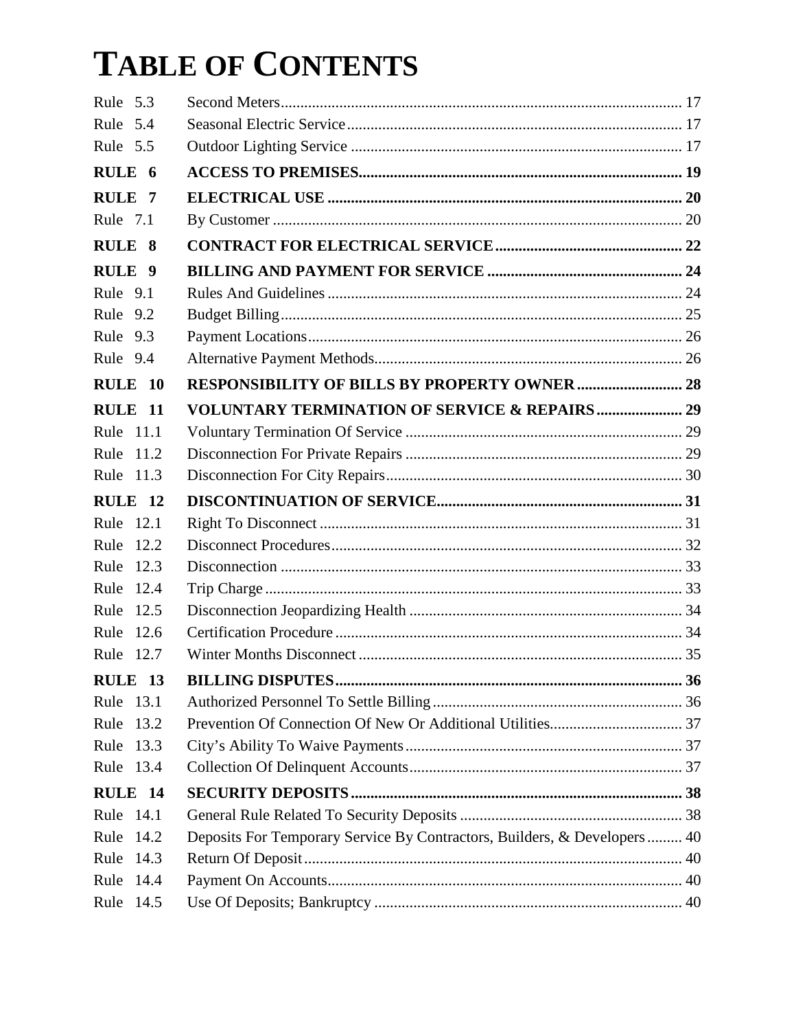# TABLE OF CONTENTS

| | | |
|---|---|---|
| Rule 5.3 | Second Meters | 17 |
| Rule 5.4 | Seasonal Electric Service | 17 |
| Rule 5.5 | Outdoor Lighting Service | 17 |
| **RULE 6** | **ACCESS TO PREMISES** | **19** |
| **RULE 7** | **ELECTRICAL USE** | **20** |
| Rule 7.1 | By Customer | 20 |
| **RULE 8** | **CONTRACT FOR ELECTRICAL SERVICE** | **22** |
| **RULE 9** | **BILLING AND PAYMENT FOR SERVICE** | **24** |
| Rule 9.1 | Rules And Guidelines | 24 |
| Rule 9.2 | Budget Billing | 25 |
| Rule 9.3 | Payment Locations | 26 |
| Rule 9.4 | Alternative Payment Methods | 26 |
| **RULE 10** | **RESPONSIBILITY OF BILLS BY PROPERTY OWNER** | **28** |
| **RULE 11** | **VOLUNTARY TERMINATION OF SERVICE & REPAIRS** | **29** |
| Rule 11.1 | Voluntary Termination Of Service | 29 |
| Rule 11.2 | Disconnection For Private Repairs | 29 |
| Rule 11.3 | Disconnection For City Repairs | 30 |
| **RULE 12** | **DISCONTINUATION OF SERVICE** | **31** |
| Rule 12.1 | Right To Disconnect | 31 |
| Rule 12.2 | Disconnect Procedures | 32 |
| Rule 12.3 | Disconnection | 33 |
| Rule 12.4 | Trip Charge | 33 |
| Rule 12.5 | Disconnection Jeopardizing Health | 34 |
| Rule 12.6 | Certification Procedure | 34 |
| Rule 12.7 | Winter Months Disconnect | 35 |
| **RULE 13** | **BILLING DISPUTES** | **36** |
| Rule 13.1 | Authorized Personnel To Settle Billing | 36 |
| Rule 13.2 | Prevention Of Connection Of New Or Additional Utilities | 37 |
| Rule 13.3 | City's Ability To Waive Payments | 37 |
| Rule 13.4 | Collection Of Delinquent Accounts | 37 |
| **RULE 14** | **SECURITY DEPOSITS** | **38** |
| Rule 14.1 | General Rule Related To Security Deposits | 38 |
| Rule 14.2 | Deposits For Temporary Service By Contractors, Builders, & Developers | 40 |
| Rule 14.3 | Return Of Deposit | 40 |
| Rule 14.4 | Payment On Accounts | 40 |
| Rule 14.5 | Use Of Deposits; Bankruptcy | 40 |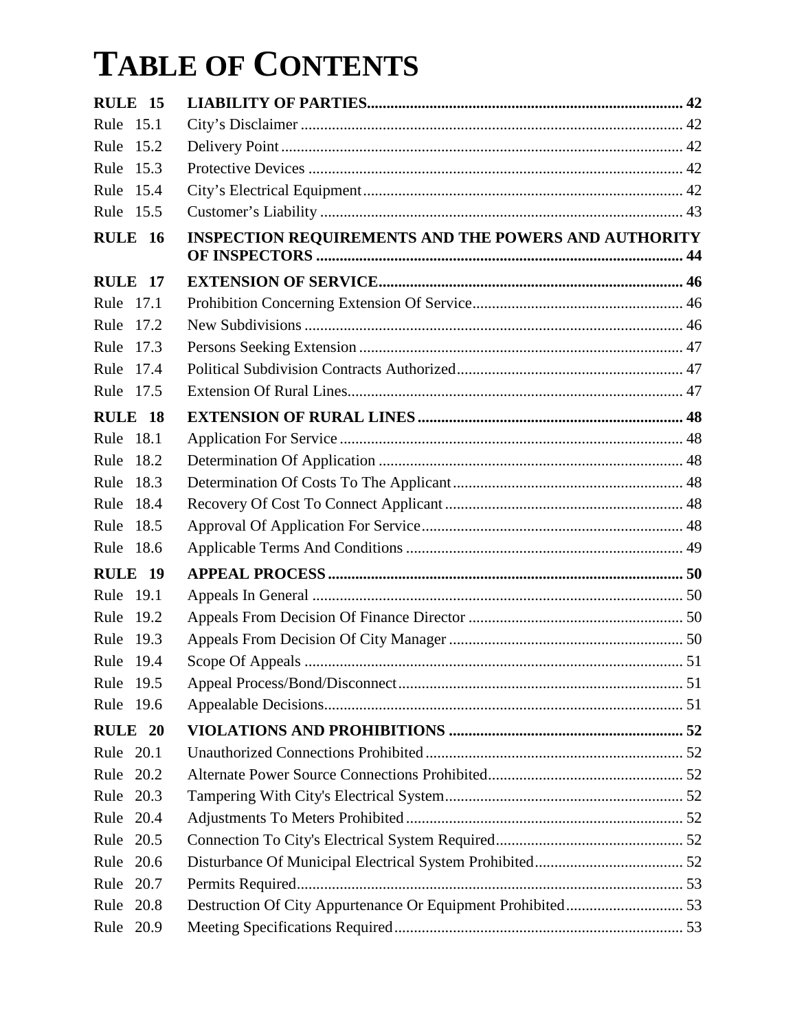# TABLE OF CONTENTS

| | | |
|---|---|---|
| **RULE 15** | **LIABILITY OF PARTIES** | **42** |
| Rule 15.1 | City's Disclaimer | 42 |
| Rule 15.2 | Delivery Point | 42 |
| Rule 15.3 | Protective Devices | 42 |
| Rule 15.4 | City's Electrical Equipment | 42 |
| Rule 15.5 | Customer's Liability | 43 |
| **RULE 16** | **INSPECTION REQUIREMENTS AND THE POWERS AND AUTHORITY OF INSPECTORS** | **44** |
| **RULE 17** | **EXTENSION OF SERVICE** | **46** |
| Rule 17.1 | Prohibition Concerning Extension Of Service | 46 |
| Rule 17.2 | New Subdivisions | 46 |
| Rule 17.3 | Persons Seeking Extension | 47 |
| Rule 17.4 | Political Subdivision Contracts Authorized | 47 |
| Rule 17.5 | Extension Of Rural Lines | 47 |
| **RULE 18** | **EXTENSION OF RURAL LINES** | **48** |
| Rule 18.1 | Application For Service | 48 |
| Rule 18.2 | Determination Of Application | 48 |
| Rule 18.3 | Determination Of Costs To The Applicant | 48 |
| Rule 18.4 | Recovery Of Cost To Connect Applicant | 48 |
| Rule 18.5 | Approval Of Application For Service | 48 |
| Rule 18.6 | Applicable Terms And Conditions | 49 |
| **RULE 19** | **APPEAL PROCESS** | **50** |
| Rule 19.1 | Appeals In General | 50 |
| Rule 19.2 | Appeals From Decision Of Finance Director | 50 |
| Rule 19.3 | Appeals From Decision Of City Manager | 50 |
| Rule 19.4 | Scope Of Appeals | 51 |
| Rule 19.5 | Appeal Process/Bond/Disconnect | 51 |
| Rule 19.6 | Appealable Decisions | 51 |
| **RULE 20** | **VIOLATIONS AND PROHIBITIONS** | **52** |
| Rule 20.1 | Unauthorized Connections Prohibited | 52 |
| Rule 20.2 | Alternate Power Source Connections Prohibited | 52 |
| Rule 20.3 | Tampering With City's Electrical System | 52 |
| Rule 20.4 | Adjustments To Meters Prohibited | 52 |
| Rule 20.5 | Connection To City's Electrical System Required | 52 |
| Rule 20.6 | Disturbance Of Municipal Electrical System Prohibited | 52 |
| Rule 20.7 | Permits Required | 53 |
| Rule 20.8 | Destruction Of City Appurtenance Or Equipment Prohibited | 53 |
| Rule 20.9 | Meeting Specifications Required | 53 |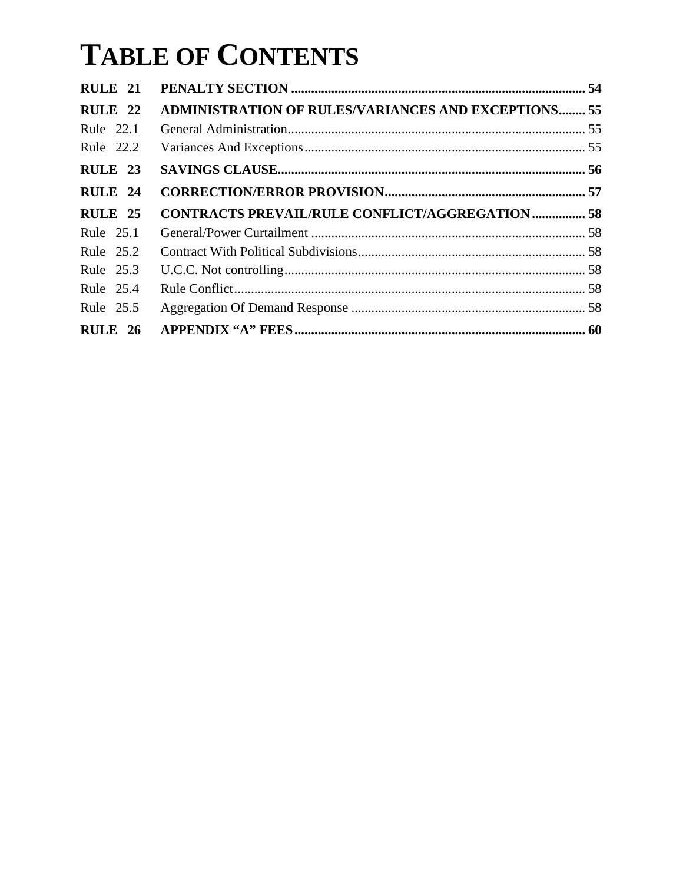# TABLE OF CONTENTS

**RULE 21 PENALTY SECTION ........................................................................................ 54**

**RULE 22 ADMINISTRATION OF RULES/VARIANCES AND EXCEPTIONS........ 55**

Rule 22.1 General Administration......................................................................................... 55

Rule 22.2 Variances And Exceptions.................................................................................... 55

**RULE 23 SAVINGS CLAUSE............................................................................................ 56**

**RULE 24 CORRECTION/ERROR PROVISION............................................................ 57**

**RULE 25 CONTRACTS PREVAIL/RULE CONFLICT/AGGREGATION ................ 58**

Rule 25.1 General/Power Curtailment .................................................................................. 58

Rule 25.2 Contract With Political Subdivisions.................................................................... 58

Rule 25.3 U.C.C. Not controlling.......................................................................................... 58

Rule 25.4 Rule Conflict......................................................................................................... 58

Rule 25.5 Aggregation Of Demand Response ...................................................................... 58

**RULE 26 APPENDIX “A” FEES....................................................................................... 60**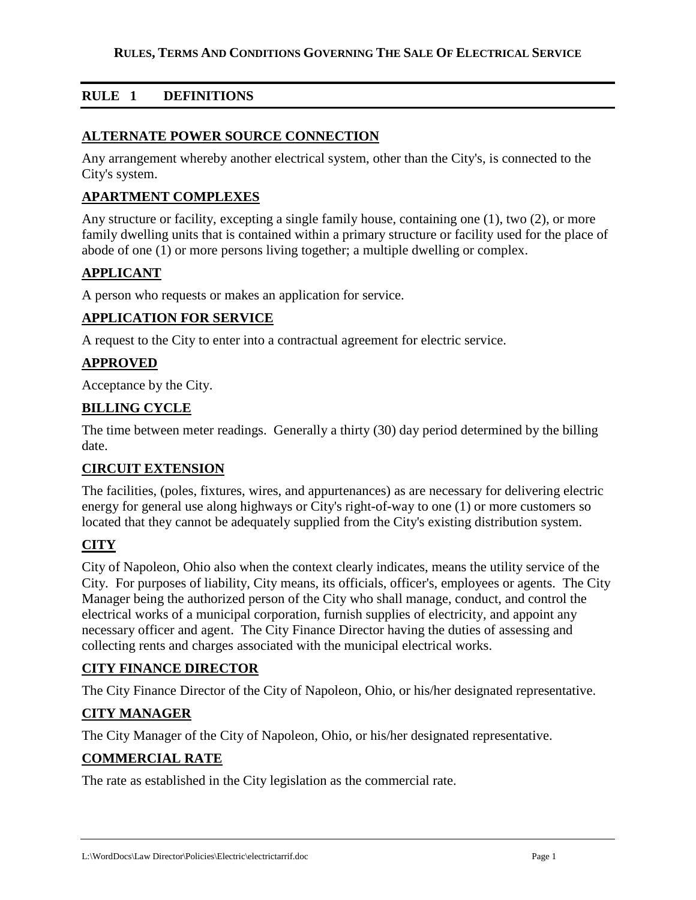**RULES, TERMS AND CONDITIONS GOVERNING THE SALE OF ELECTRICAL SERVICE**

## RULE 1 DEFINITIONS

### ALTERNATE POWER SOURCE CONNECTION

Any arrangement whereby another electrical system, other than the City's, is connected to the City's system.

### APARTMENT COMPLEXES

Any structure or facility, excepting a single family house, containing one (1), two (2), or more family dwelling units that is contained within a primary structure or facility used for the place of abode of one (1) or more persons living together; a multiple dwelling or complex.

### APPLICANT

A person who requests or makes an application for service.

### APPLICATION FOR SERVICE

A request to the City to enter into a contractual agreement for electric service.

### APPROVED

Acceptance by the City.

### BILLING CYCLE

The time between meter readings. Generally a thirty (30) day period determined by the billing date.

### CIRCUIT EXTENSION

The facilities, (poles, fixtures, wires, and appurtenances) as are necessary for delivering electric energy for general use along highways or City's right-of-way to one (1) or more customers so located that they cannot be adequately supplied from the City's existing distribution system.

### CITY

City of Napoleon, Ohio also when the context clearly indicates, means the utility service of the City. For purposes of liability, City means, its officials, officer's, employees or agents. The City Manager being the authorized person of the City who shall manage, conduct, and control the electrical works of a municipal corporation, furnish supplies of electricity, and appoint any necessary officer and agent. The City Finance Director having the duties of assessing and collecting rents and charges associated with the municipal electrical works.

### CITY FINANCE DIRECTOR

The City Finance Director of the City of Napoleon, Ohio, or his/her designated representative.

### CITY MANAGER

The City Manager of the City of Napoleon, Ohio, or his/her designated representative.

### COMMERCIAL RATE

The rate as established in the City legislation as the commercial rate.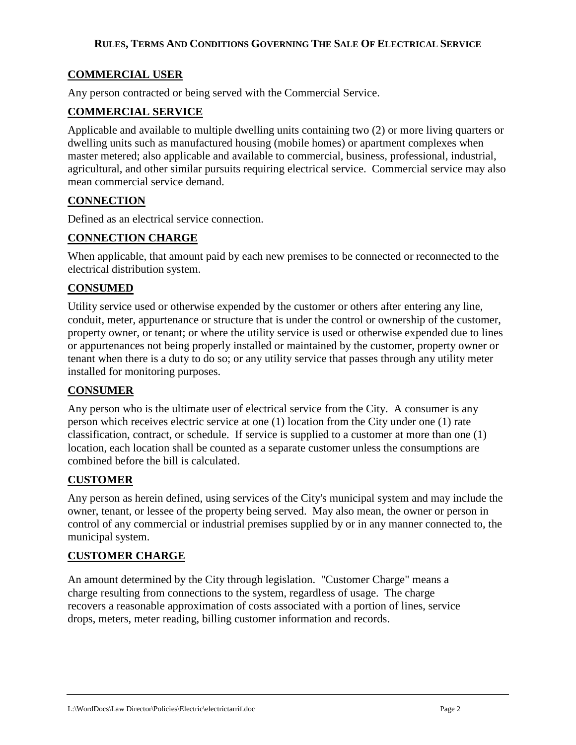## COMMERCIAL USER

Any person contracted or being served with the Commercial Service.

## COMMERCIAL SERVICE

Applicable and available to multiple dwelling units containing two (2) or more living quarters or dwelling units such as manufactured housing (mobile homes) or apartment complexes when master metered; also applicable and available to commercial, business, professional, industrial, agricultural, and other similar pursuits requiring electrical service. Commercial service may also mean commercial service demand.

## CONNECTION

Defined as an electrical service connection.

## CONNECTION CHARGE

When applicable, that amount paid by each new premises to be connected or reconnected to the electrical distribution system.

## CONSUMED

Utility service used or otherwise expended by the customer or others after entering any line, conduit, meter, appurtenance or structure that is under the control or ownership of the customer, property owner, or tenant; or where the utility service is used or otherwise expended due to lines or appurtenances not being properly installed or maintained by the customer, property owner or tenant when there is a duty to do so; or any utility service that passes through any utility meter installed for monitoring purposes.

## CONSUMER

Any person who is the ultimate user of electrical service from the City. A consumer is any person which receives electric service at one (1) location from the City under one (1) rate classification, contract, or schedule. If service is supplied to a customer at more than one (1) location, each location shall be counted as a separate customer unless the consumptions are combined before the bill is calculated.

## CUSTOMER

Any person as herein defined, using services of the City's municipal system and may include the owner, tenant, or lessee of the property being served. May also mean, the owner or person in control of any commercial or industrial premises supplied by or in any manner connected to, the municipal system.

## CUSTOMER CHARGE

An amount determined by the City through legislation. "Customer Charge" means a charge resulting from connections to the system, regardless of usage. The charge recovers a reasonable approximation of costs associated with a portion of lines, service drops, meters, meter reading, billing customer information and records.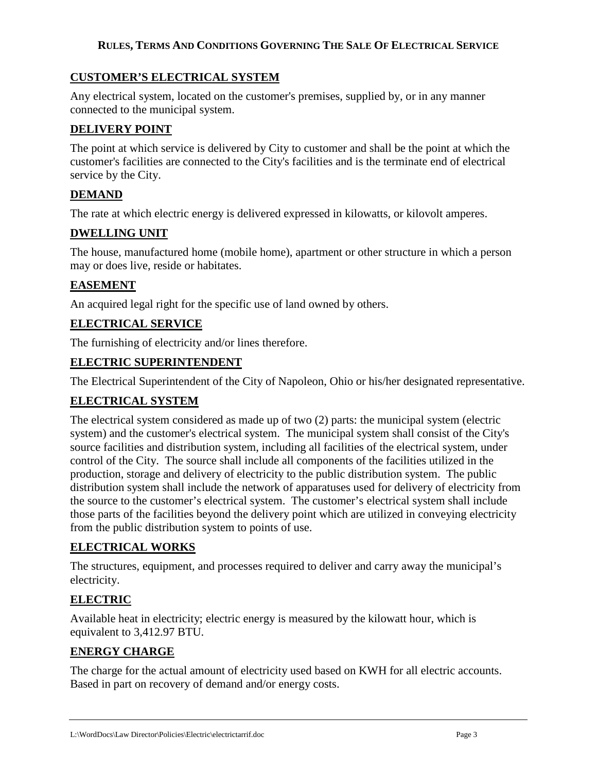## CUSTOMER'S ELECTRICAL SYSTEM

Any electrical system, located on the customer's premises, supplied by, or in any manner connected to the municipal system.

## DELIVERY POINT

The point at which service is delivered by City to customer and shall be the point at which the customer's facilities are connected to the City's facilities and is the terminate end of electrical service by the City.

## DEMAND

The rate at which electric energy is delivered expressed in kilowatts, or kilovolt amperes.

## DWELLING UNIT

The house, manufactured home (mobile home), apartment or other structure in which a person may or does live, reside or habitates.

## EASEMENT

An acquired legal right for the specific use of land owned by others.

## ELECTRICAL SERVICE

The furnishing of electricity and/or lines therefore.

## ELECTRIC SUPERINTENDENT

The Electrical Superintendent of the City of Napoleon, Ohio or his/her designated representative.

## ELECTRICAL SYSTEM

The electrical system considered as made up of two (2) parts: the municipal system (electric system) and the customer's electrical system. The municipal system shall consist of the City's source facilities and distribution system, including all facilities of the electrical system, under control of the City. The source shall include all components of the facilities utilized in the production, storage and delivery of electricity to the public distribution system. The public distribution system shall include the network of apparatuses used for delivery of electricity from the source to the customer's electrical system. The customer's electrical system shall include those parts of the facilities beyond the delivery point which are utilized in conveying electricity from the public distribution system to points of use.

## ELECTRICAL WORKS

The structures, equipment, and processes required to deliver and carry away the municipal's electricity.

## ELECTRIC

Available heat in electricity; electric energy is measured by the kilowatt hour, which is equivalent to 3,412.97 BTU.

## ENERGY CHARGE

The charge for the actual amount of electricity used based on KWH for all electric accounts. Based in part on recovery of demand and/or energy costs.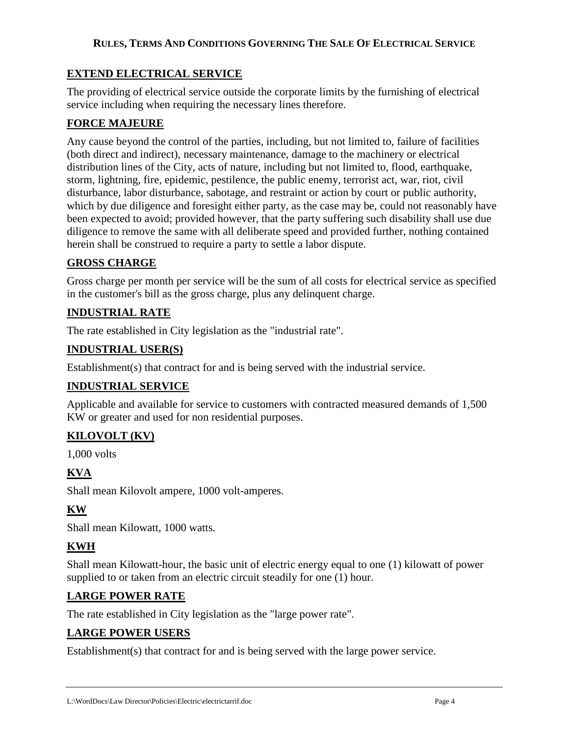## EXTEND ELECTRICAL SERVICE

The providing of electrical service outside the corporate limits by the furnishing of electrical service including when requiring the necessary lines therefore.

## FORCE MAJEURE

Any cause beyond the control of the parties, including, but not limited to, failure of facilities (both direct and indirect), necessary maintenance, damage to the machinery or electrical distribution lines of the City, acts of nature, including but not limited to, flood, earthquake, storm, lightning, fire, epidemic, pestilence, the public enemy, terrorist act, war, riot, civil disturbance, labor disturbance, sabotage, and restraint or action by court or public authority, which by due diligence and foresight either party, as the case may be, could not reasonably have been expected to avoid; provided however, that the party suffering such disability shall use due diligence to remove the same with all deliberate speed and provided further, nothing contained herein shall be construed to require a party to settle a labor dispute.

## GROSS CHARGE

Gross charge per month per service will be the sum of all costs for electrical service as specified in the customer's bill as the gross charge, plus any delinquent charge.

## INDUSTRIAL RATE

The rate established in City legislation as the "industrial rate".

## INDUSTRIAL USER(S)

Establishment(s) that contract for and is being served with the industrial service.

## INDUSTRIAL SERVICE

Applicable and available for service to customers with contracted measured demands of 1,500 KW or greater and used for non residential purposes.

## KILOVOLT (KV)

1,000 volts

## KVA

Shall mean Kilovolt ampere, 1000 volt-amperes.

## KW

Shall mean Kilowatt, 1000 watts.

## KWH

Shall mean Kilowatt-hour, the basic unit of electric energy equal to one (1) kilowatt of power supplied to or taken from an electric circuit steadily for one (1) hour.

## LARGE POWER RATE

The rate established in City legislation as the "large power rate".

## LARGE POWER USERS

Establishment(s) that contract for and is being served with the large power service.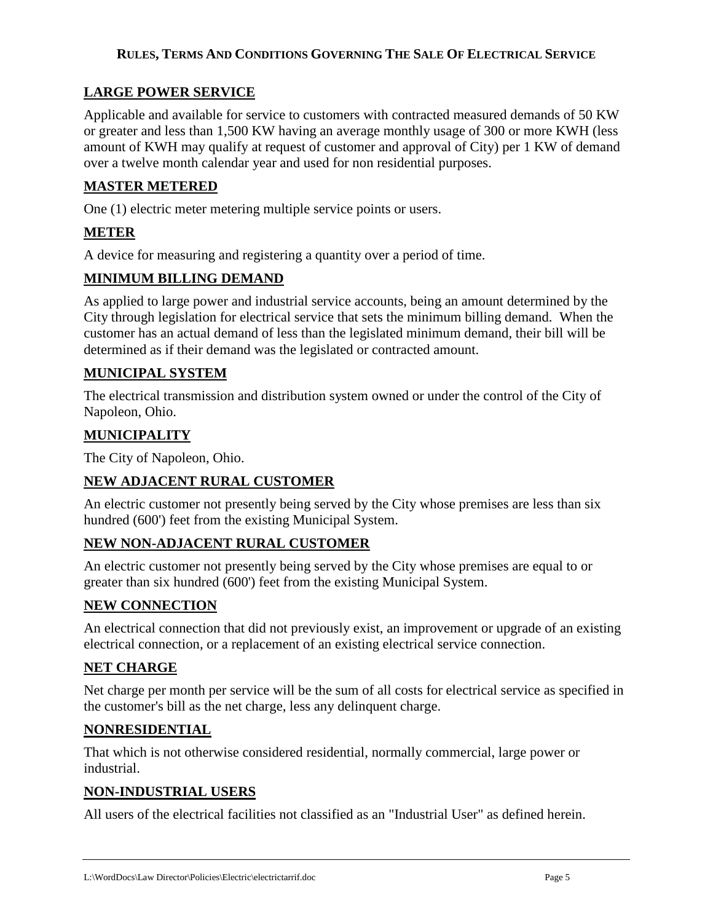## LARGE POWER SERVICE

Applicable and available for service to customers with contracted measured demands of 50 KW or greater and less than 1,500 KW having an average monthly usage of 300 or more KWH (less amount of KWH may qualify at request of customer and approval of City) per 1 KW of demand over a twelve month calendar year and used for non residential purposes.

## MASTER METERED

One (1) electric meter metering multiple service points or users.

## METER

A device for measuring and registering a quantity over a period of time.

## MINIMUM BILLING DEMAND

As applied to large power and industrial service accounts, being an amount determined by the City through legislation for electrical service that sets the minimum billing demand. When the customer has an actual demand of less than the legislated minimum demand, their bill will be determined as if their demand was the legislated or contracted amount.

## MUNICIPAL SYSTEM

The electrical transmission and distribution system owned or under the control of the City of Napoleon, Ohio.

## MUNICIPALITY

The City of Napoleon, Ohio.

## NEW ADJACENT RURAL CUSTOMER

An electric customer not presently being served by the City whose premises are less than six hundred (600') feet from the existing Municipal System.

## NEW NON-ADJACENT RURAL CUSTOMER

An electric customer not presently being served by the City whose premises are equal to or greater than six hundred (600') feet from the existing Municipal System.

## NEW CONNECTION

An electrical connection that did not previously exist, an improvement or upgrade of an existing electrical connection, or a replacement of an existing electrical service connection.

## NET CHARGE

Net charge per month per service will be the sum of all costs for electrical service as specified in the customer's bill as the net charge, less any delinquent charge.

## NONRESIDENTIAL

That which is not otherwise considered residential, normally commercial, large power or industrial.

## NON-INDUSTRIAL USERS

All users of the electrical facilities not classified as an "Industrial User" as defined herein.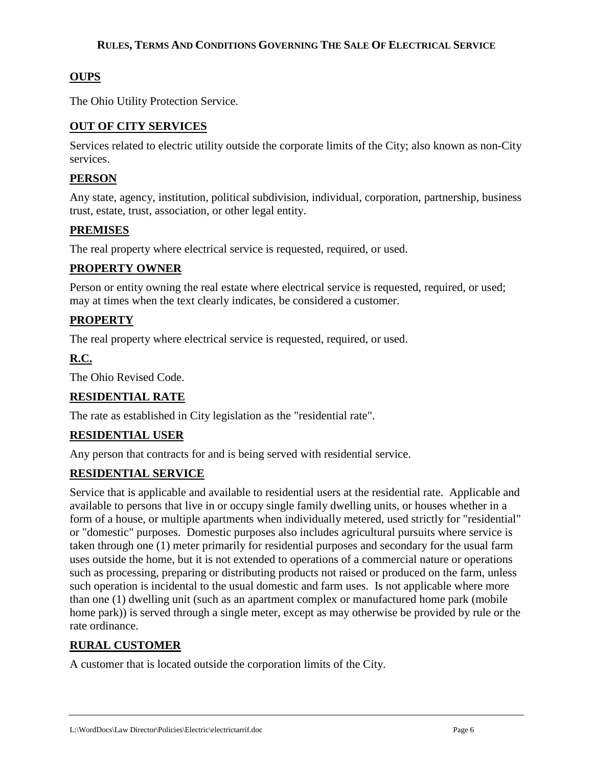## OUPS

The Ohio Utility Protection Service.

## OUT OF CITY SERVICES

Services related to electric utility outside the corporate limits of the City; also known as non-City services.

## PERSON

Any state, agency, institution, political subdivision, individual, corporation, partnership, business trust, estate, trust, association, or other legal entity.

## PREMISES

The real property where electrical service is requested, required, or used.

## PROPERTY OWNER

Person or entity owning the real estate where electrical service is requested, required, or used; may at times when the text clearly indicates, be considered a customer.

## PROPERTY

The real property where electrical service is requested, required, or used.

## R.C.

The Ohio Revised Code.

## RESIDENTIAL RATE

The rate as established in City legislation as the "residential rate".

## RESIDENTIAL USER

Any person that contracts for and is being served with residential service.

## RESIDENTIAL SERVICE

Service that is applicable and available to residential users at the residential rate. Applicable and available to persons that live in or occupy single family dwelling units, or houses whether in a form of a house, or multiple apartments when individually metered, used strictly for "residential" or "domestic" purposes. Domestic purposes also includes agricultural pursuits where service is taken through one (1) meter primarily for residential purposes and secondary for the usual farm uses outside the home, but it is not extended to operations of a commercial nature or operations such as processing, preparing or distributing products not raised or produced on the farm, unless such operation is incidental to the usual domestic and farm uses. Is not applicable where more than one (1) dwelling unit (such as an apartment complex or manufactured home park (mobile home park)) is served through a single meter, except as may otherwise be provided by rule or the rate ordinance.

## RURAL CUSTOMER

A customer that is located outside the corporation limits of the City.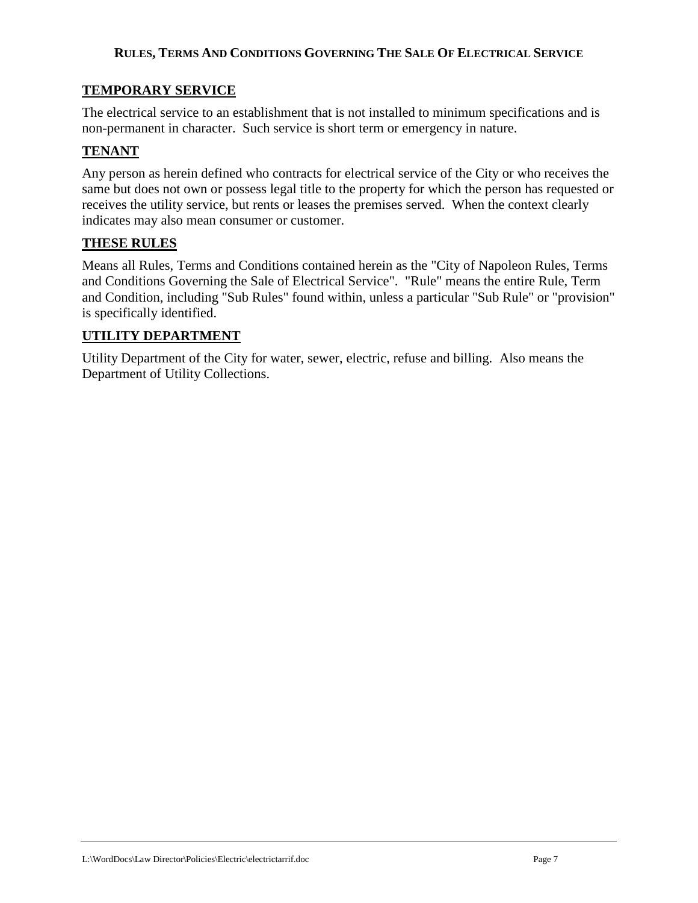## TEMPORARY SERVICE

The electrical service to an establishment that is not installed to minimum specifications and is non-permanent in character. Such service is short term or emergency in nature.

## TENANT

Any person as herein defined who contracts for electrical service of the City or who receives the same but does not own or possess legal title to the property for which the person has requested or receives the utility service, but rents or leases the premises served. When the context clearly indicates may also mean consumer or customer.

## THESE RULES

Means all Rules, Terms and Conditions contained herein as the "City of Napoleon Rules, Terms and Conditions Governing the Sale of Electrical Service". "Rule" means the entire Rule, Term and Condition, including "Sub Rules" found within, unless a particular "Sub Rule" or "provision" is specifically identified.

## UTILITY DEPARTMENT

Utility Department of the City for water, sewer, electric, refuse and billing. Also means the Department of Utility Collections.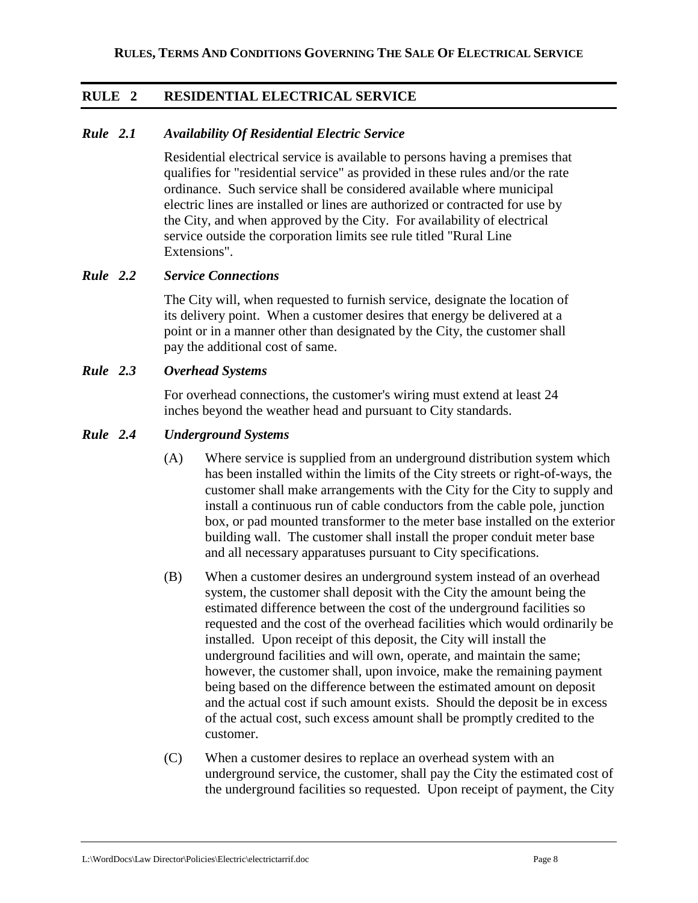## RULE 2 RESIDENTIAL ELECTRICAL SERVICE

### *Rule 2.1 Availability Of Residential Electric Service*

Residential electrical service is available to persons having a premises that qualifies for "residential service" as provided in these rules and/or the rate ordinance. Such service shall be considered available where municipal electric lines are installed or lines are authorized or contracted for use by the City, and when approved by the City. For availability of electrical service outside the corporation limits see rule titled "Rural Line Extensions".

### *Rule 2.2 Service Connections*

The City will, when requested to furnish service, designate the location of its delivery point. When a customer desires that energy be delivered at a point or in a manner other than designated by the City, the customer shall pay the additional cost of same.

### *Rule 2.3 Overhead Systems*

For overhead connections, the customer's wiring must extend at least 24 inches beyond the weather head and pursuant to City standards.

### *Rule 2.4 Underground Systems*

(A) Where service is supplied from an underground distribution system which has been installed within the limits of the City streets or right-of-ways, the customer shall make arrangements with the City for the City to supply and install a continuous run of cable conductors from the cable pole, junction box, or pad mounted transformer to the meter base installed on the exterior building wall. The customer shall install the proper conduit meter base and all necessary apparatuses pursuant to City specifications.

(B) When a customer desires an underground system instead of an overhead system, the customer shall deposit with the City the amount being the estimated difference between the cost of the underground facilities so requested and the cost of the overhead facilities which would ordinarily be installed. Upon receipt of this deposit, the City will install the underground facilities and will own, operate, and maintain the same; however, the customer shall, upon invoice, make the remaining payment being based on the difference between the estimated amount on deposit and the actual cost if such amount exists. Should the deposit be in excess of the actual cost, such excess amount shall be promptly credited to the customer.

(C) When a customer desires to replace an overhead system with an underground service, the customer, shall pay the City the estimated cost of the underground facilities so requested. Upon receipt of payment, the City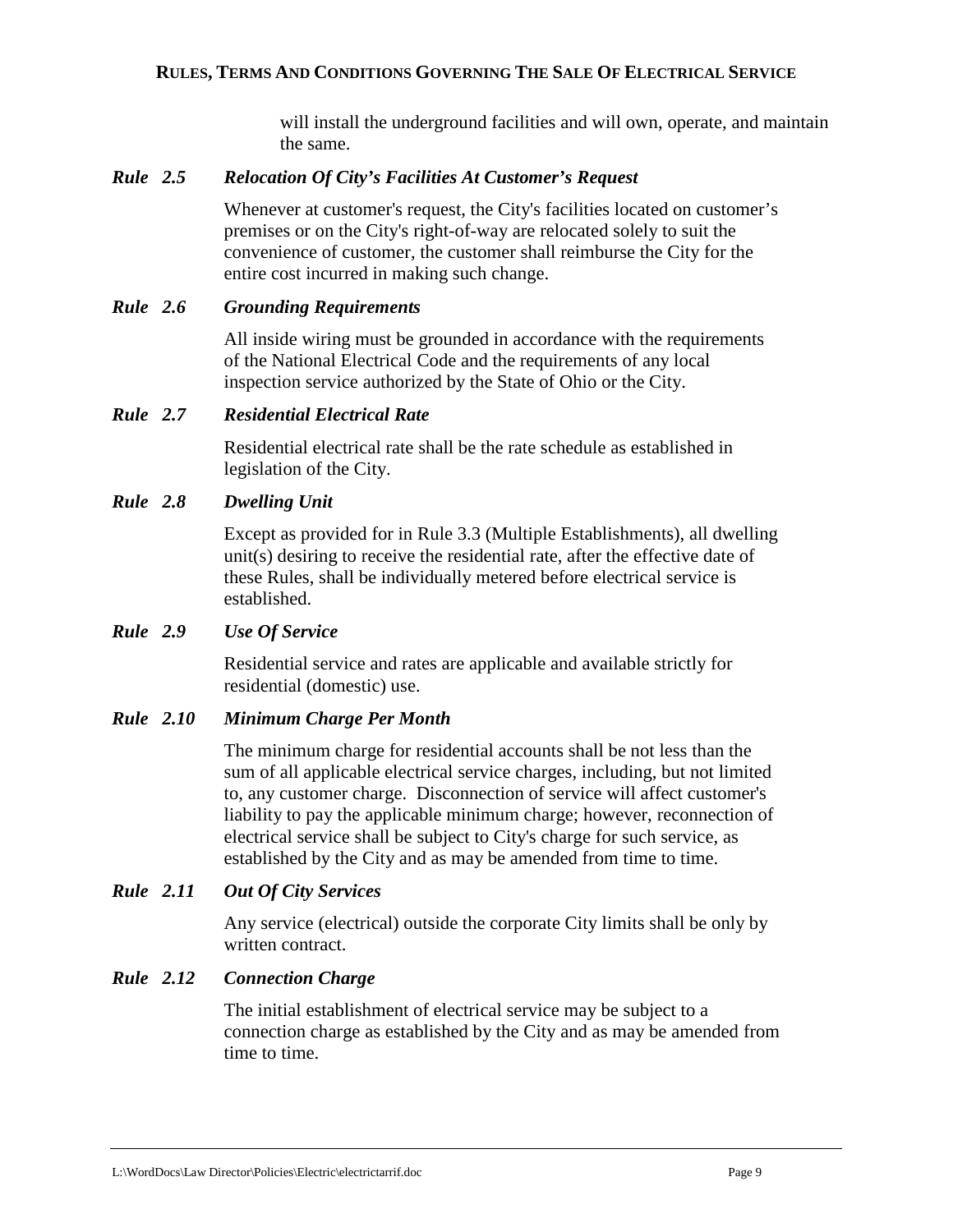will install the underground facilities and will own, operate, and maintain the same.

### *Rule 2.5 Relocation Of City's Facilities At Customer's Request*

Whenever at customer's request, the City's facilities located on customer's premises or on the City's right-of-way are relocated solely to suit the convenience of customer, the customer shall reimburse the City for the entire cost incurred in making such change.

### *Rule 2.6 Grounding Requirements*

All inside wiring must be grounded in accordance with the requirements of the National Electrical Code and the requirements of any local inspection service authorized by the State of Ohio or the City.

### *Rule 2.7 Residential Electrical Rate*

Residential electrical rate shall be the rate schedule as established in legislation of the City.

### *Rule 2.8 Dwelling Unit*

Except as provided for in Rule 3.3 (Multiple Establishments), all dwelling unit(s) desiring to receive the residential rate, after the effective date of these Rules, shall be individually metered before electrical service is established.

### *Rule 2.9 Use Of Service*

Residential service and rates are applicable and available strictly for residential (domestic) use.

### *Rule 2.10 Minimum Charge Per Month*

The minimum charge for residential accounts shall be not less than the sum of all applicable electrical service charges, including, but not limited to, any customer charge. Disconnection of service will affect customer's liability to pay the applicable minimum charge; however, reconnection of electrical service shall be subject to City's charge for such service, as established by the City and as may be amended from time to time.

### *Rule 2.11 Out Of City Services*

Any service (electrical) outside the corporate City limits shall be only by written contract.

### *Rule 2.12 Connection Charge*

The initial establishment of electrical service may be subject to a connection charge as established by the City and as may be amended from time to time.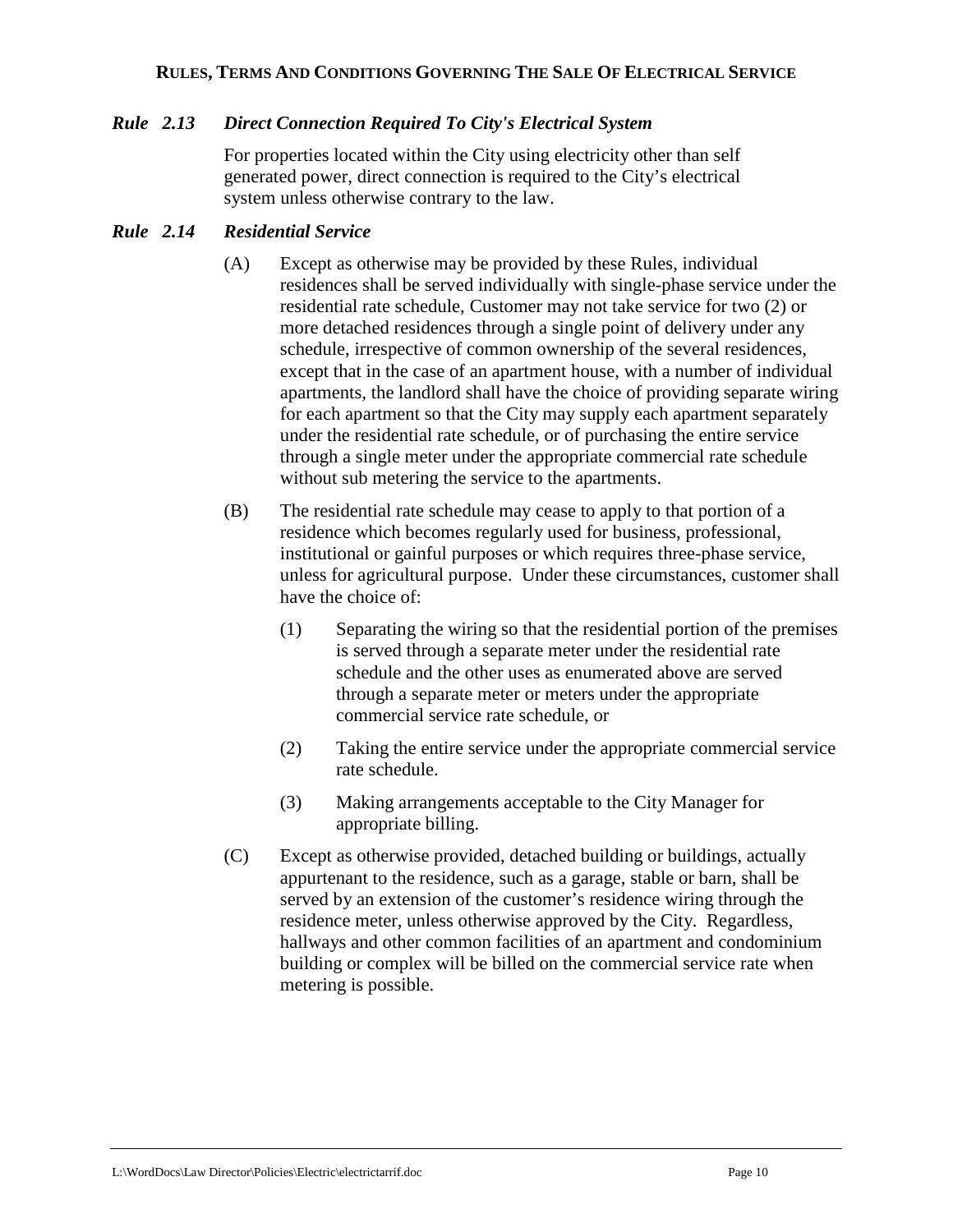### *Rule 2.13 Direct Connection Required To City's Electrical System*

For properties located within the City using electricity other than self generated power, direct connection is required to the City's electrical system unless otherwise contrary to the law.

### *Rule 2.14 Residential Service*

(A) Except as otherwise may be provided by these Rules, individual residences shall be served individually with single-phase service under the residential rate schedule, Customer may not take service for two (2) or more detached residences through a single point of delivery under any schedule, irrespective of common ownership of the several residences, except that in the case of an apartment house, with a number of individual apartments, the landlord shall have the choice of providing separate wiring for each apartment so that the City may supply each apartment separately under the residential rate schedule, or of purchasing the entire service through a single meter under the appropriate commercial rate schedule without sub metering the service to the apartments.

(B) The residential rate schedule may cease to apply to that portion of a residence which becomes regularly used for business, professional, institutional or gainful purposes or which requires three-phase service, unless for agricultural purpose. Under these circumstances, customer shall have the choice of:

(1) Separating the wiring so that the residential portion of the premises is served through a separate meter under the residential rate schedule and the other uses as enumerated above are served through a separate meter or meters under the appropriate commercial service rate schedule, or

(2) Taking the entire service under the appropriate commercial service rate schedule.

(3) Making arrangements acceptable to the City Manager for appropriate billing.

(C) Except as otherwise provided, detached building or buildings, actually appurtenant to the residence, such as a garage, stable or barn, shall be served by an extension of the customer's residence wiring through the residence meter, unless otherwise approved by the City. Regardless, hallways and other common facilities of an apartment and condominium building or complex will be billed on the commercial service rate when metering is possible.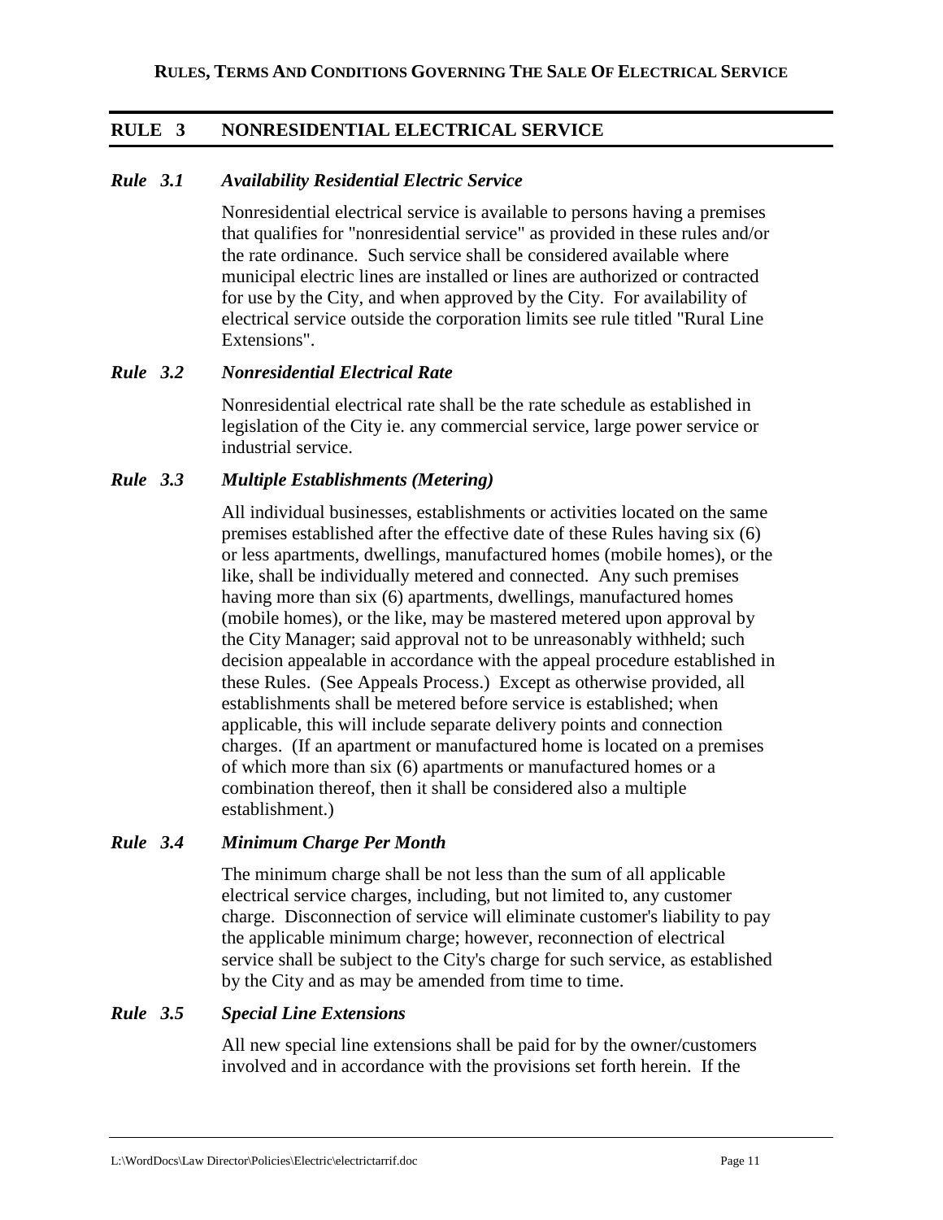## RULE 3 NONRESIDENTIAL ELECTRICAL SERVICE

### *Rule 3.1 Availability Residential Electric Service*

Nonresidential electrical service is available to persons having a premises that qualifies for "nonresidential service" as provided in these rules and/or the rate ordinance. Such service shall be considered available where municipal electric lines are installed or lines are authorized or contracted for use by the City, and when approved by the City. For availability of electrical service outside the corporation limits see rule titled "Rural Line Extensions".

### *Rule 3.2 Nonresidential Electrical Rate*

Nonresidential electrical rate shall be the rate schedule as established in legislation of the City ie. any commercial service, large power service or industrial service.

### *Rule 3.3 Multiple Establishments (Metering)*

All individual businesses, establishments or activities located on the same premises established after the effective date of these Rules having six (6) or less apartments, dwellings, manufactured homes (mobile homes), or the like, shall be individually metered and connected. Any such premises having more than six (6) apartments, dwellings, manufactured homes (mobile homes), or the like, may be mastered metered upon approval by the City Manager; said approval not to be unreasonably withheld; such decision appealable in accordance with the appeal procedure established in these Rules. (See Appeals Process.) Except as otherwise provided, all establishments shall be metered before service is established; when applicable, this will include separate delivery points and connection charges. (If an apartment or manufactured home is located on a premises of which more than six (6) apartments or manufactured homes or a combination thereof, then it shall be considered also a multiple establishment.)

### *Rule 3.4 Minimum Charge Per Month*

The minimum charge shall be not less than the sum of all applicable electrical service charges, including, but not limited to, any customer charge. Disconnection of service will eliminate customer's liability to pay the applicable minimum charge; however, reconnection of electrical service shall be subject to the City's charge for such service, as established by the City and as may be amended from time to time.

### *Rule 3.5 Special Line Extensions*

All new special line extensions shall be paid for by the owner/customers involved and in accordance with the provisions set forth herein. If the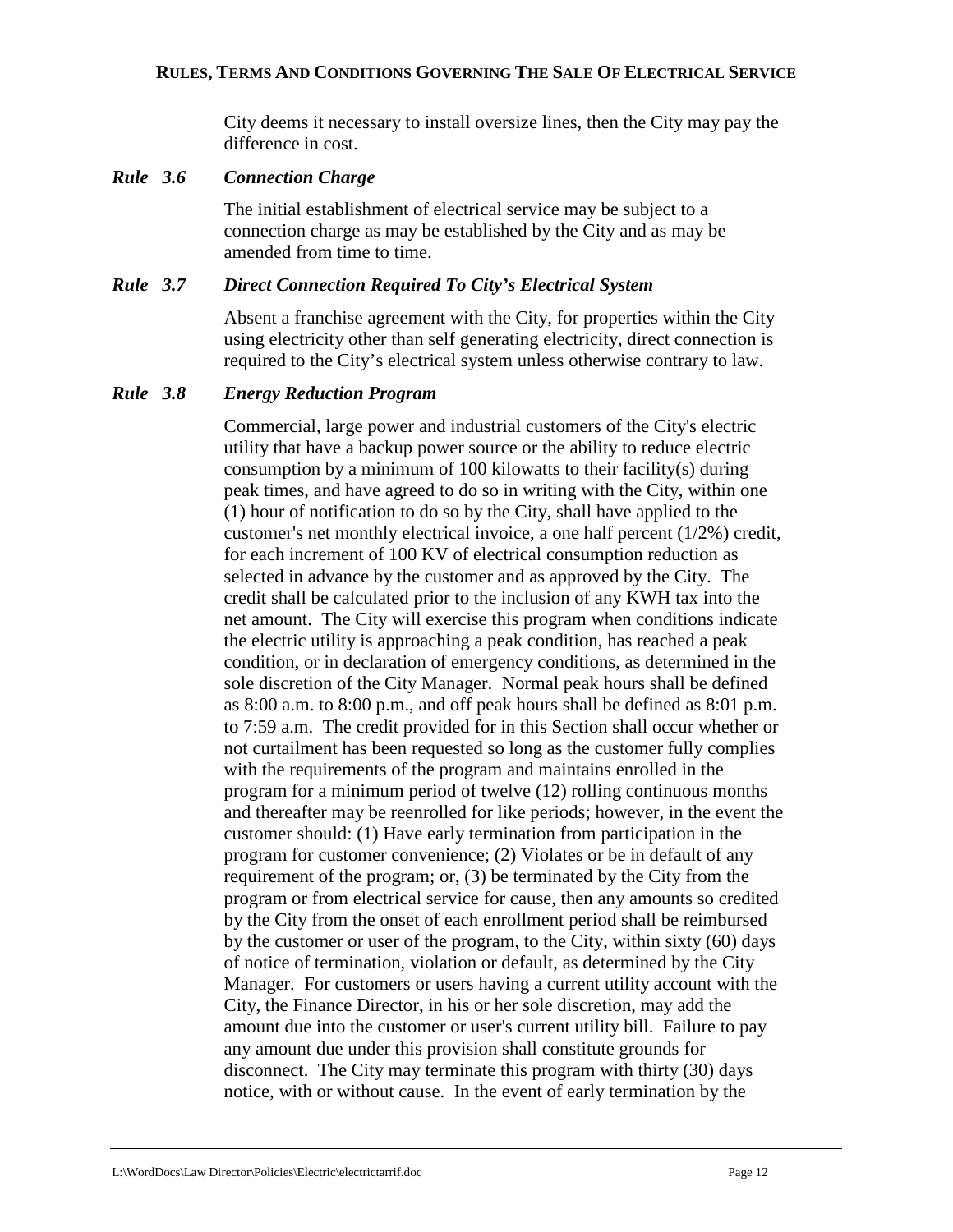City deems it necessary to install oversize lines, then the City may pay the difference in cost.

### *Rule 3.6 Connection Charge*

The initial establishment of electrical service may be subject to a connection charge as may be established by the City and as may be amended from time to time.

### *Rule 3.7 Direct Connection Required To City's Electrical System*

Absent a franchise agreement with the City, for properties within the City using electricity other than self generating electricity, direct connection is required to the City's electrical system unless otherwise contrary to law.

### *Rule 3.8 Energy Reduction Program*

Commercial, large power and industrial customers of the City's electric utility that have a backup power source or the ability to reduce electric consumption by a minimum of 100 kilowatts to their facility(s) during peak times, and have agreed to do so in writing with the City, within one (1) hour of notification to do so by the City, shall have applied to the customer's net monthly electrical invoice, a one half percent (1/2%) credit, for each increment of 100 KV of electrical consumption reduction as selected in advance by the customer and as approved by the City. The credit shall be calculated prior to the inclusion of any KWH tax into the net amount. The City will exercise this program when conditions indicate the electric utility is approaching a peak condition, has reached a peak condition, or in declaration of emergency conditions, as determined in the sole discretion of the City Manager. Normal peak hours shall be defined as 8:00 a.m. to 8:00 p.m., and off peak hours shall be defined as 8:01 p.m. to 7:59 a.m. The credit provided for in this Section shall occur whether or not curtailment has been requested so long as the customer fully complies with the requirements of the program and maintains enrolled in the program for a minimum period of twelve (12) rolling continuous months and thereafter may be reenrolled for like periods; however, in the event the customer should: (1) Have early termination from participation in the program for customer convenience; (2) Violates or be in default of any requirement of the program; or, (3) be terminated by the City from the program or from electrical service for cause, then any amounts so credited by the City from the onset of each enrollment period shall be reimbursed by the customer or user of the program, to the City, within sixty (60) days of notice of termination, violation or default, as determined by the City Manager. For customers or users having a current utility account with the City, the Finance Director, in his or her sole discretion, may add the amount due into the customer or user's current utility bill. Failure to pay any amount due under this provision shall constitute grounds for disconnect. The City may terminate this program with thirty (30) days notice, with or without cause. In the event of early termination by the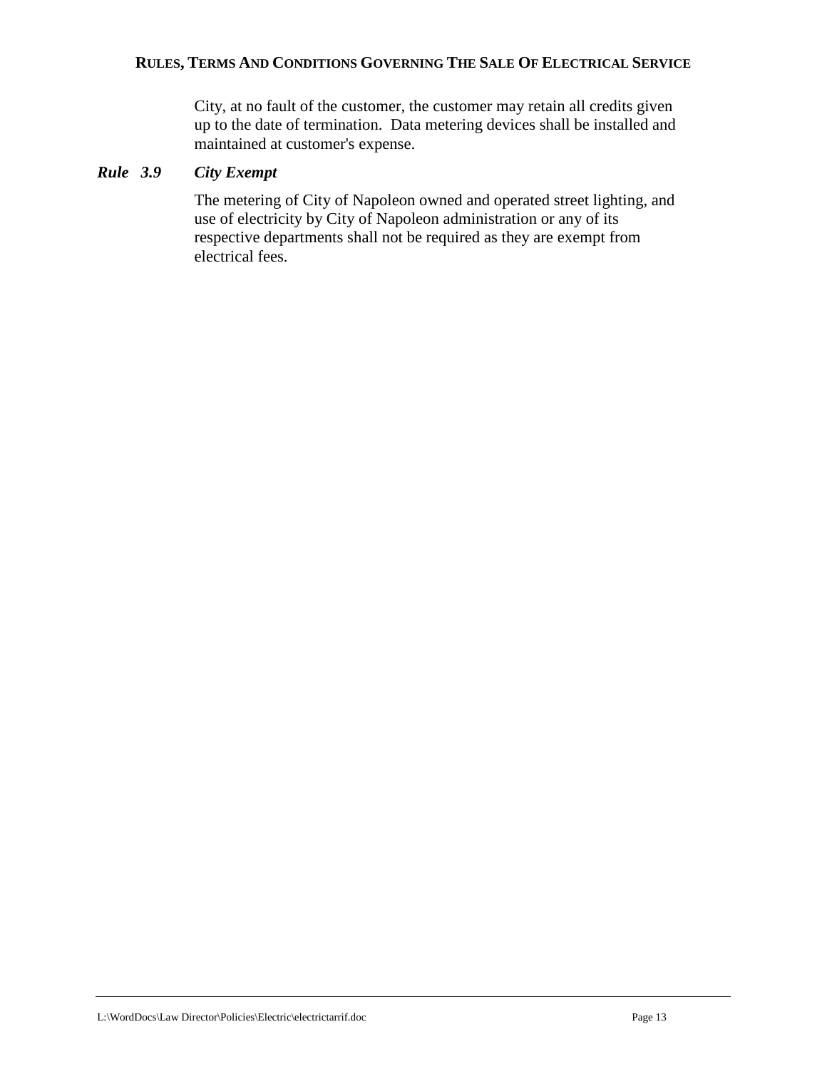City, at no fault of the customer, the customer may retain all credits given up to the date of termination. Data metering devices shall be installed and maintained at customer's expense.

### *Rule 3.9 City Exempt*

The metering of City of Napoleon owned and operated street lighting, and use of electricity by City of Napoleon administration or any of its respective departments shall not be required as they are exempt from electrical fees.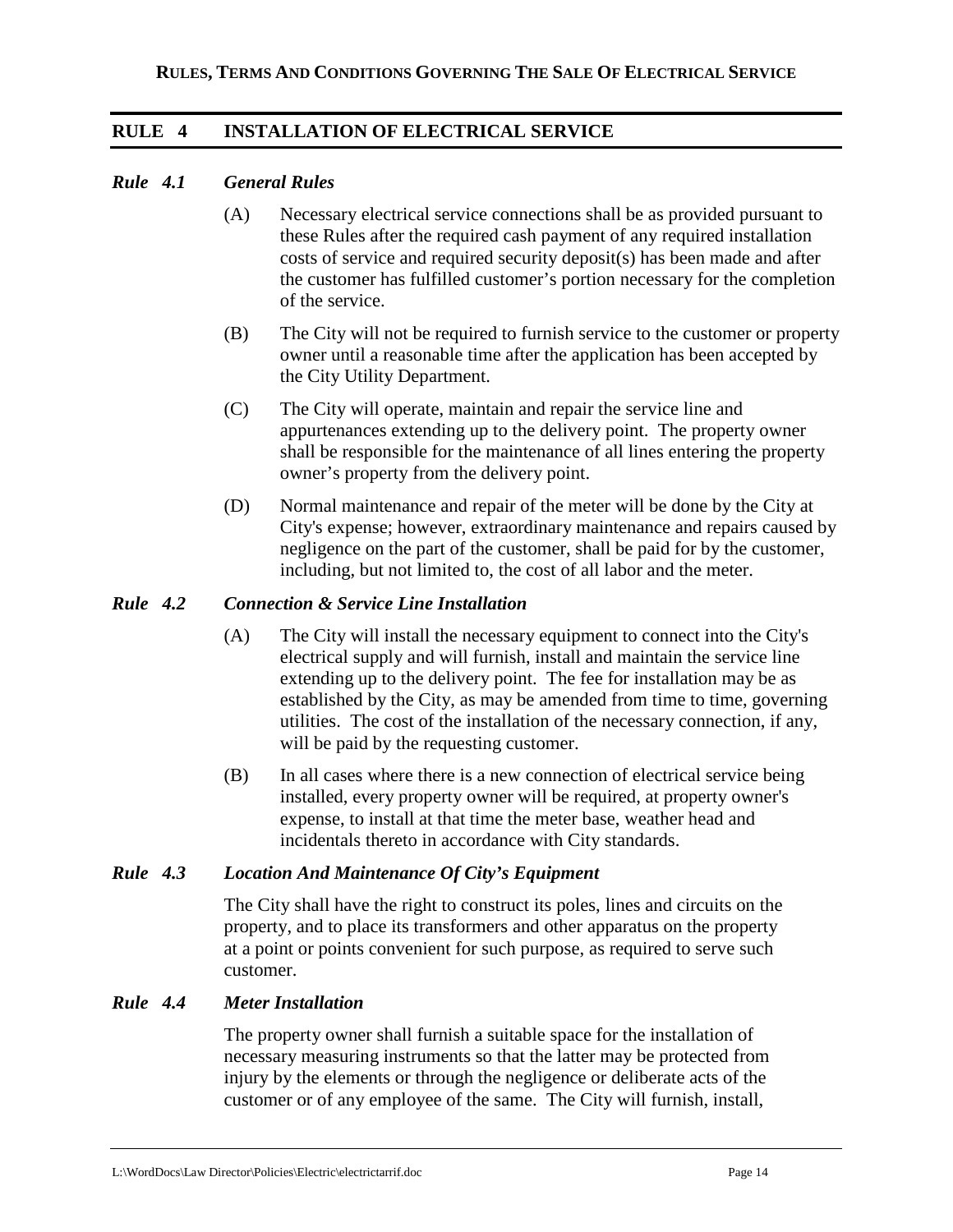## RULE 4 INSTALLATION OF ELECTRICAL SERVICE

### *Rule 4.1 General Rules*

(A) Necessary electrical service connections shall be as provided pursuant to these Rules after the required cash payment of any required installation costs of service and required security deposit(s) has been made and after the customer has fulfilled customer's portion necessary for the completion of the service.

(B) The City will not be required to furnish service to the customer or property owner until a reasonable time after the application has been accepted by the City Utility Department.

(C) The City will operate, maintain and repair the service line and appurtenances extending up to the delivery point. The property owner shall be responsible for the maintenance of all lines entering the property owner's property from the delivery point.

(D) Normal maintenance and repair of the meter will be done by the City at City's expense; however, extraordinary maintenance and repairs caused by negligence on the part of the customer, shall be paid for by the customer, including, but not limited to, the cost of all labor and the meter.

### *Rule 4.2 Connection & Service Line Installation*

(A) The City will install the necessary equipment to connect into the City's electrical supply and will furnish, install and maintain the service line extending up to the delivery point. The fee for installation may be as established by the City, as may be amended from time to time, governing utilities. The cost of the installation of the necessary connection, if any, will be paid by the requesting customer.

(B) In all cases where there is a new connection of electrical service being installed, every property owner will be required, at property owner's expense, to install at that time the meter base, weather head and incidentals thereto in accordance with City standards.

### *Rule 4.3 Location And Maintenance Of City's Equipment*

The City shall have the right to construct its poles, lines and circuits on the property, and to place its transformers and other apparatus on the property at a point or points convenient for such purpose, as required to serve such customer.

### *Rule 4.4 Meter Installation*

The property owner shall furnish a suitable space for the installation of necessary measuring instruments so that the latter may be protected from injury by the elements or through the negligence or deliberate acts of the customer or of any employee of the same. The City will furnish, install,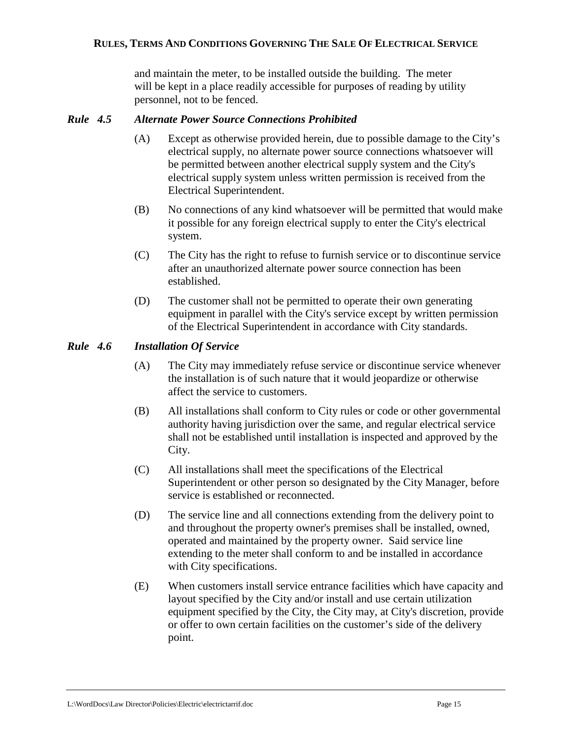and maintain the meter, to be installed outside the building. The meter will be kept in a place readily accessible for purposes of reading by utility personnel, not to be fenced.

### *Rule 4.5 Alternate Power Source Connections Prohibited*

(A) Except as otherwise provided herein, due to possible damage to the City's electrical supply, no alternate power source connections whatsoever will be permitted between another electrical supply system and the City's electrical supply system unless written permission is received from the Electrical Superintendent.

(B) No connections of any kind whatsoever will be permitted that would make it possible for any foreign electrical supply to enter the City's electrical system.

(C) The City has the right to refuse to furnish service or to discontinue service after an unauthorized alternate power source connection has been established.

(D) The customer shall not be permitted to operate their own generating equipment in parallel with the City's service except by written permission of the Electrical Superintendent in accordance with City standards.

### *Rule 4.6 Installation Of Service*

(A) The City may immediately refuse service or discontinue service whenever the installation is of such nature that it would jeopardize or otherwise affect the service to customers.

(B) All installations shall conform to City rules or code or other governmental authority having jurisdiction over the same, and regular electrical service shall not be established until installation is inspected and approved by the City.

(C) All installations shall meet the specifications of the Electrical Superintendent or other person so designated by the City Manager, before service is established or reconnected.

(D) The service line and all connections extending from the delivery point to and throughout the property owner's premises shall be installed, owned, operated and maintained by the property owner. Said service line extending to the meter shall conform to and be installed in accordance with City specifications.

(E) When customers install service entrance facilities which have capacity and layout specified by the City and/or install and use certain utilization equipment specified by the City, the City may, at City's discretion, provide or offer to own certain facilities on the customer's side of the delivery point.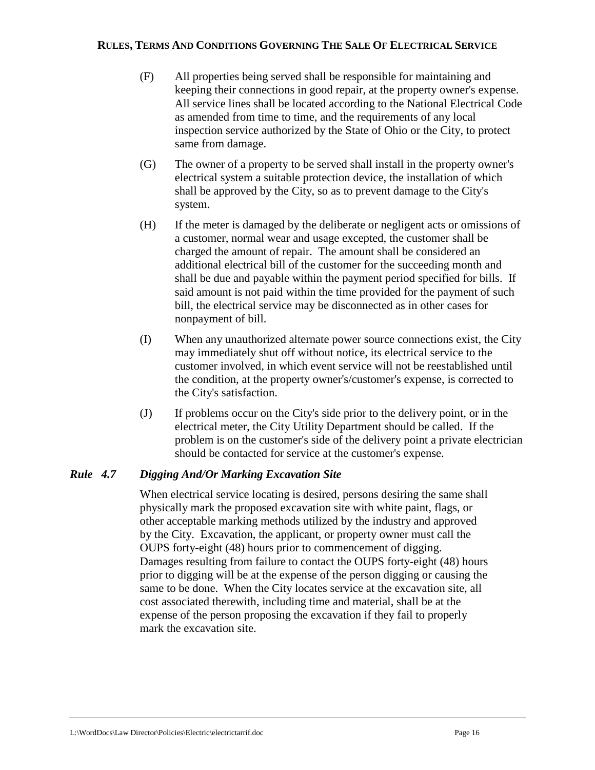(F) All properties being served shall be responsible for maintaining and keeping their connections in good repair, at the property owner's expense. All service lines shall be located according to the National Electrical Code as amended from time to time, and the requirements of any local inspection service authorized by the State of Ohio or the City, to protect same from damage.

(G) The owner of a property to be served shall install in the property owner's electrical system a suitable protection device, the installation of which shall be approved by the City, so as to prevent damage to the City's system.

(H) If the meter is damaged by the deliberate or negligent acts or omissions of a customer, normal wear and usage excepted, the customer shall be charged the amount of repair. The amount shall be considered an additional electrical bill of the customer for the succeeding month and shall be due and payable within the payment period specified for bills. If said amount is not paid within the time provided for the payment of such bill, the electrical service may be disconnected as in other cases for nonpayment of bill.

(I) When any unauthorized alternate power source connections exist, the City may immediately shut off without notice, its electrical service to the customer involved, in which event service will not be reestablished until the condition, at the property owner's/customer's expense, is corrected to the City's satisfaction.

(J) If problems occur on the City's side prior to the delivery point, or in the electrical meter, the City Utility Department should be called. If the problem is on the customer's side of the delivery point a private electrician should be contacted for service at the customer's expense.

### *Rule 4.7 Digging And/Or Marking Excavation Site*

When electrical service locating is desired, persons desiring the same shall physically mark the proposed excavation site with white paint, flags, or other acceptable marking methods utilized by the industry and approved by the City. Excavation, the applicant, or property owner must call the OUPS forty-eight (48) hours prior to commencement of digging. Damages resulting from failure to contact the OUPS forty-eight (48) hours prior to digging will be at the expense of the person digging or causing the same to be done. When the City locates service at the excavation site, all cost associated therewith, including time and material, shall be at the expense of the person proposing the excavation if they fail to properly mark the excavation site.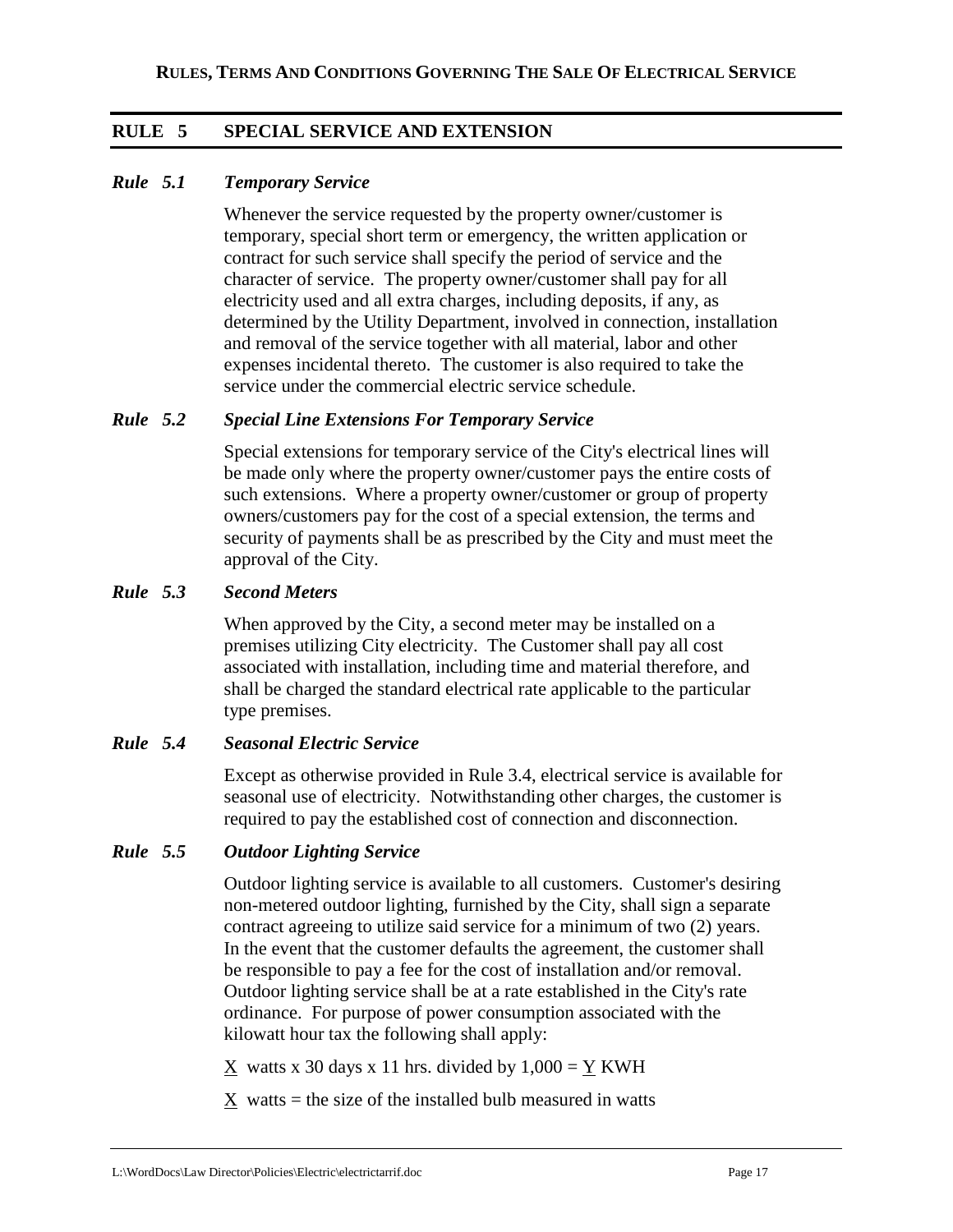## RULE 5 SPECIAL SERVICE AND EXTENSION

### *Rule 5.1 Temporary Service*

Whenever the service requested by the property owner/customer is temporary, special short term or emergency, the written application or contract for such service shall specify the period of service and the character of service. The property owner/customer shall pay for all electricity used and all extra charges, including deposits, if any, as determined by the Utility Department, involved in connection, installation and removal of the service together with all material, labor and other expenses incidental thereto. The customer is also required to take the service under the commercial electric service schedule.

### *Rule 5.2 Special Line Extensions For Temporary Service*

Special extensions for temporary service of the City's electrical lines will be made only where the property owner/customer pays the entire costs of such extensions. Where a property owner/customer or group of property owners/customers pay for the cost of a special extension, the terms and security of payments shall be as prescribed by the City and must meet the approval of the City.

### *Rule 5.3 Second Meters*

When approved by the City, a second meter may be installed on a premises utilizing City electricity. The Customer shall pay all cost associated with installation, including time and material therefore, and shall be charged the standard electrical rate applicable to the particular type premises.

### *Rule 5.4 Seasonal Electric Service*

Except as otherwise provided in Rule 3.4, electrical service is available for seasonal use of electricity. Notwithstanding other charges, the customer is required to pay the established cost of connection and disconnection.

### *Rule 5.5 Outdoor Lighting Service*

Outdoor lighting service is available to all customers. Customer's desiring non-metered outdoor lighting, furnished by the City, shall sign a separate contract agreeing to utilize said service for a minimum of two (2) years. In the event that the customer defaults the agreement, the customer shall be responsible to pay a fee for the cost of installation and/or removal. Outdoor lighting service shall be at a rate established in the City's rate ordinance. For purpose of power consumption associated with the kilowatt hour tax the following shall apply:

X watts x 30 days x 11 hrs. divided by 1,000 = Y KWH

X watts = the size of the installed bulb measured in watts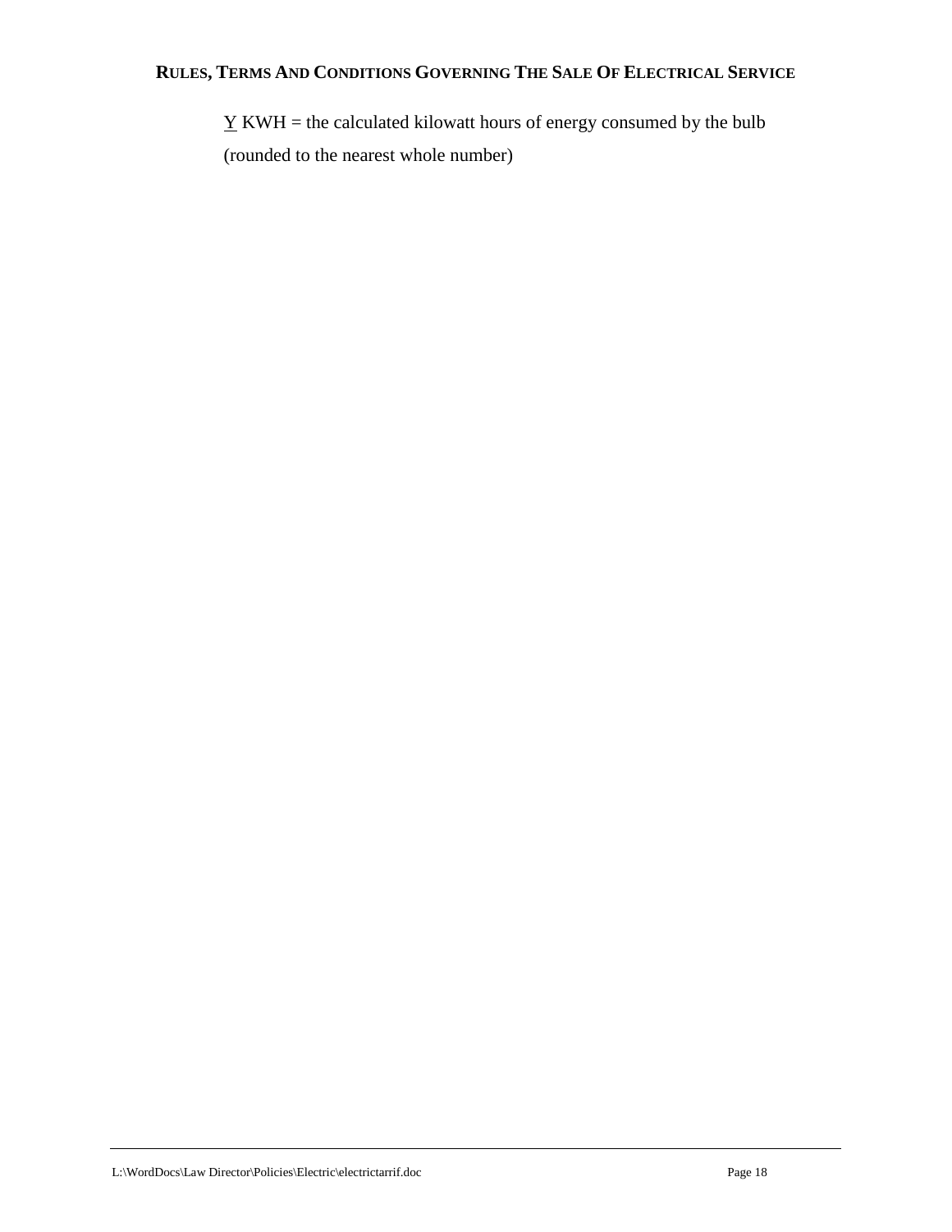<u>Y</u> KWH = the calculated kilowatt hours of energy consumed by the bulb (rounded to the nearest whole number)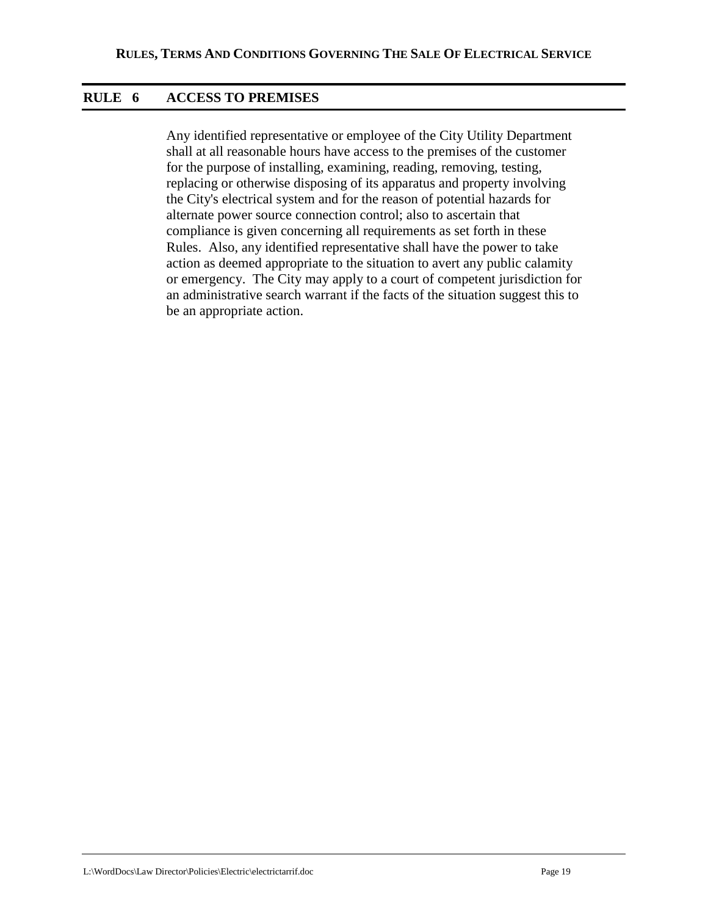## RULE 6 ACCESS TO PREMISES

Any identified representative or employee of the City Utility Department shall at all reasonable hours have access to the premises of the customer for the purpose of installing, examining, reading, removing, testing, replacing or otherwise disposing of its apparatus and property involving the City's electrical system and for the reason of potential hazards for alternate power source connection control; also to ascertain that compliance is given concerning all requirements as set forth in these Rules. Also, any identified representative shall have the power to take action as deemed appropriate to the situation to avert any public calamity or emergency. The City may apply to a court of competent jurisdiction for an administrative search warrant if the facts of the situation suggest this to be an appropriate action.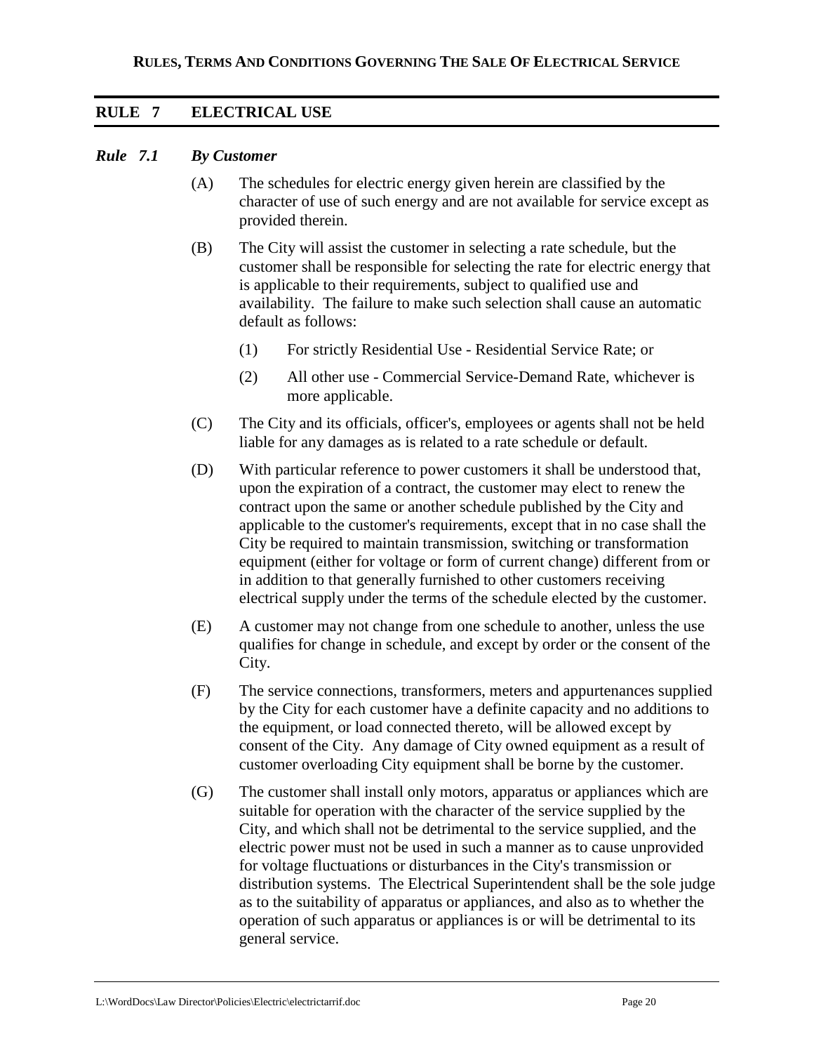## RULE 7 ELECTRICAL USE

### *Rule 7.1 By Customer*

(A) The schedules for electric energy given herein are classified by the character of use of such energy and are not available for service except as provided therein.

(B) The City will assist the customer in selecting a rate schedule, but the customer shall be responsible for selecting the rate for electric energy that is applicable to their requirements, subject to qualified use and availability. The failure to make such selection shall cause an automatic default as follows:

(1) For strictly Residential Use - Residential Service Rate; or

(2) All other use - Commercial Service-Demand Rate, whichever is more applicable.

(C) The City and its officials, officer's, employees or agents shall not be held liable for any damages as is related to a rate schedule or default.

(D) With particular reference to power customers it shall be understood that, upon the expiration of a contract, the customer may elect to renew the contract upon the same or another schedule published by the City and applicable to the customer's requirements, except that in no case shall the City be required to maintain transmission, switching or transformation equipment (either for voltage or form of current change) different from or in addition to that generally furnished to other customers receiving electrical supply under the terms of the schedule elected by the customer.

(E) A customer may not change from one schedule to another, unless the use qualifies for change in schedule, and except by order or the consent of the City.

(F) The service connections, transformers, meters and appurtenances supplied by the City for each customer have a definite capacity and no additions to the equipment, or load connected thereto, will be allowed except by consent of the City. Any damage of City owned equipment as a result of customer overloading City equipment shall be borne by the customer.

(G) The customer shall install only motors, apparatus or appliances which are suitable for operation with the character of the service supplied by the City, and which shall not be detrimental to the service supplied, and the electric power must not be used in such a manner as to cause unprovided for voltage fluctuations or disturbances in the City's transmission or distribution systems. The Electrical Superintendent shall be the sole judge as to the suitability of apparatus or appliances, and also as to whether the operation of such apparatus or appliances is or will be detrimental to its general service.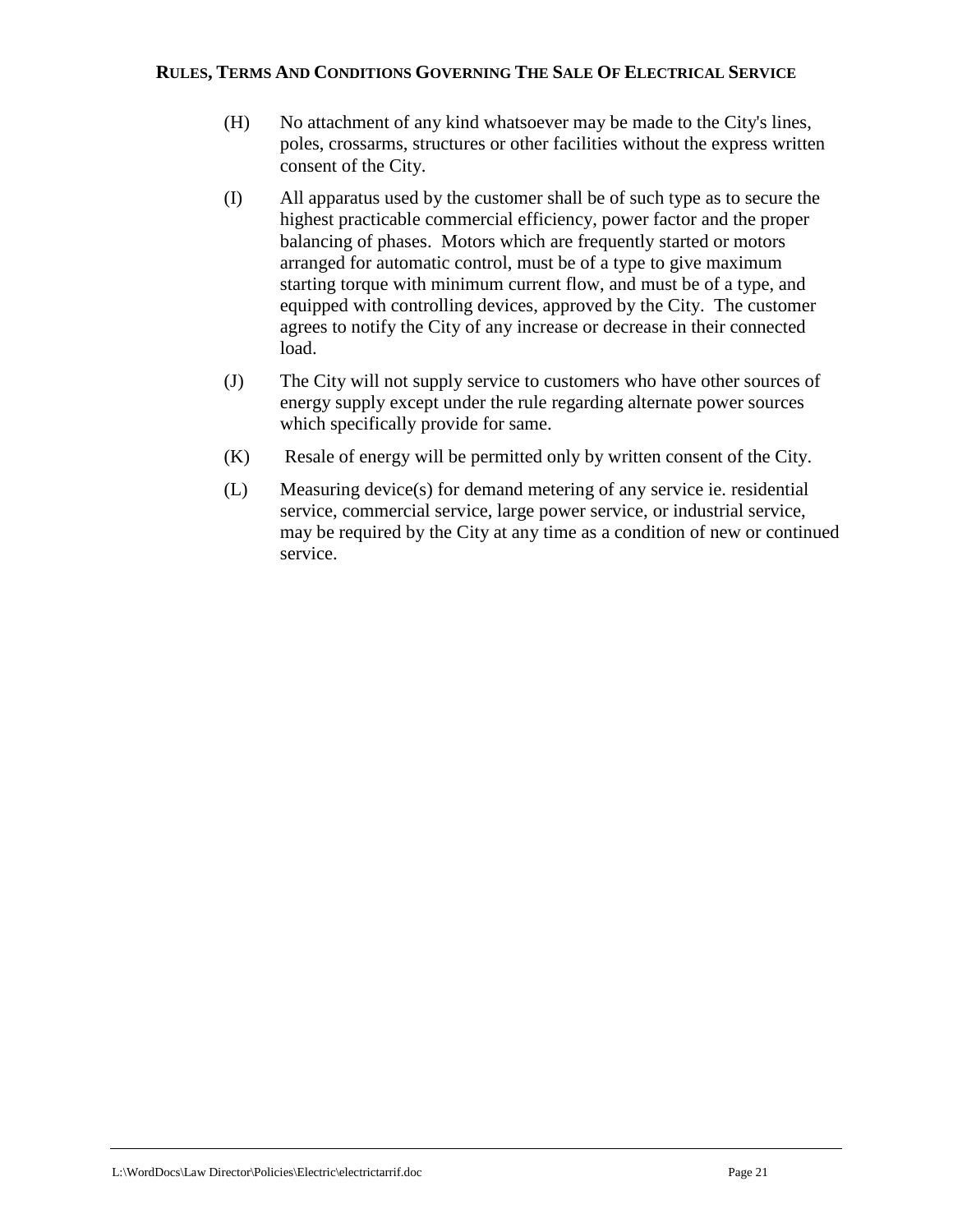(H) No attachment of any kind whatsoever may be made to the City's lines, poles, crossarms, structures or other facilities without the express written consent of the City.

(I) All apparatus used by the customer shall be of such type as to secure the highest practicable commercial efficiency, power factor and the proper balancing of phases. Motors which are frequently started or motors arranged for automatic control, must be of a type to give maximum starting torque with minimum current flow, and must be of a type, and equipped with controlling devices, approved by the City. The customer agrees to notify the City of any increase or decrease in their connected load.

(J) The City will not supply service to customers who have other sources of energy supply except under the rule regarding alternate power sources which specifically provide for same.

(K) Resale of energy will be permitted only by written consent of the City.

(L) Measuring device(s) for demand metering of any service ie. residential service, commercial service, large power service, or industrial service, may be required by the City at any time as a condition of new or continued service.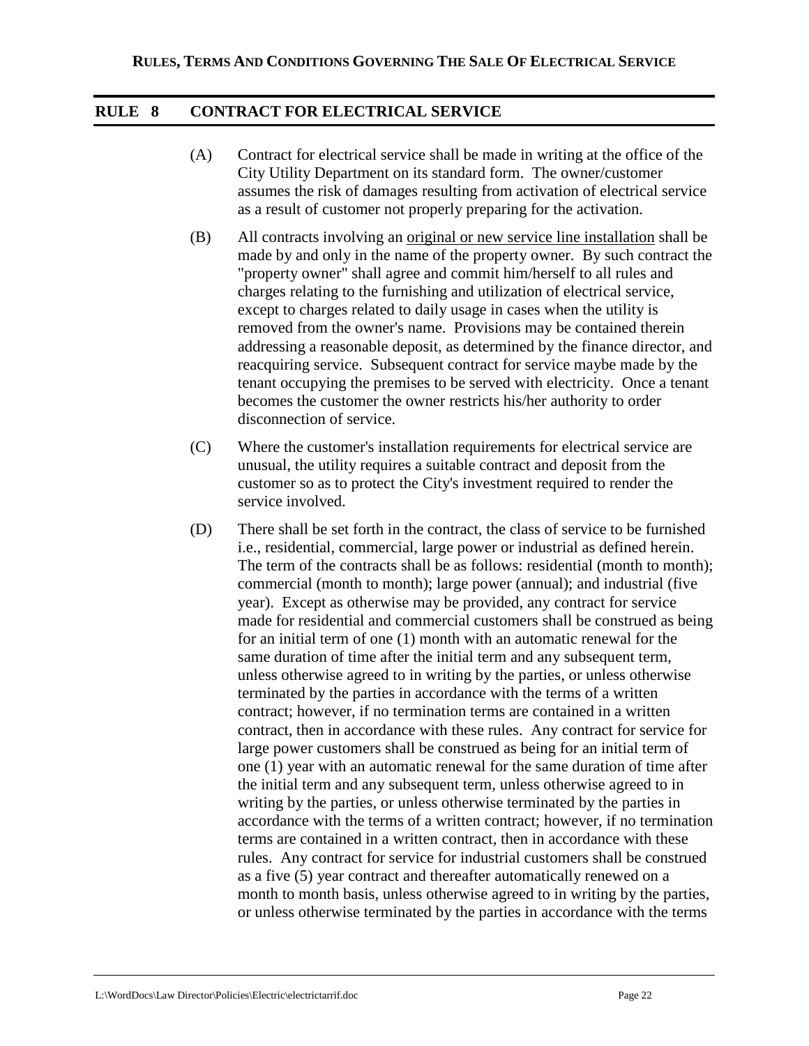## RULE 8 CONTRACT FOR ELECTRICAL SERVICE

(A) Contract for electrical service shall be made in writing at the office of the City Utility Department on its standard form. The owner/customer assumes the risk of damages resulting from activation of electrical service as a result of customer not properly preparing for the activation.

(B) All contracts involving an original or new service line installation shall be made by and only in the name of the property owner. By such contract the "property owner" shall agree and commit him/herself to all rules and charges relating to the furnishing and utilization of electrical service, except to charges related to daily usage in cases when the utility is removed from the owner's name. Provisions may be contained therein addressing a reasonable deposit, as determined by the finance director, and reacquiring service. Subsequent contract for service maybe made by the tenant occupying the premises to be served with electricity. Once a tenant becomes the customer the owner restricts his/her authority to order disconnection of service.

(C) Where the customer's installation requirements for electrical service are unusual, the utility requires a suitable contract and deposit from the customer so as to protect the City's investment required to render the service involved.

(D) There shall be set forth in the contract, the class of service to be furnished i.e., residential, commercial, large power or industrial as defined herein. The term of the contracts shall be as follows: residential (month to month); commercial (month to month); large power (annual); and industrial (five year). Except as otherwise may be provided, any contract for service made for residential and commercial customers shall be construed as being for an initial term of one (1) month with an automatic renewal for the same duration of time after the initial term and any subsequent term, unless otherwise agreed to in writing by the parties, or unless otherwise terminated by the parties in accordance with the terms of a written contract; however, if no termination terms are contained in a written contract, then in accordance with these rules. Any contract for service for large power customers shall be construed as being for an initial term of one (1) year with an automatic renewal for the same duration of time after the initial term and any subsequent term, unless otherwise agreed to in writing by the parties, or unless otherwise terminated by the parties in accordance with the terms of a written contract; however, if no termination terms are contained in a written contract, then in accordance with these rules. Any contract for service for industrial customers shall be construed as a five (5) year contract and thereafter automatically renewed on a month to month basis, unless otherwise agreed to in writing by the parties, or unless otherwise terminated by the parties in accordance with the terms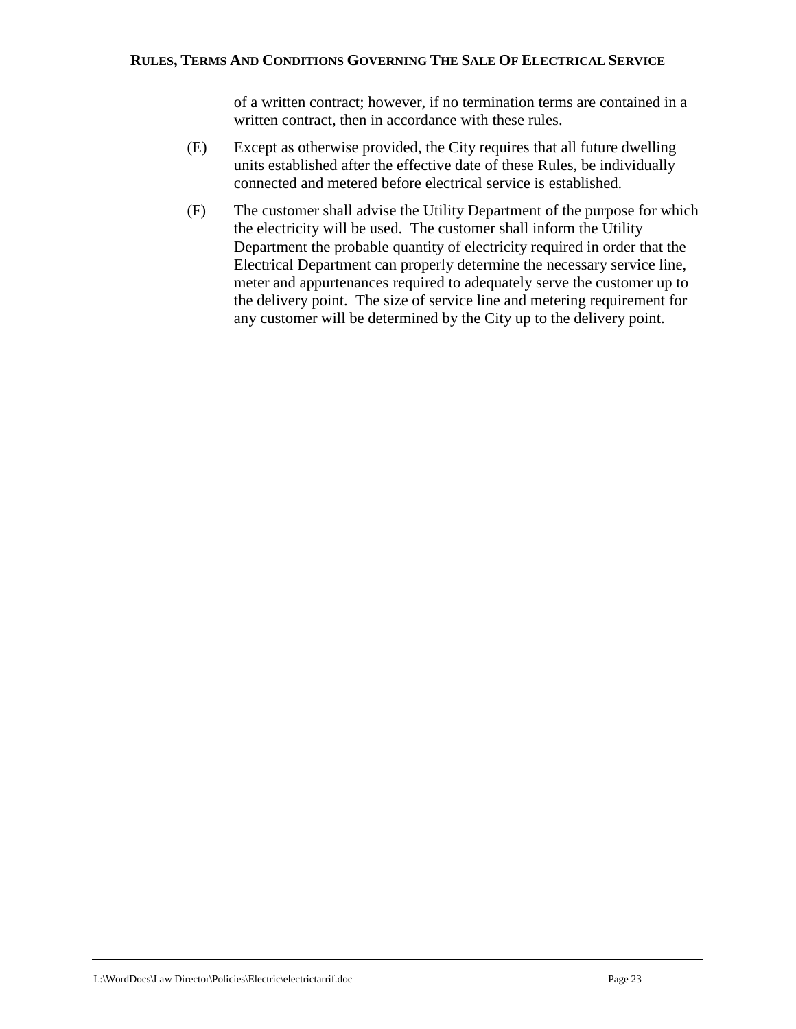of a written contract; however, if no termination terms are contained in a written contract, then in accordance with these rules.

(E) Except as otherwise provided, the City requires that all future dwelling units established after the effective date of these Rules, be individually connected and metered before electrical service is established.

(F) The customer shall advise the Utility Department of the purpose for which the electricity will be used. The customer shall inform the Utility Department the probable quantity of electricity required in order that the Electrical Department can properly determine the necessary service line, meter and appurtenances required to adequately serve the customer up to the delivery point. The size of service line and metering requirement for any customer will be determined by the City up to the delivery point.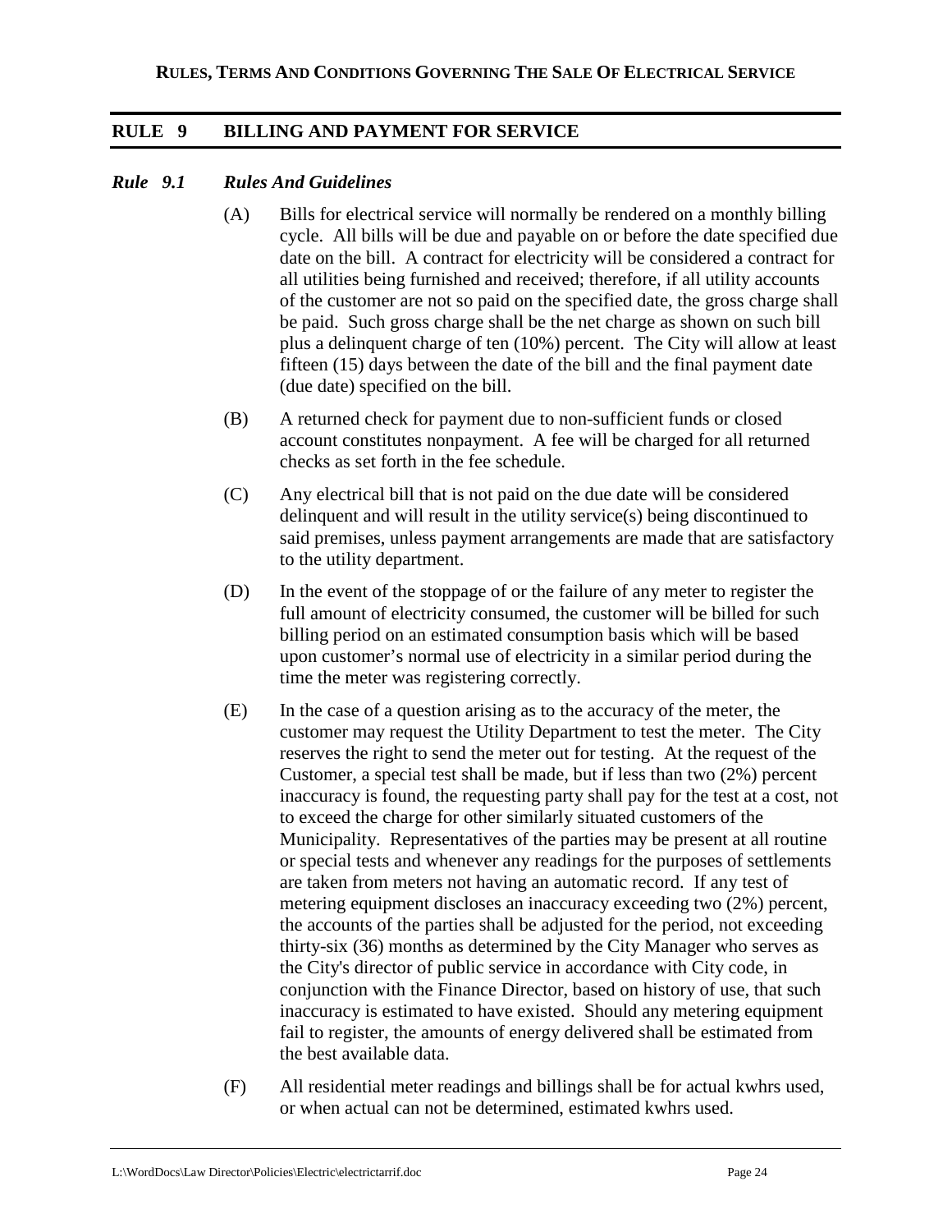## RULE 9 BILLING AND PAYMENT FOR SERVICE

### *Rule 9.1 Rules And Guidelines*

(A) Bills for electrical service will normally be rendered on a monthly billing cycle. All bills will be due and payable on or before the date specified due date on the bill. A contract for electricity will be considered a contract for all utilities being furnished and received; therefore, if all utility accounts of the customer are not so paid on the specified date, the gross charge shall be paid. Such gross charge shall be the net charge as shown on such bill plus a delinquent charge of ten (10%) percent. The City will allow at least fifteen (15) days between the date of the bill and the final payment date (due date) specified on the bill.

(B) A returned check for payment due to non-sufficient funds or closed account constitutes nonpayment. A fee will be charged for all returned checks as set forth in the fee schedule.

(C) Any electrical bill that is not paid on the due date will be considered delinquent and will result in the utility service(s) being discontinued to said premises, unless payment arrangements are made that are satisfactory to the utility department.

(D) In the event of the stoppage of or the failure of any meter to register the full amount of electricity consumed, the customer will be billed for such billing period on an estimated consumption basis which will be based upon customer's normal use of electricity in a similar period during the time the meter was registering correctly.

(E) In the case of a question arising as to the accuracy of the meter, the customer may request the Utility Department to test the meter. The City reserves the right to send the meter out for testing. At the request of the Customer, a special test shall be made, but if less than two (2%) percent inaccuracy is found, the requesting party shall pay for the test at a cost, not to exceed the charge for other similarly situated customers of the Municipality. Representatives of the parties may be present at all routine or special tests and whenever any readings for the purposes of settlements are taken from meters not having an automatic record. If any test of metering equipment discloses an inaccuracy exceeding two (2%) percent, the accounts of the parties shall be adjusted for the period, not exceeding thirty-six (36) months as determined by the City Manager who serves as the City's director of public service in accordance with City code, in conjunction with the Finance Director, based on history of use, that such inaccuracy is estimated to have existed. Should any metering equipment fail to register, the amounts of energy delivered shall be estimated from the best available data.

(F) All residential meter readings and billings shall be for actual kwhrs used, or when actual can not be determined, estimated kwhrs used.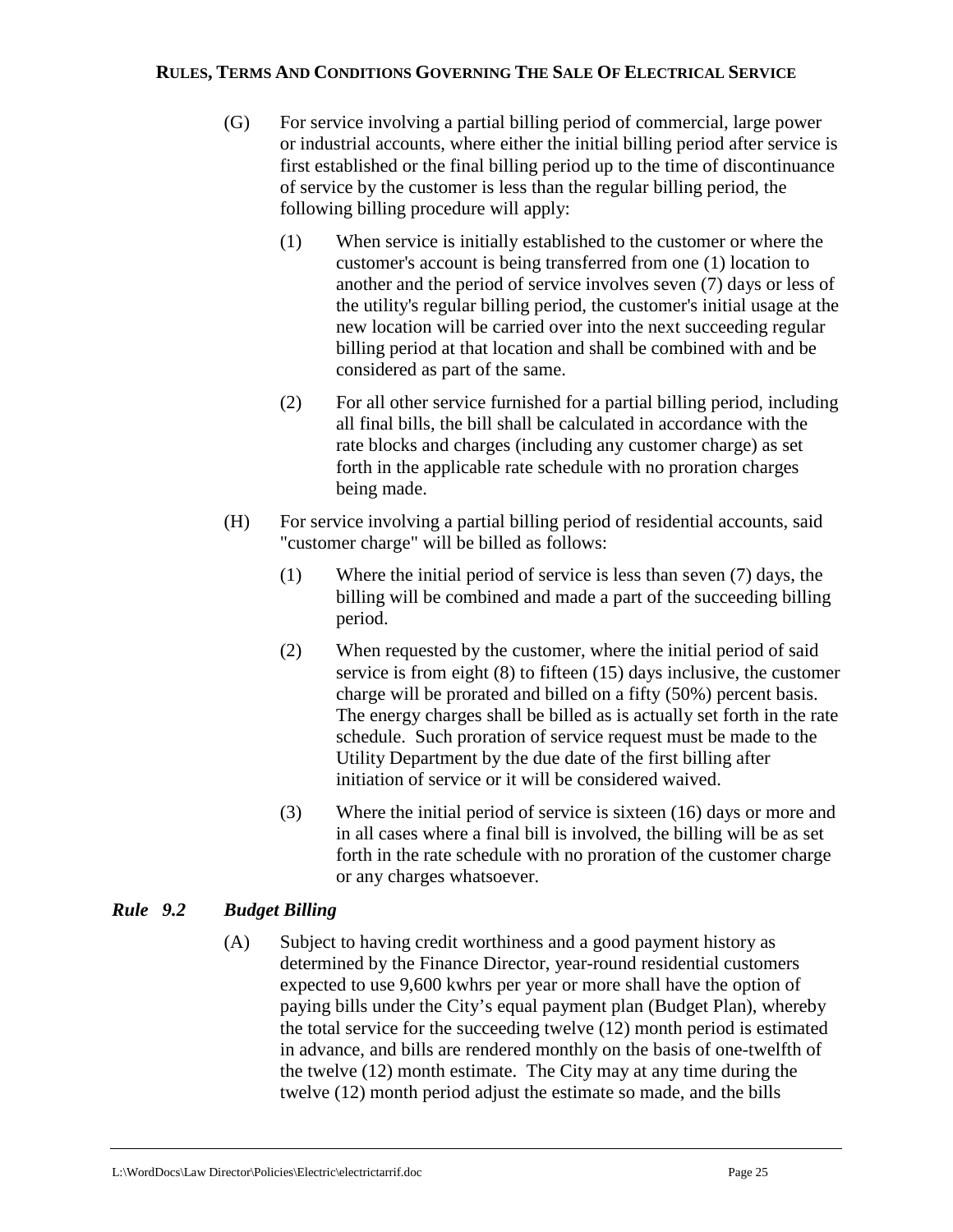(G) For service involving a partial billing period of commercial, large power or industrial accounts, where either the initial billing period after service is first established or the final billing period up to the time of discontinuance of service by the customer is less than the regular billing period, the following billing procedure will apply:

(1) When service is initially established to the customer or where the customer's account is being transferred from one (1) location to another and the period of service involves seven (7) days or less of the utility's regular billing period, the customer's initial usage at the new location will be carried over into the next succeeding regular billing period at that location and shall be combined with and be considered as part of the same.

(2) For all other service furnished for a partial billing period, including all final bills, the bill shall be calculated in accordance with the rate blocks and charges (including any customer charge) as set forth in the applicable rate schedule with no proration charges being made.

(H) For service involving a partial billing period of residential accounts, said "customer charge" will be billed as follows:

(1) Where the initial period of service is less than seven (7) days, the billing will be combined and made a part of the succeeding billing period.

(2) When requested by the customer, where the initial period of said service is from eight (8) to fifteen (15) days inclusive, the customer charge will be prorated and billed on a fifty (50%) percent basis. The energy charges shall be billed as is actually set forth in the rate schedule. Such proration of service request must be made to the Utility Department by the due date of the first billing after initiation of service or it will be considered waived.

(3) Where the initial period of service is sixteen (16) days or more and in all cases where a final bill is involved, the billing will be as set forth in the rate schedule with no proration of the customer charge or any charges whatsoever.

### *Rule 9.2 Budget Billing*

(A) Subject to having credit worthiness and a good payment history as determined by the Finance Director, year-round residential customers expected to use 9,600 kwhrs per year or more shall have the option of paying bills under the City's equal payment plan (Budget Plan), whereby the total service for the succeeding twelve (12) month period is estimated in advance, and bills are rendered monthly on the basis of one-twelfth of the twelve (12) month estimate. The City may at any time during the twelve (12) month period adjust the estimate so made, and the bills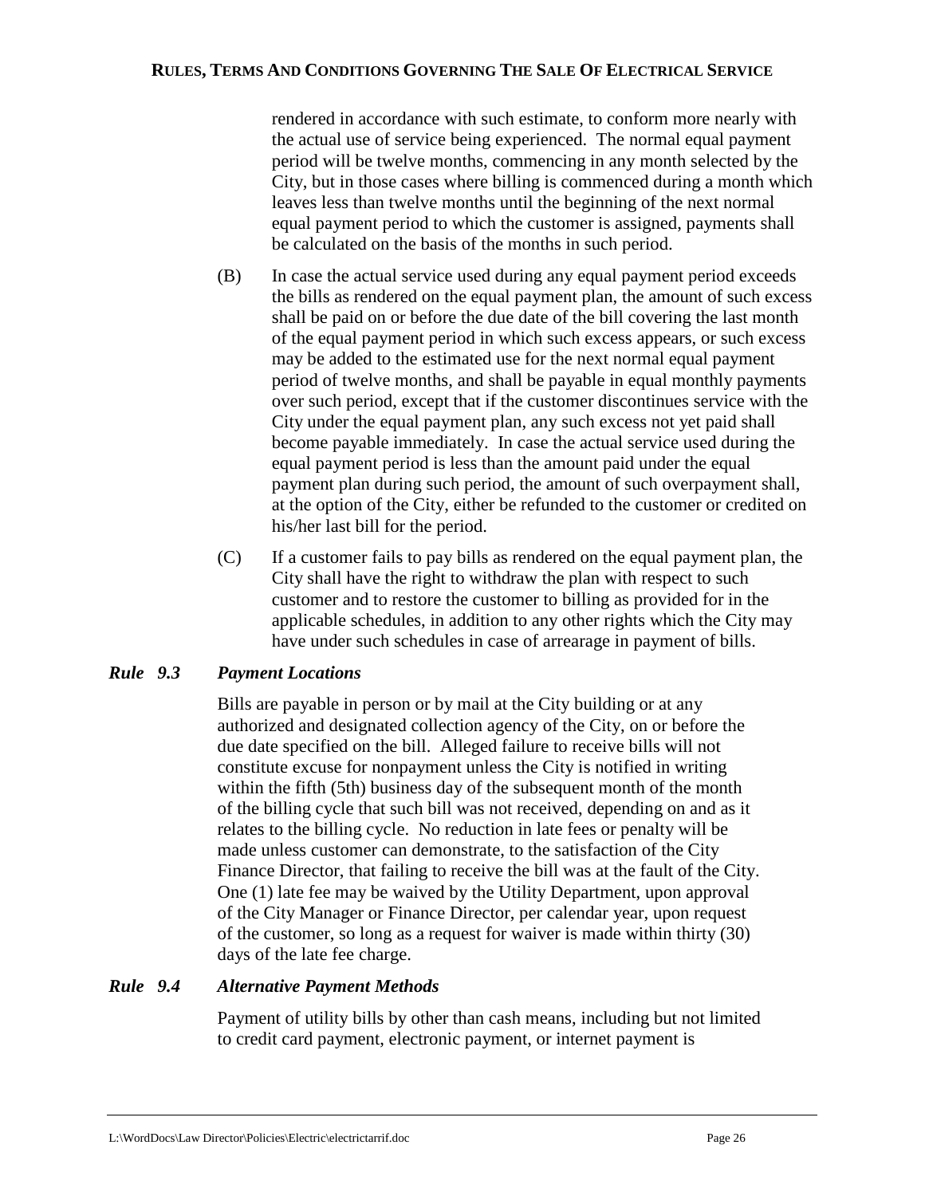rendered in accordance with such estimate, to conform more nearly with the actual use of service being experienced. The normal equal payment period will be twelve months, commencing in any month selected by the City, but in those cases where billing is commenced during a month which leaves less than twelve months until the beginning of the next normal equal payment period to which the customer is assigned, payments shall be calculated on the basis of the months in such period.

(B) In case the actual service used during any equal payment period exceeds the bills as rendered on the equal payment plan, the amount of such excess shall be paid on or before the due date of the bill covering the last month of the equal payment period in which such excess appears, or such excess may be added to the estimated use for the next normal equal payment period of twelve months, and shall be payable in equal monthly payments over such period, except that if the customer discontinues service with the City under the equal payment plan, any such excess not yet paid shall become payable immediately. In case the actual service used during the equal payment period is less than the amount paid under the equal payment plan during such period, the amount of such overpayment shall, at the option of the City, either be refunded to the customer or credited on his/her last bill for the period.

(C) If a customer fails to pay bills as rendered on the equal payment plan, the City shall have the right to withdraw the plan with respect to such customer and to restore the customer to billing as provided for in the applicable schedules, in addition to any other rights which the City may have under such schedules in case of arrearage in payment of bills.

***Rule 9.3 Payment Locations***

Bills are payable in person or by mail at the City building or at any authorized and designated collection agency of the City, on or before the due date specified on the bill. Alleged failure to receive bills will not constitute excuse for nonpayment unless the City is notified in writing within the fifth (5th) business day of the subsequent month of the month of the billing cycle that such bill was not received, depending on and as it relates to the billing cycle. No reduction in late fees or penalty will be made unless customer can demonstrate, to the satisfaction of the City Finance Director, that failing to receive the bill was at the fault of the City. One (1) late fee may be waived by the Utility Department, upon approval of the City Manager or Finance Director, per calendar year, upon request of the customer, so long as a request for waiver is made within thirty (30) days of the late fee charge.

***Rule 9.4 Alternative Payment Methods***

Payment of utility bills by other than cash means, including but not limited to credit card payment, electronic payment, or internet payment is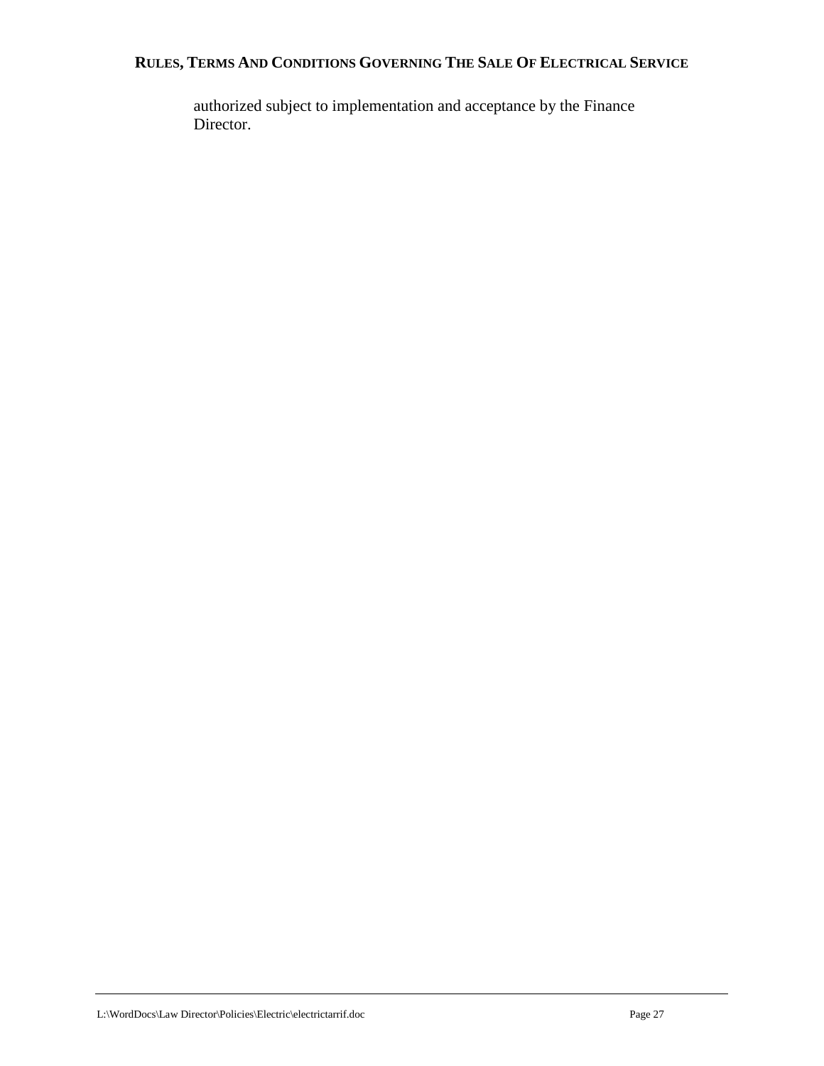authorized subject to implementation and acceptance by the Finance Director.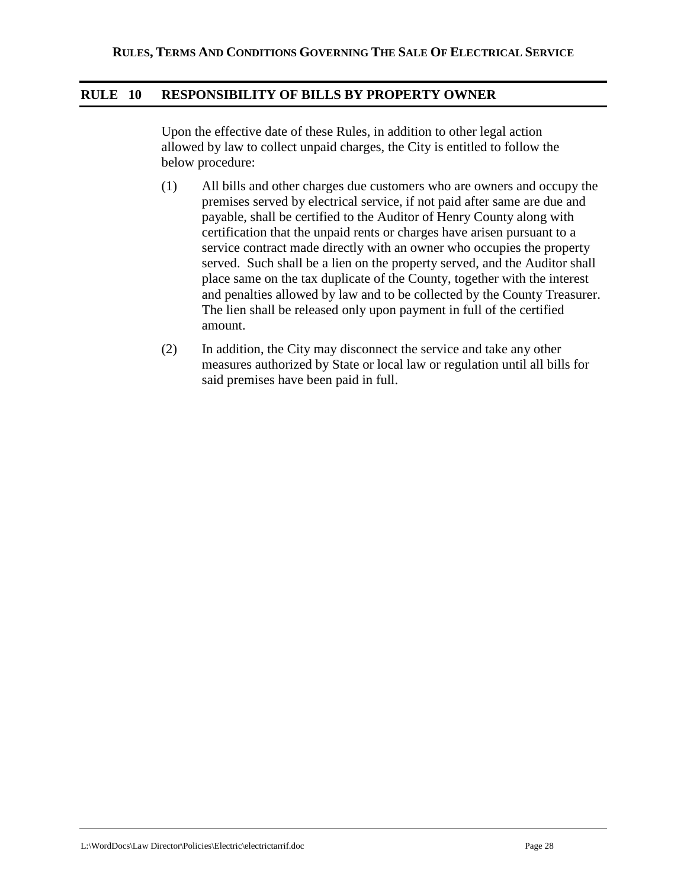## RULE 10 RESPONSIBILITY OF BILLS BY PROPERTY OWNER

Upon the effective date of these Rules, in addition to other legal action allowed by law to collect unpaid charges, the City is entitled to follow the below procedure:

(1) All bills and other charges due customers who are owners and occupy the premises served by electrical service, if not paid after same are due and payable, shall be certified to the Auditor of Henry County along with certification that the unpaid rents or charges have arisen pursuant to a service contract made directly with an owner who occupies the property served. Such shall be a lien on the property served, and the Auditor shall place same on the tax duplicate of the County, together with the interest and penalties allowed by law and to be collected by the County Treasurer. The lien shall be released only upon payment in full of the certified amount.

(2) In addition, the City may disconnect the service and take any other measures authorized by State or local law or regulation until all bills for said premises have been paid in full.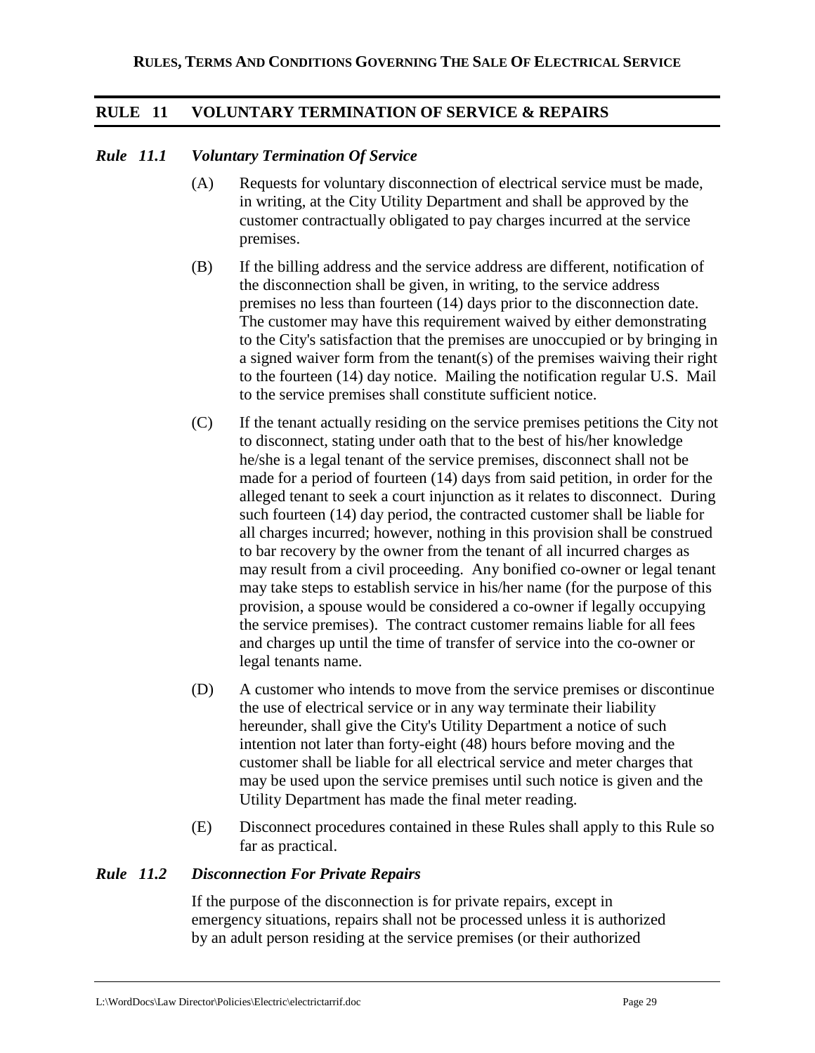## RULE 11 VOLUNTARY TERMINATION OF SERVICE & REPAIRS

### *Rule 11.1 Voluntary Termination Of Service*

(A) Requests for voluntary disconnection of electrical service must be made, in writing, at the City Utility Department and shall be approved by the customer contractually obligated to pay charges incurred at the service premises.

(B) If the billing address and the service address are different, notification of the disconnection shall be given, in writing, to the service address premises no less than fourteen (14) days prior to the disconnection date. The customer may have this requirement waived by either demonstrating to the City's satisfaction that the premises are unoccupied or by bringing in a signed waiver form from the tenant(s) of the premises waiving their right to the fourteen (14) day notice. Mailing the notification regular U.S. Mail to the service premises shall constitute sufficient notice.

(C) If the tenant actually residing on the service premises petitions the City not to disconnect, stating under oath that to the best of his/her knowledge he/she is a legal tenant of the service premises, disconnect shall not be made for a period of fourteen (14) days from said petition, in order for the alleged tenant to seek a court injunction as it relates to disconnect. During such fourteen (14) day period, the contracted customer shall be liable for all charges incurred; however, nothing in this provision shall be construed to bar recovery by the owner from the tenant of all incurred charges as may result from a civil proceeding. Any bonified co-owner or legal tenant may take steps to establish service in his/her name (for the purpose of this provision, a spouse would be considered a co-owner if legally occupying the service premises). The contract customer remains liable for all fees and charges up until the time of transfer of service into the co-owner or legal tenants name.

(D) A customer who intends to move from the service premises or discontinue the use of electrical service or in any way terminate their liability hereunder, shall give the City's Utility Department a notice of such intention not later than forty-eight (48) hours before moving and the customer shall be liable for all electrical service and meter charges that may be used upon the service premises until such notice is given and the Utility Department has made the final meter reading.

(E) Disconnect procedures contained in these Rules shall apply to this Rule so far as practical.

### *Rule 11.2 Disconnection For Private Repairs*

If the purpose of the disconnection is for private repairs, except in emergency situations, repairs shall not be processed unless it is authorized by an adult person residing at the service premises (or their authorized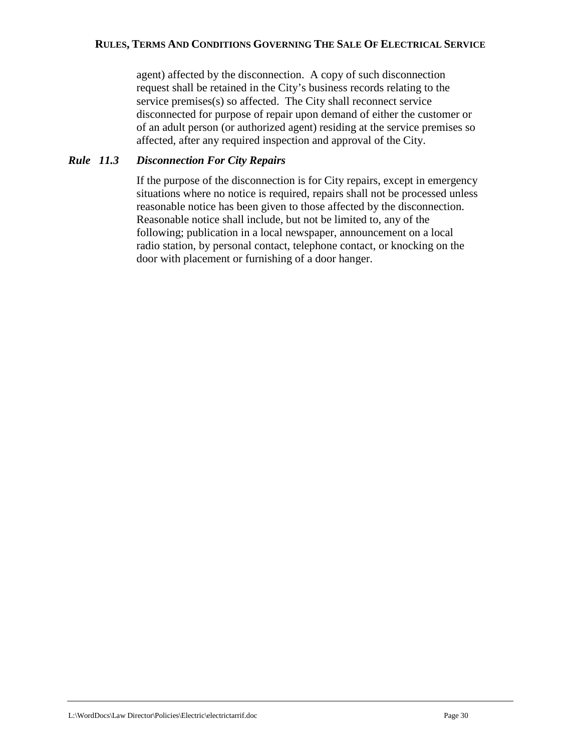agent) affected by the disconnection. A copy of such disconnection request shall be retained in the City's business records relating to the service premises(s) so affected. The City shall reconnect service disconnected for purpose of repair upon demand of either the customer or of an adult person (or authorized agent) residing at the service premises so affected, after any required inspection and approval of the City.

### *Rule 11.3 Disconnection For City Repairs*

If the purpose of the disconnection is for City repairs, except in emergency situations where no notice is required, repairs shall not be processed unless reasonable notice has been given to those affected by the disconnection. Reasonable notice shall include, but not be limited to, any of the following; publication in a local newspaper, announcement on a local radio station, by personal contact, telephone contact, or knocking on the door with placement or furnishing of a door hanger.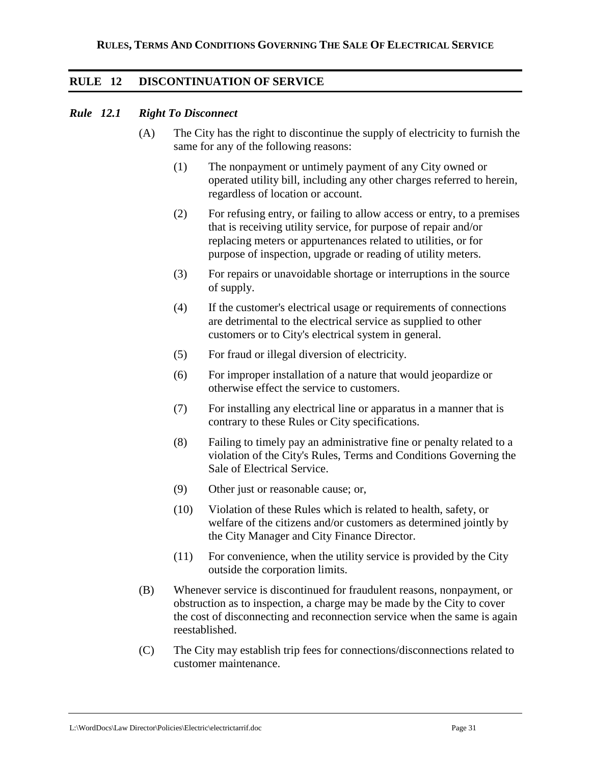## RULE 12 DISCONTINUATION OF SERVICE

### *Rule 12.1 Right To Disconnect*

(A) The City has the right to discontinue the supply of electricity to furnish the same for any of the following reasons:

(1) The nonpayment or untimely payment of any City owned or operated utility bill, including any other charges referred to herein, regardless of location or account.

(2) For refusing entry, or failing to allow access or entry, to a premises that is receiving utility service, for purpose of repair and/or replacing meters or appurtenances related to utilities, or for purpose of inspection, upgrade or reading of utility meters.

(3) For repairs or unavoidable shortage or interruptions in the source of supply.

(4) If the customer's electrical usage or requirements of connections are detrimental to the electrical service as supplied to other customers or to City's electrical system in general.

(5) For fraud or illegal diversion of electricity.

(6) For improper installation of a nature that would jeopardize or otherwise effect the service to customers.

(7) For installing any electrical line or apparatus in a manner that is contrary to these Rules or City specifications.

(8) Failing to timely pay an administrative fine or penalty related to a violation of the City's Rules, Terms and Conditions Governing the Sale of Electrical Service.

(9) Other just or reasonable cause; or,

(10) Violation of these Rules which is related to health, safety, or welfare of the citizens and/or customers as determined jointly by the City Manager and City Finance Director.

(11) For convenience, when the utility service is provided by the City outside the corporation limits.

(B) Whenever service is discontinued for fraudulent reasons, nonpayment, or obstruction as to inspection, a charge may be made by the City to cover the cost of disconnecting and reconnection service when the same is again reestablished.

(C) The City may establish trip fees for connections/disconnections related to customer maintenance.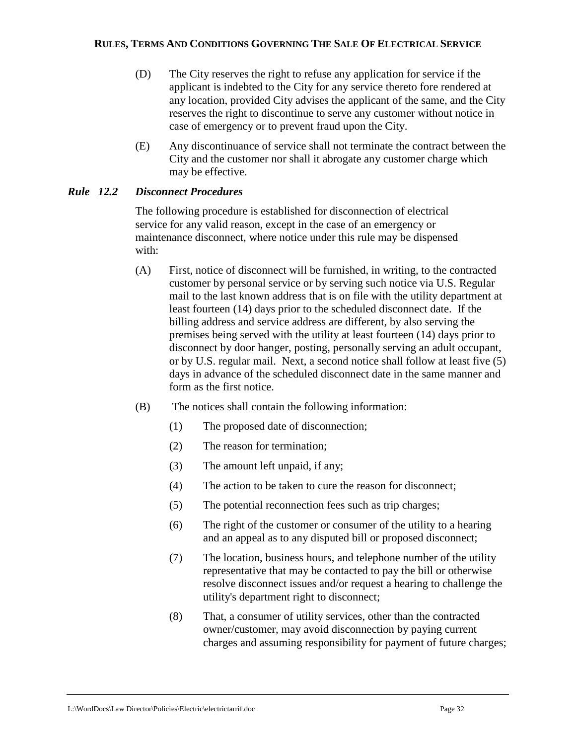(D) The City reserves the right to refuse any application for service if the applicant is indebted to the City for any service thereto fore rendered at any location, provided City advises the applicant of the same, and the City reserves the right to discontinue to serve any customer without notice in case of emergency or to prevent fraud upon the City.

(E) Any discontinuance of service shall not terminate the contract between the City and the customer nor shall it abrogate any customer charge which may be effective.

### *Rule 12.2 Disconnect Procedures*

The following procedure is established for disconnection of electrical service for any valid reason, except in the case of an emergency or maintenance disconnect, where notice under this rule may be dispensed with:

(A) First, notice of disconnect will be furnished, in writing, to the contracted customer by personal service or by serving such notice via U.S. Regular mail to the last known address that is on file with the utility department at least fourteen (14) days prior to the scheduled disconnect date. If the billing address and service address are different, by also serving the premises being served with the utility at least fourteen (14) days prior to disconnect by door hanger, posting, personally serving an adult occupant, or by U.S. regular mail. Next, a second notice shall follow at least five (5) days in advance of the scheduled disconnect date in the same manner and form as the first notice.

(B) The notices shall contain the following information:

(1) The proposed date of disconnection;

(2) The reason for termination;

(3) The amount left unpaid, if any;

(4) The action to be taken to cure the reason for disconnect;

(5) The potential reconnection fees such as trip charges;

(6) The right of the customer or consumer of the utility to a hearing and an appeal as to any disputed bill or proposed disconnect;

(7) The location, business hours, and telephone number of the utility representative that may be contacted to pay the bill or otherwise resolve disconnect issues and/or request a hearing to challenge the utility's department right to disconnect;

(8) That, a consumer of utility services, other than the contracted owner/customer, may avoid disconnection by paying current charges and assuming responsibility for payment of future charges;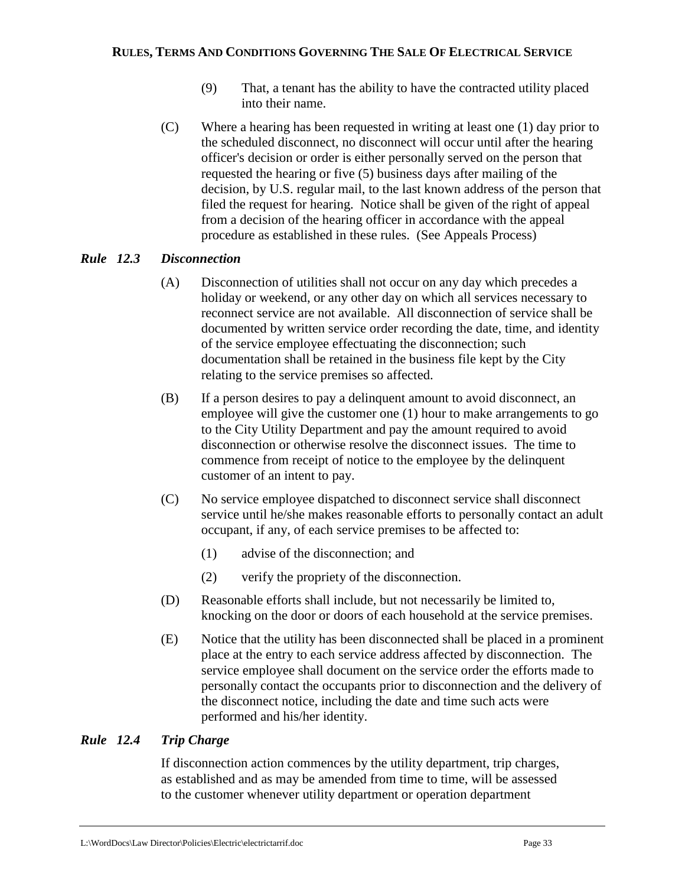(9) That, a tenant has the ability to have the contracted utility placed into their name.

(C) Where a hearing has been requested in writing at least one (1) day prior to the scheduled disconnect, no disconnect will occur until after the hearing officer's decision or order is either personally served on the person that requested the hearing or five (5) business days after mailing of the decision, by U.S. regular mail, to the last known address of the person that filed the request for hearing. Notice shall be given of the right of appeal from a decision of the hearing officer in accordance with the appeal procedure as established in these rules. (See Appeals Process)

### *Rule 12.3 Disconnection*

(A) Disconnection of utilities shall not occur on any day which precedes a holiday or weekend, or any other day on which all services necessary to reconnect service are not available. All disconnection of service shall be documented by written service order recording the date, time, and identity of the service employee effectuating the disconnection; such documentation shall be retained in the business file kept by the City relating to the service premises so affected.

(B) If a person desires to pay a delinquent amount to avoid disconnect, an employee will give the customer one (1) hour to make arrangements to go to the City Utility Department and pay the amount required to avoid disconnection or otherwise resolve the disconnect issues. The time to commence from receipt of notice to the employee by the delinquent customer of an intent to pay.

(C) No service employee dispatched to disconnect service shall disconnect service until he/she makes reasonable efforts to personally contact an adult occupant, if any, of each service premises to be affected to:

(1) advise of the disconnection; and

(2) verify the propriety of the disconnection.

(D) Reasonable efforts shall include, but not necessarily be limited to, knocking on the door or doors of each household at the service premises.

(E) Notice that the utility has been disconnected shall be placed in a prominent place at the entry to each service address affected by disconnection. The service employee shall document on the service order the efforts made to personally contact the occupants prior to disconnection and the delivery of the disconnect notice, including the date and time such acts were performed and his/her identity.

### *Rule 12.4 Trip Charge*

If disconnection action commences by the utility department, trip charges, as established and as may be amended from time to time, will be assessed to the customer whenever utility department or operation department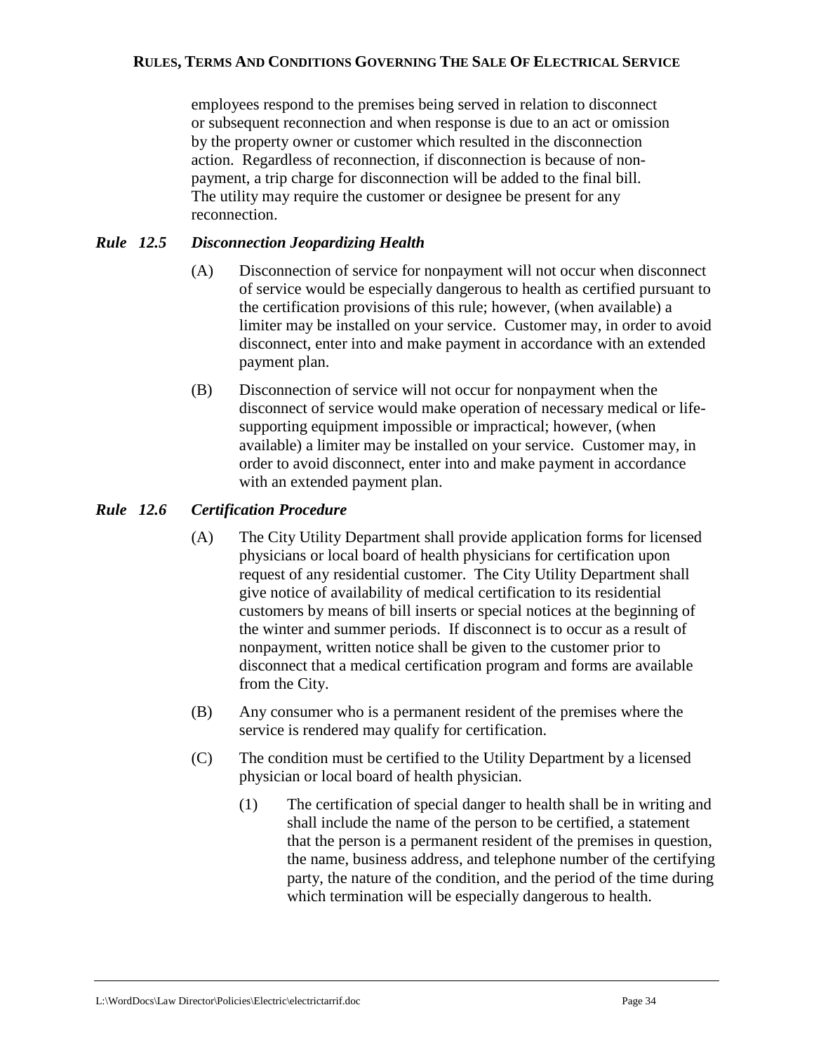employees respond to the premises being served in relation to disconnect or subsequent reconnection and when response is due to an act or omission by the property owner or customer which resulted in the disconnection action. Regardless of reconnection, if disconnection is because of non-payment, a trip charge for disconnection will be added to the final bill. The utility may require the customer or designee be present for any reconnection.

### *Rule 12.5 Disconnection Jeopardizing Health*

(A) Disconnection of service for nonpayment will not occur when disconnect of service would be especially dangerous to health as certified pursuant to the certification provisions of this rule; however, (when available) a limiter may be installed on your service. Customer may, in order to avoid disconnect, enter into and make payment in accordance with an extended payment plan.

(B) Disconnection of service will not occur for nonpayment when the disconnect of service would make operation of necessary medical or life-supporting equipment impossible or impractical; however, (when available) a limiter may be installed on your service. Customer may, in order to avoid disconnect, enter into and make payment in accordance with an extended payment plan.

### *Rule 12.6 Certification Procedure*

(A) The City Utility Department shall provide application forms for licensed physicians or local board of health physicians for certification upon request of any residential customer. The City Utility Department shall give notice of availability of medical certification to its residential customers by means of bill inserts or special notices at the beginning of the winter and summer periods. If disconnect is to occur as a result of nonpayment, written notice shall be given to the customer prior to disconnect that a medical certification program and forms are available from the City.

(B) Any consumer who is a permanent resident of the premises where the service is rendered may qualify for certification.

(C) The condition must be certified to the Utility Department by a licensed physician or local board of health physician.

(1) The certification of special danger to health shall be in writing and shall include the name of the person to be certified, a statement that the person is a permanent resident of the premises in question, the name, business address, and telephone number of the certifying party, the nature of the condition, and the period of the time during which termination will be especially dangerous to health.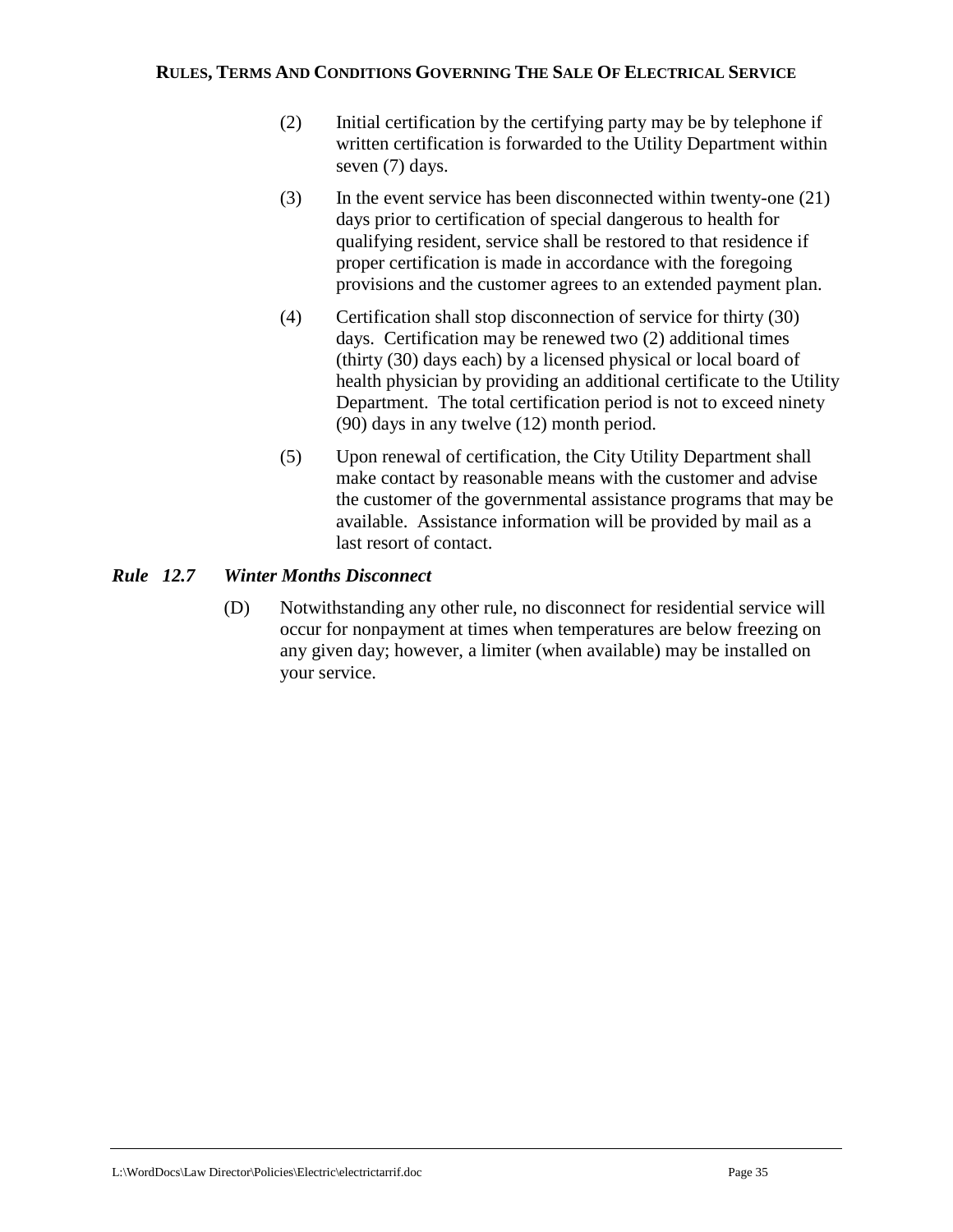(2) Initial certification by the certifying party may be by telephone if written certification is forwarded to the Utility Department within seven (7) days.

(3) In the event service has been disconnected within twenty-one (21) days prior to certification of special dangerous to health for qualifying resident, service shall be restored to that residence if proper certification is made in accordance with the foregoing provisions and the customer agrees to an extended payment plan.

(4) Certification shall stop disconnection of service for thirty (30) days. Certification may be renewed two (2) additional times (thirty (30) days each) by a licensed physical or local board of health physician by providing an additional certificate to the Utility Department. The total certification period is not to exceed ninety (90) days in any twelve (12) month period.

(5) Upon renewal of certification, the City Utility Department shall make contact by reasonable means with the customer and advise the customer of the governmental assistance programs that may be available. Assistance information will be provided by mail as a last resort of contact.

### *Rule 12.7 Winter Months Disconnect*

(D) Notwithstanding any other rule, no disconnect for residential service will occur for nonpayment at times when temperatures are below freezing on any given day; however, a limiter (when available) may be installed on your service.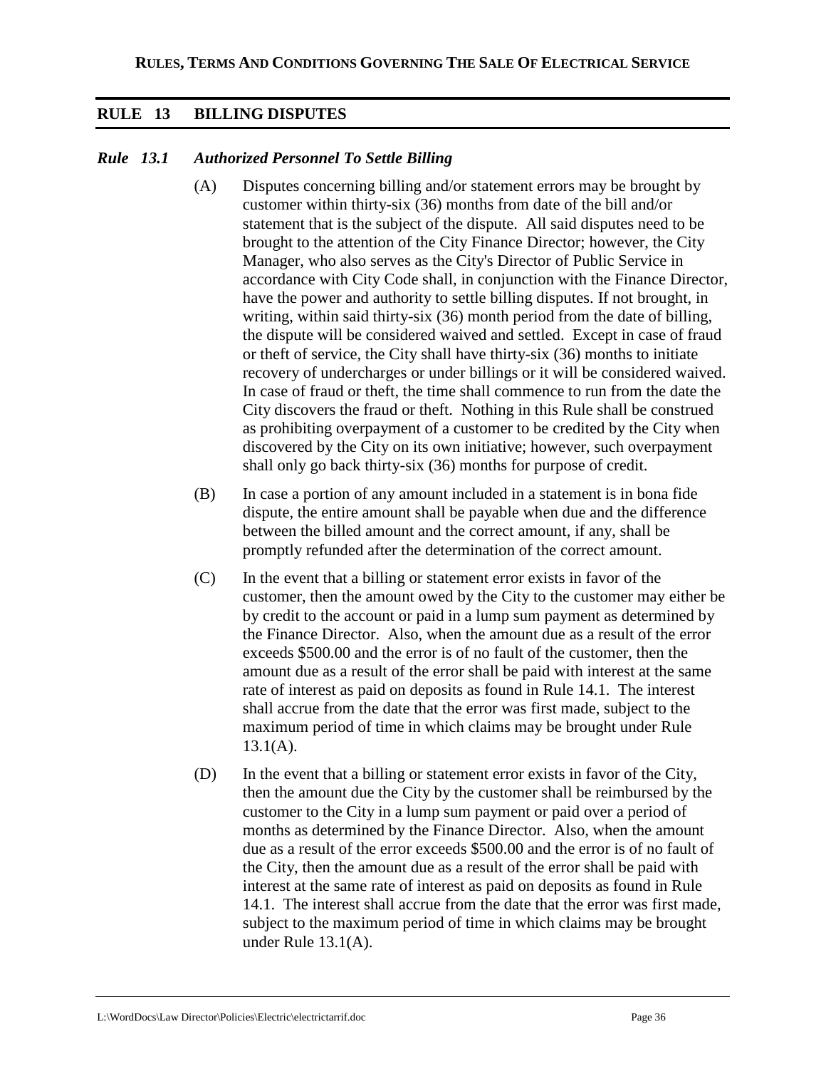## RULE 13 BILLING DISPUTES

### *Rule 13.1 Authorized Personnel To Settle Billing*

(A) Disputes concerning billing and/or statement errors may be brought by customer within thirty-six (36) months from date of the bill and/or statement that is the subject of the dispute. All said disputes need to be brought to the attention of the City Finance Director; however, the City Manager, who also serves as the City's Director of Public Service in accordance with City Code shall, in conjunction with the Finance Director, have the power and authority to settle billing disputes. If not brought, in writing, within said thirty-six (36) month period from the date of billing, the dispute will be considered waived and settled. Except in case of fraud or theft of service, the City shall have thirty-six (36) months to initiate recovery of undercharges or under billings or it will be considered waived. In case of fraud or theft, the time shall commence to run from the date the City discovers the fraud or theft. Nothing in this Rule shall be construed as prohibiting overpayment of a customer to be credited by the City when discovered by the City on its own initiative; however, such overpayment shall only go back thirty-six (36) months for purpose of credit.

(B) In case a portion of any amount included in a statement is in bona fide dispute, the entire amount shall be payable when due and the difference between the billed amount and the correct amount, if any, shall be promptly refunded after the determination of the correct amount.

(C) In the event that a billing or statement error exists in favor of the customer, then the amount owed by the City to the customer may either be by credit to the account or paid in a lump sum payment as determined by the Finance Director. Also, when the amount due as a result of the error exceeds $500.00 and the error is of no fault of the customer, then the amount due as a result of the error shall be paid with interest at the same rate of interest as paid on deposits as found in Rule 14.1. The interest shall accrue from the date that the error was first made, subject to the maximum period of time in which claims may be brought under Rule 13.1(A).

(D) In the event that a billing or statement error exists in favor of the City, then the amount due the City by the customer shall be reimbursed by the customer to the City in a lump sum payment or paid over a period of months as determined by the Finance Director. Also, when the amount due as a result of the error exceeds $500.00 and the error is of no fault of the City, then the amount due as a result of the error shall be paid with interest at the same rate of interest as paid on deposits as found in Rule 14.1. The interest shall accrue from the date that the error was first made, subject to the maximum period of time in which claims may be brought under Rule 13.1(A).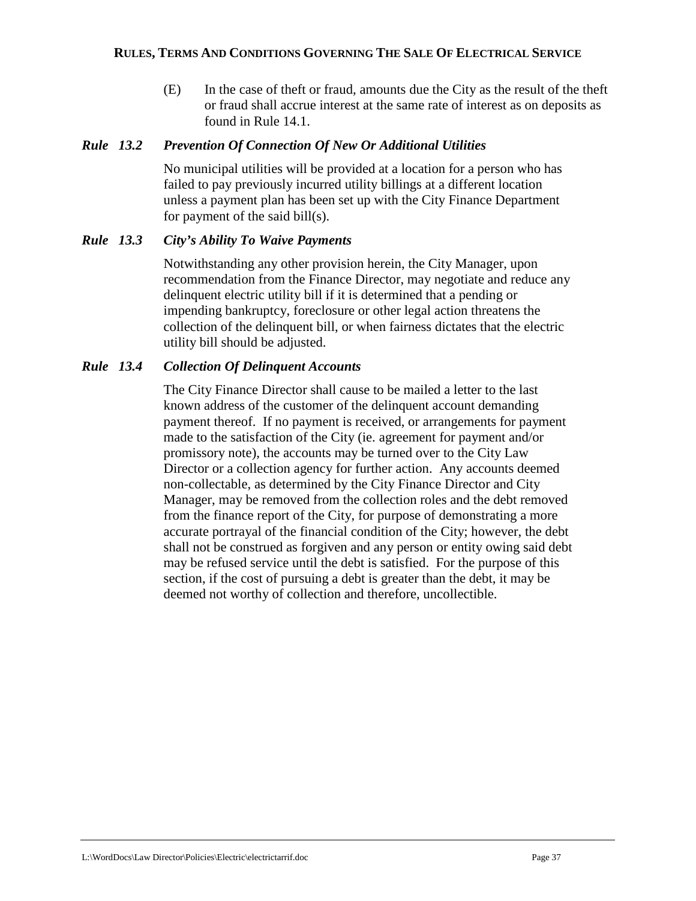(E) In the case of theft or fraud, amounts due the City as the result of the theft or fraud shall accrue interest at the same rate of interest as on deposits as found in Rule 14.1.

### *Rule 13.2 Prevention Of Connection Of New Or Additional Utilities*

No municipal utilities will be provided at a location for a person who has failed to pay previously incurred utility billings at a different location unless a payment plan has been set up with the City Finance Department for payment of the said bill(s).

### *Rule 13.3 City's Ability To Waive Payments*

Notwithstanding any other provision herein, the City Manager, upon recommendation from the Finance Director, may negotiate and reduce any delinquent electric utility bill if it is determined that a pending or impending bankruptcy, foreclosure or other legal action threatens the collection of the delinquent bill, or when fairness dictates that the electric utility bill should be adjusted.

### *Rule 13.4 Collection Of Delinquent Accounts*

The City Finance Director shall cause to be mailed a letter to the last known address of the customer of the delinquent account demanding payment thereof. If no payment is received, or arrangements for payment made to the satisfaction of the City (ie. agreement for payment and/or promissory note), the accounts may be turned over to the City Law Director or a collection agency for further action. Any accounts deemed non-collectable, as determined by the City Finance Director and City Manager, may be removed from the collection roles and the debt removed from the finance report of the City, for purpose of demonstrating a more accurate portrayal of the financial condition of the City; however, the debt shall not be construed as forgiven and any person or entity owing said debt may be refused service until the debt is satisfied. For the purpose of this section, if the cost of pursuing a debt is greater than the debt, it may be deemed not worthy of collection and therefore, uncollectible.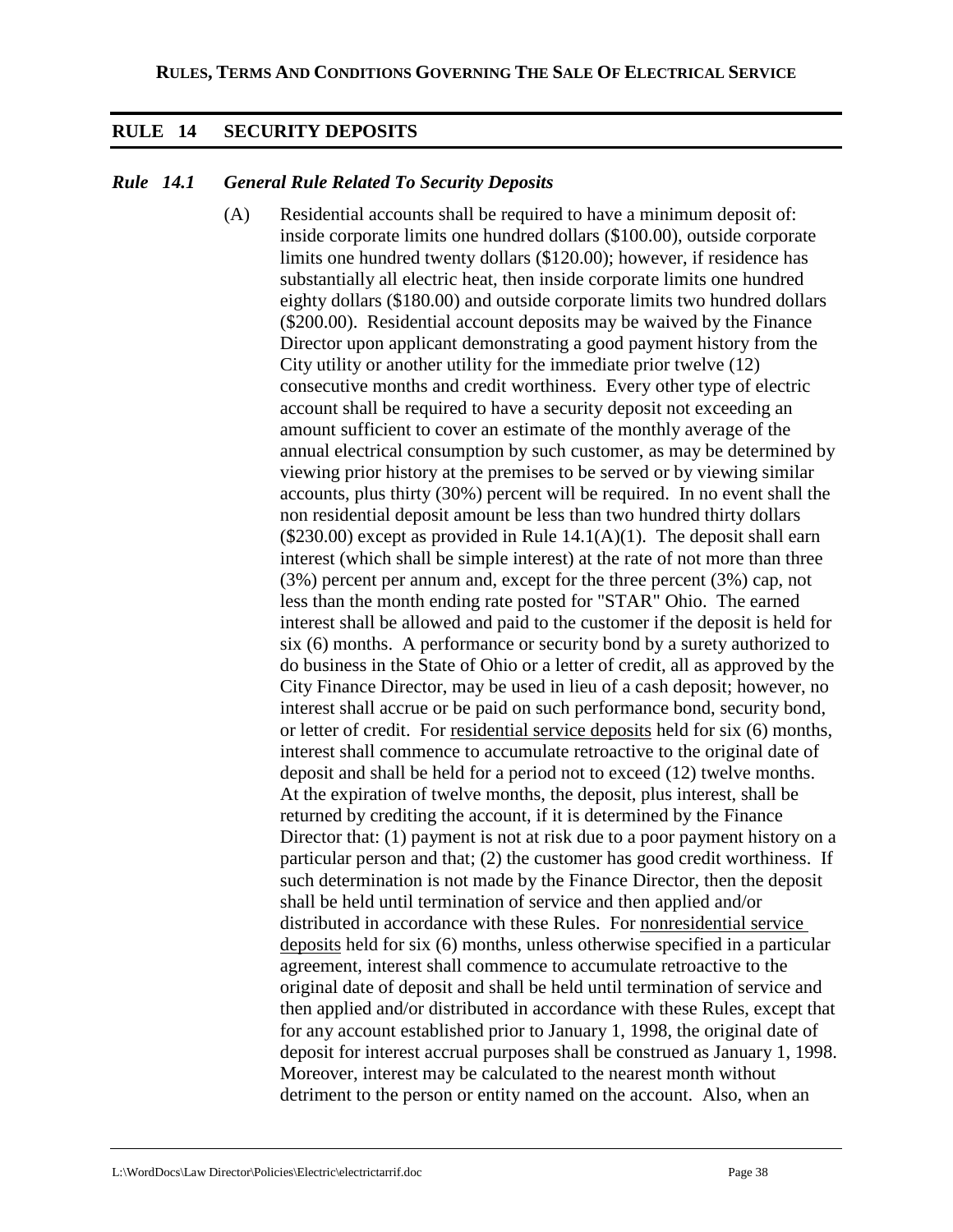## RULE 14 SECURITY DEPOSITS

### *Rule 14.1 General Rule Related To Security Deposits*

(A) Residential accounts shall be required to have a minimum deposit of: inside corporate limits one hundred dollars ($100.00), outside corporate limits one hundred twenty dollars ($120.00); however, if residence has substantially all electric heat, then inside corporate limits one hundred eighty dollars ($180.00) and outside corporate limits two hundred dollars ($200.00). Residential account deposits may be waived by the Finance Director upon applicant demonstrating a good payment history from the City utility or another utility for the immediate prior twelve (12) consecutive months and credit worthiness. Every other type of electric account shall be required to have a security deposit not exceeding an amount sufficient to cover an estimate of the monthly average of the annual electrical consumption by such customer, as may be determined by viewing prior history at the premises to be served or by viewing similar accounts, plus thirty (30%) percent will be required. In no event shall the non residential deposit amount be less than two hundred thirty dollars ($230.00) except as provided in Rule 14.1(A)(1). The deposit shall earn interest (which shall be simple interest) at the rate of not more than three (3%) percent per annum and, except for the three percent (3%) cap, not less than the month ending rate posted for "STAR" Ohio. The earned interest shall be allowed and paid to the customer if the deposit is held for six (6) months. A performance or security bond by a surety authorized to do business in the State of Ohio or a letter of credit, all as approved by the City Finance Director, may be used in lieu of a cash deposit; however, no interest shall accrue or be paid on such performance bond, security bond, or letter of credit. For <u>residential service deposits</u> held for six (6) months, interest shall commence to accumulate retroactive to the original date of deposit and shall be held for a period not to exceed (12) twelve months. At the expiration of twelve months, the deposit, plus interest, shall be returned by crediting the account, if it is determined by the Finance Director that: (1) payment is not at risk due to a poor payment history on a particular person and that; (2) the customer has good credit worthiness. If such determination is not made by the Finance Director, then the deposit shall be held until termination of service and then applied and/or distributed in accordance with these Rules. For <u>nonresidential service deposits</u> held for six (6) months, unless otherwise specified in a particular agreement, interest shall commence to accumulate retroactive to the original date of deposit and shall be held until termination of service and then applied and/or distributed in accordance with these Rules, except that for any account established prior to January 1, 1998, the original date of deposit for interest accrual purposes shall be construed as January 1, 1998. Moreover, interest may be calculated to the nearest month without detriment to the person or entity named on the account. Also, when an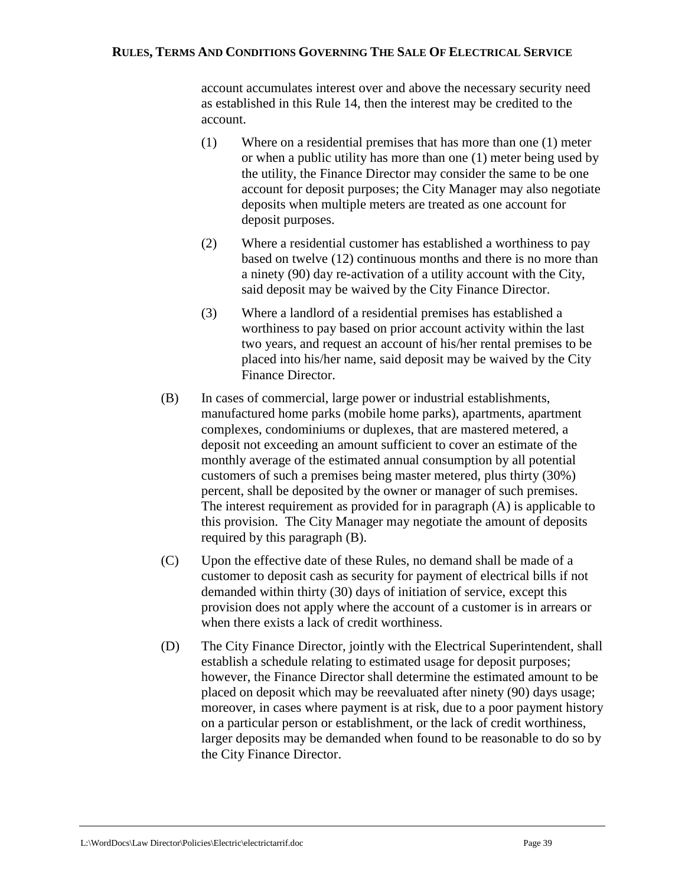account accumulates interest over and above the necessary security need as established in this Rule 14, then the interest may be credited to the account.

(1) Where on a residential premises that has more than one (1) meter or when a public utility has more than one (1) meter being used by the utility, the Finance Director may consider the same to be one account for deposit purposes; the City Manager may also negotiate deposits when multiple meters are treated as one account for deposit purposes.

(2) Where a residential customer has established a worthiness to pay based on twelve (12) continuous months and there is no more than a ninety (90) day re-activation of a utility account with the City, said deposit may be waived by the City Finance Director.

(3) Where a landlord of a residential premises has established a worthiness to pay based on prior account activity within the last two years, and request an account of his/her rental premises to be placed into his/her name, said deposit may be waived by the City Finance Director.

(B) In cases of commercial, large power or industrial establishments, manufactured home parks (mobile home parks), apartments, apartment complexes, condominiums or duplexes, that are mastered metered, a deposit not exceeding an amount sufficient to cover an estimate of the monthly average of the estimated annual consumption by all potential customers of such a premises being master metered, plus thirty (30%) percent, shall be deposited by the owner or manager of such premises. The interest requirement as provided for in paragraph (A) is applicable to this provision. The City Manager may negotiate the amount of deposits required by this paragraph (B).

(C) Upon the effective date of these Rules, no demand shall be made of a customer to deposit cash as security for payment of electrical bills if not demanded within thirty (30) days of initiation of service, except this provision does not apply where the account of a customer is in arrears or when there exists a lack of credit worthiness.

(D) The City Finance Director, jointly with the Electrical Superintendent, shall establish a schedule relating to estimated usage for deposit purposes; however, the Finance Director shall determine the estimated amount to be placed on deposit which may be reevaluated after ninety (90) days usage; moreover, in cases where payment is at risk, due to a poor payment history on a particular person or establishment, or the lack of credit worthiness, larger deposits may be demanded when found to be reasonable to do so by the City Finance Director.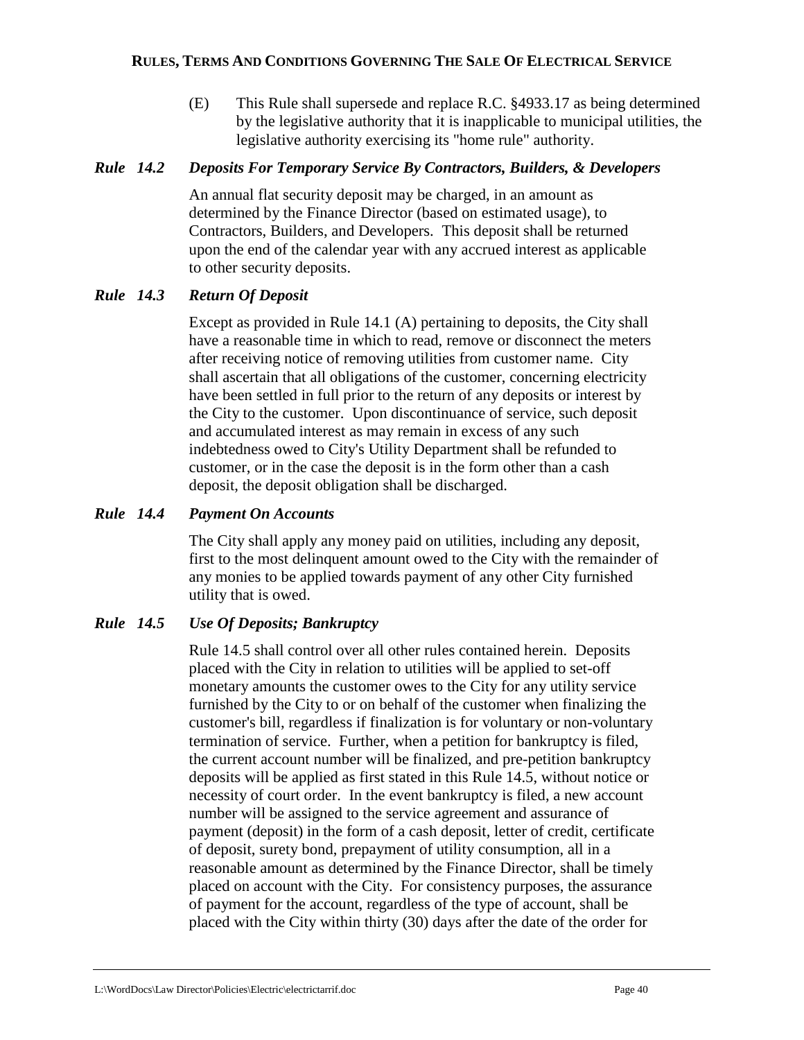(E) This Rule shall supersede and replace R.C. §4933.17 as being determined by the legislative authority that it is inapplicable to municipal utilities, the legislative authority exercising its "home rule" authority.

### *Rule 14.2 Deposits For Temporary Service By Contractors, Builders, & Developers*

An annual flat security deposit may be charged, in an amount as determined by the Finance Director (based on estimated usage), to Contractors, Builders, and Developers. This deposit shall be returned upon the end of the calendar year with any accrued interest as applicable to other security deposits.

### *Rule 14.3 Return Of Deposit*

Except as provided in Rule 14.1 (A) pertaining to deposits, the City shall have a reasonable time in which to read, remove or disconnect the meters after receiving notice of removing utilities from customer name. City shall ascertain that all obligations of the customer, concerning electricity have been settled in full prior to the return of any deposits or interest by the City to the customer. Upon discontinuance of service, such deposit and accumulated interest as may remain in excess of any such indebtedness owed to City's Utility Department shall be refunded to customer, or in the case the deposit is in the form other than a cash deposit, the deposit obligation shall be discharged.

### *Rule 14.4 Payment On Accounts*

The City shall apply any money paid on utilities, including any deposit, first to the most delinquent amount owed to the City with the remainder of any monies to be applied towards payment of any other City furnished utility that is owed.

### *Rule 14.5 Use Of Deposits; Bankruptcy*

Rule 14.5 shall control over all other rules contained herein. Deposits placed with the City in relation to utilities will be applied to set-off monetary amounts the customer owes to the City for any utility service furnished by the City to or on behalf of the customer when finalizing the customer's bill, regardless if finalization is for voluntary or non-voluntary termination of service. Further, when a petition for bankruptcy is filed, the current account number will be finalized, and pre-petition bankruptcy deposits will be applied as first stated in this Rule 14.5, without notice or necessity of court order. In the event bankruptcy is filed, a new account number will be assigned to the service agreement and assurance of payment (deposit) in the form of a cash deposit, letter of credit, certificate of deposit, surety bond, prepayment of utility consumption, all in a reasonable amount as determined by the Finance Director, shall be timely placed on account with the City. For consistency purposes, the assurance of payment for the account, regardless of the type of account, shall be placed with the City within thirty (30) days after the date of the order for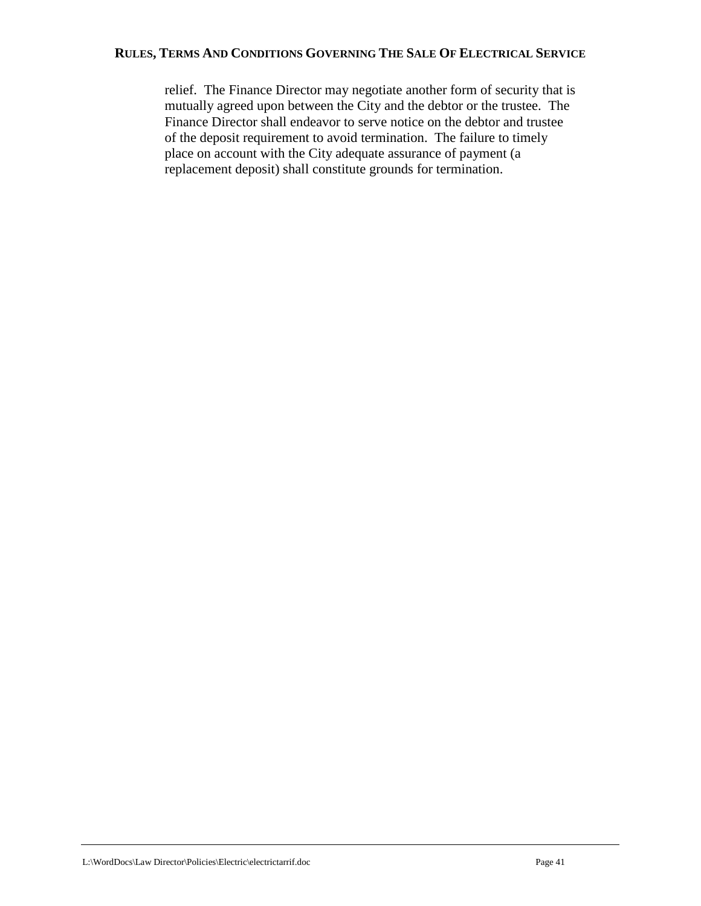relief. The Finance Director may negotiate another form of security that is mutually agreed upon between the City and the debtor or the trustee. The Finance Director shall endeavor to serve notice on the debtor and trustee of the deposit requirement to avoid termination. The failure to timely place on account with the City adequate assurance of payment (a replacement deposit) shall constitute grounds for termination.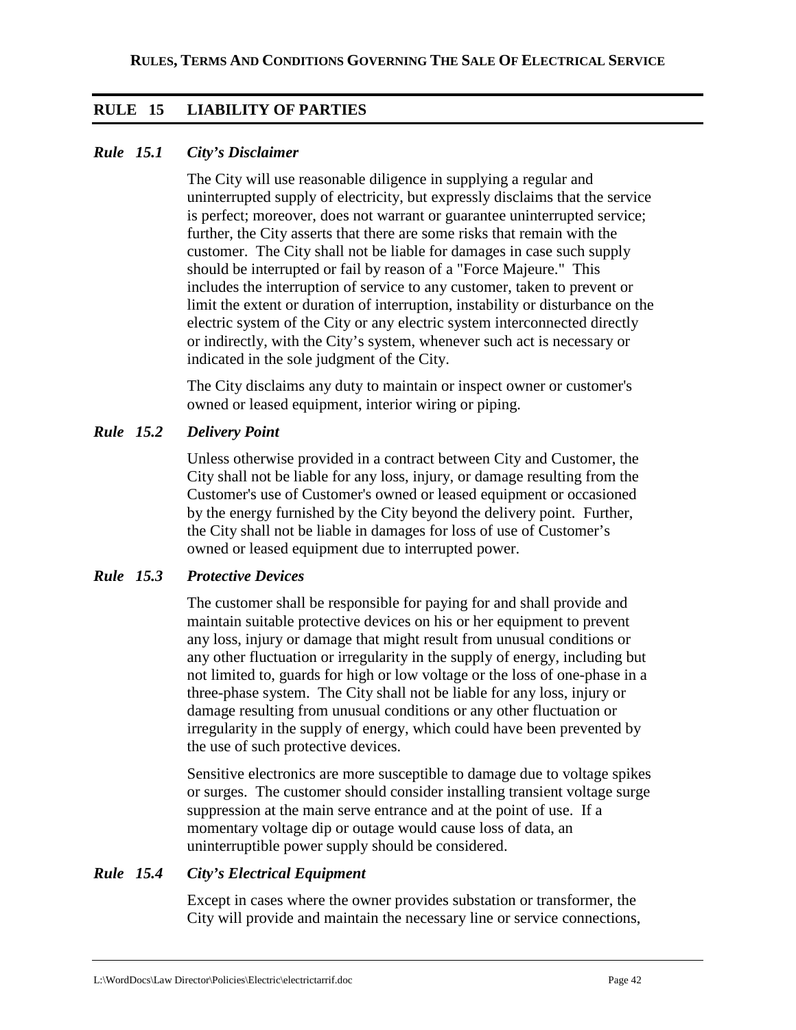## RULE 15 LIABILITY OF PARTIES

### *Rule 15.1 City's Disclaimer*

The City will use reasonable diligence in supplying a regular and uninterrupted supply of electricity, but expressly disclaims that the service is perfect; moreover, does not warrant or guarantee uninterrupted service; further, the City asserts that there are some risks that remain with the customer. The City shall not be liable for damages in case such supply should be interrupted or fail by reason of a "Force Majeure." This includes the interruption of service to any customer, taken to prevent or limit the extent or duration of interruption, instability or disturbance on the electric system of the City or any electric system interconnected directly or indirectly, with the City's system, whenever such act is necessary or indicated in the sole judgment of the City.

The City disclaims any duty to maintain or inspect owner or customer's owned or leased equipment, interior wiring or piping.

### *Rule 15.2 Delivery Point*

Unless otherwise provided in a contract between City and Customer, the City shall not be liable for any loss, injury, or damage resulting from the Customer's use of Customer's owned or leased equipment or occasioned by the energy furnished by the City beyond the delivery point. Further, the City shall not be liable in damages for loss of use of Customer's owned or leased equipment due to interrupted power.

### *Rule 15.3 Protective Devices*

The customer shall be responsible for paying for and shall provide and maintain suitable protective devices on his or her equipment to prevent any loss, injury or damage that might result from unusual conditions or any other fluctuation or irregularity in the supply of energy, including but not limited to, guards for high or low voltage or the loss of one-phase in a three-phase system. The City shall not be liable for any loss, injury or damage resulting from unusual conditions or any other fluctuation or irregularity in the supply of energy, which could have been prevented by the use of such protective devices.

Sensitive electronics are more susceptible to damage due to voltage spikes or surges. The customer should consider installing transient voltage surge suppression at the main serve entrance and at the point of use. If a momentary voltage dip or outage would cause loss of data, an uninterruptible power supply should be considered.

### *Rule 15.4 City's Electrical Equipment*

Except in cases where the owner provides substation or transformer, the City will provide and maintain the necessary line or service connections,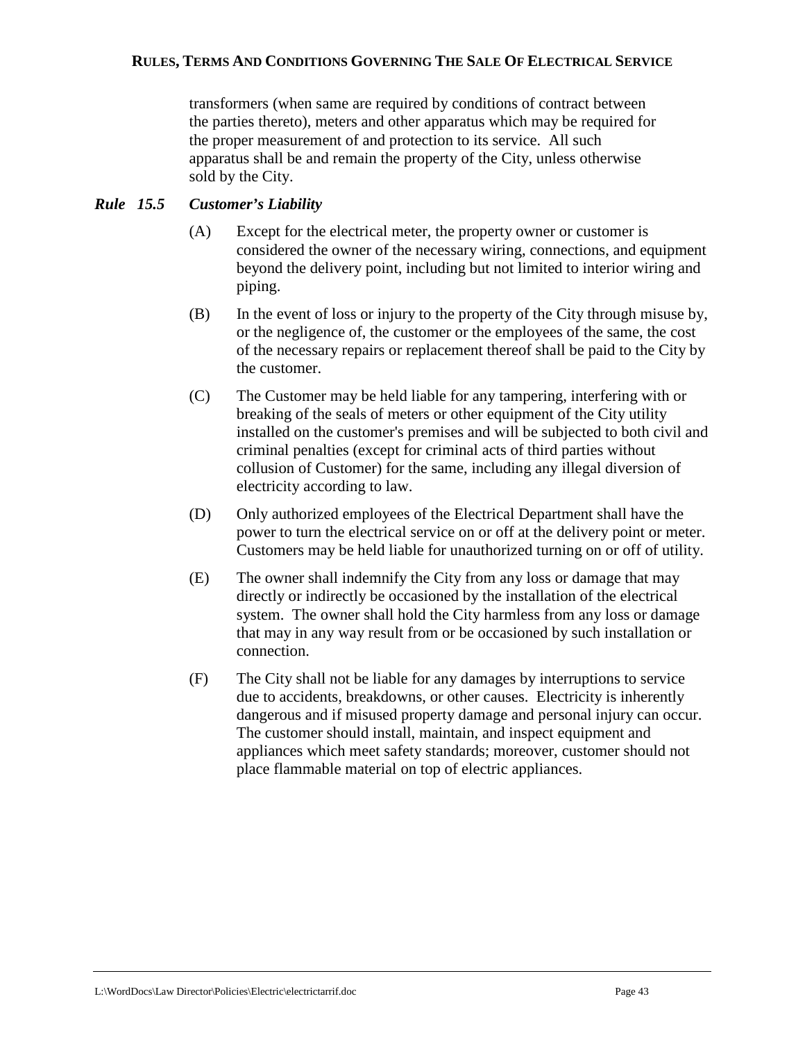transformers (when same are required by conditions of contract between the parties thereto), meters and other apparatus which may be required for the proper measurement of and protection to its service. All such apparatus shall be and remain the property of the City, unless otherwise sold by the City.

### *Rule 15.5 Customer's Liability*

(A) Except for the electrical meter, the property owner or customer is considered the owner of the necessary wiring, connections, and equipment beyond the delivery point, including but not limited to interior wiring and piping.

(B) In the event of loss or injury to the property of the City through misuse by, or the negligence of, the customer or the employees of the same, the cost of the necessary repairs or replacement thereof shall be paid to the City by the customer.

(C) The Customer may be held liable for any tampering, interfering with or breaking of the seals of meters or other equipment of the City utility installed on the customer's premises and will be subjected to both civil and criminal penalties (except for criminal acts of third parties without collusion of Customer) for the same, including any illegal diversion of electricity according to law.

(D) Only authorized employees of the Electrical Department shall have the power to turn the electrical service on or off at the delivery point or meter. Customers may be held liable for unauthorized turning on or off of utility.

(E) The owner shall indemnify the City from any loss or damage that may directly or indirectly be occasioned by the installation of the electrical system. The owner shall hold the City harmless from any loss or damage that may in any way result from or be occasioned by such installation or connection.

(F) The City shall not be liable for any damages by interruptions to service due to accidents, breakdowns, or other causes. Electricity is inherently dangerous and if misused property damage and personal injury can occur. The customer should install, maintain, and inspect equipment and appliances which meet safety standards; moreover, customer should not place flammable material on top of electric appliances.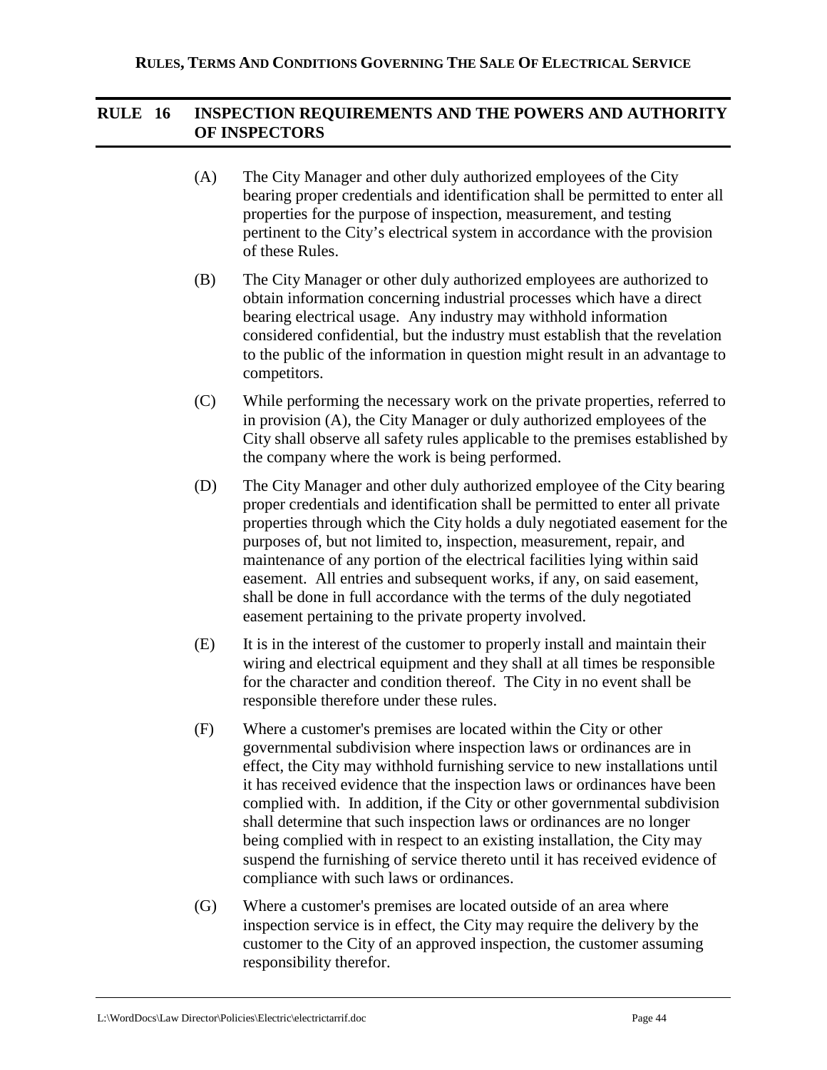## RULE 16 INSPECTION REQUIREMENTS AND THE POWERS AND AUTHORITY OF INSPECTORS

(A) The City Manager and other duly authorized employees of the City bearing proper credentials and identification shall be permitted to enter all properties for the purpose of inspection, measurement, and testing pertinent to the City's electrical system in accordance with the provision of these Rules.

(B) The City Manager or other duly authorized employees are authorized to obtain information concerning industrial processes which have a direct bearing electrical usage. Any industry may withhold information considered confidential, but the industry must establish that the revelation to the public of the information in question might result in an advantage to competitors.

(C) While performing the necessary work on the private properties, referred to in provision (A), the City Manager or duly authorized employees of the City shall observe all safety rules applicable to the premises established by the company where the work is being performed.

(D) The City Manager and other duly authorized employee of the City bearing proper credentials and identification shall be permitted to enter all private properties through which the City holds a duly negotiated easement for the purposes of, but not limited to, inspection, measurement, repair, and maintenance of any portion of the electrical facilities lying within said easement. All entries and subsequent works, if any, on said easement, shall be done in full accordance with the terms of the duly negotiated easement pertaining to the private property involved.

(E) It is in the interest of the customer to properly install and maintain their wiring and electrical equipment and they shall at all times be responsible for the character and condition thereof. The City in no event shall be responsible therefore under these rules.

(F) Where a customer's premises are located within the City or other governmental subdivision where inspection laws or ordinances are in effect, the City may withhold furnishing service to new installations until it has received evidence that the inspection laws or ordinances have been complied with. In addition, if the City or other governmental subdivision shall determine that such inspection laws or ordinances are no longer being complied with in respect to an existing installation, the City may suspend the furnishing of service thereto until it has received evidence of compliance with such laws or ordinances.

(G) Where a customer's premises are located outside of an area where inspection service is in effect, the City may require the delivery by the customer to the City of an approved inspection, the customer assuming responsibility therefor.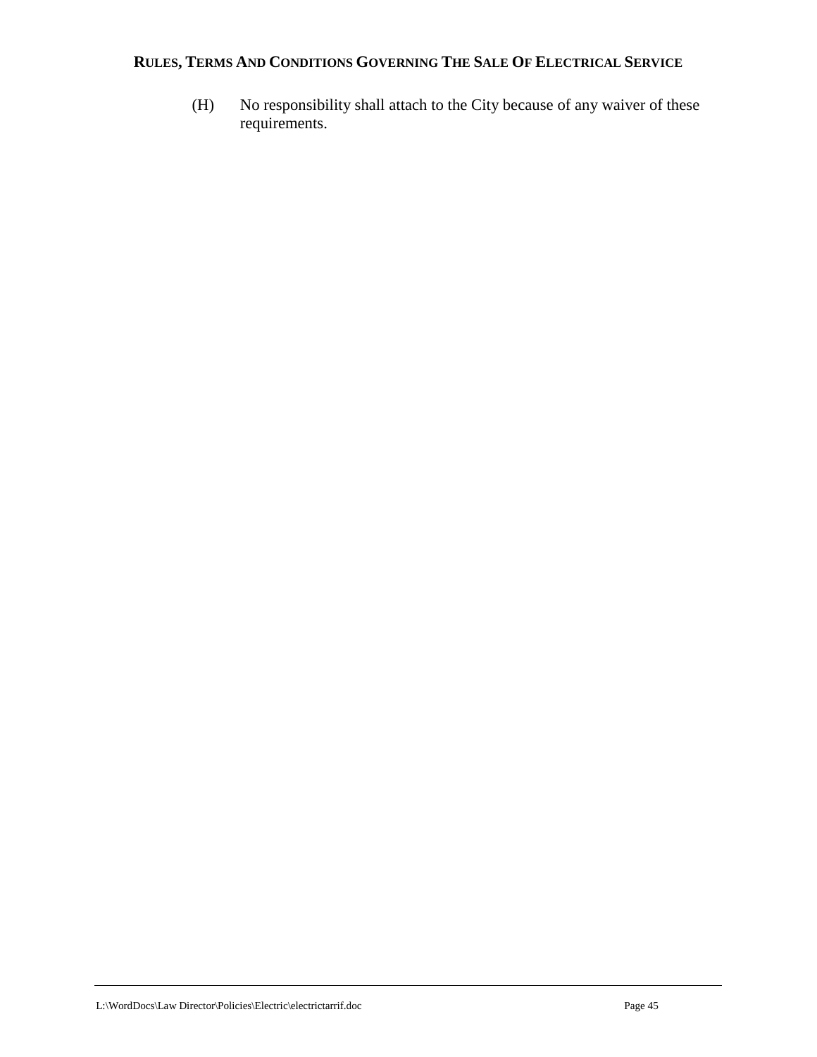(H) No responsibility shall attach to the City because of any waiver of these requirements.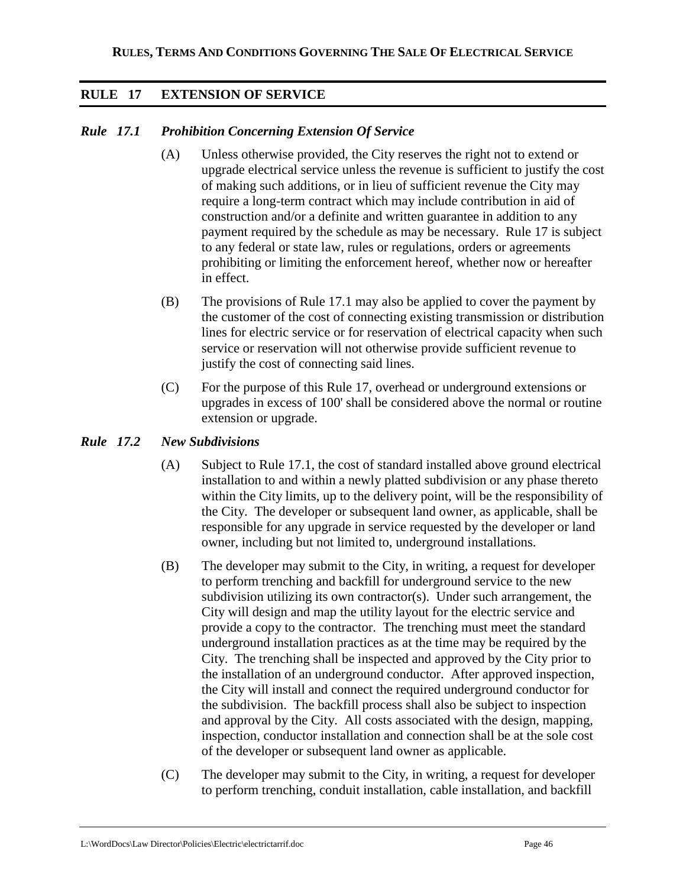## RULE 17 EXTENSION OF SERVICE

### *Rule 17.1 Prohibition Concerning Extension Of Service*

(A) Unless otherwise provided, the City reserves the right not to extend or upgrade electrical service unless the revenue is sufficient to justify the cost of making such additions, or in lieu of sufficient revenue the City may require a long-term contract which may include contribution in aid of construction and/or a definite and written guarantee in addition to any payment required by the schedule as may be necessary. Rule 17 is subject to any federal or state law, rules or regulations, orders or agreements prohibiting or limiting the enforcement hereof, whether now or hereafter in effect.

(B) The provisions of Rule 17.1 may also be applied to cover the payment by the customer of the cost of connecting existing transmission or distribution lines for electric service or for reservation of electrical capacity when such service or reservation will not otherwise provide sufficient revenue to justify the cost of connecting said lines.

(C) For the purpose of this Rule 17, overhead or underground extensions or upgrades in excess of 100' shall be considered above the normal or routine extension or upgrade.

### *Rule 17.2 New Subdivisions*

(A) Subject to Rule 17.1, the cost of standard installed above ground electrical installation to and within a newly platted subdivision or any phase thereto within the City limits, up to the delivery point, will be the responsibility of the City. The developer or subsequent land owner, as applicable, shall be responsible for any upgrade in service requested by the developer or land owner, including but not limited to, underground installations.

(B) The developer may submit to the City, in writing, a request for developer to perform trenching and backfill for underground service to the new subdivision utilizing its own contractor(s). Under such arrangement, the City will design and map the utility layout for the electric service and provide a copy to the contractor. The trenching must meet the standard underground installation practices as at the time may be required by the City. The trenching shall be inspected and approved by the City prior to the installation of an underground conductor. After approved inspection, the City will install and connect the required underground conductor for the subdivision. The backfill process shall also be subject to inspection and approval by the City. All costs associated with the design, mapping, inspection, conductor installation and connection shall be at the sole cost of the developer or subsequent land owner as applicable.

(C) The developer may submit to the City, in writing, a request for developer to perform trenching, conduit installation, cable installation, and backfill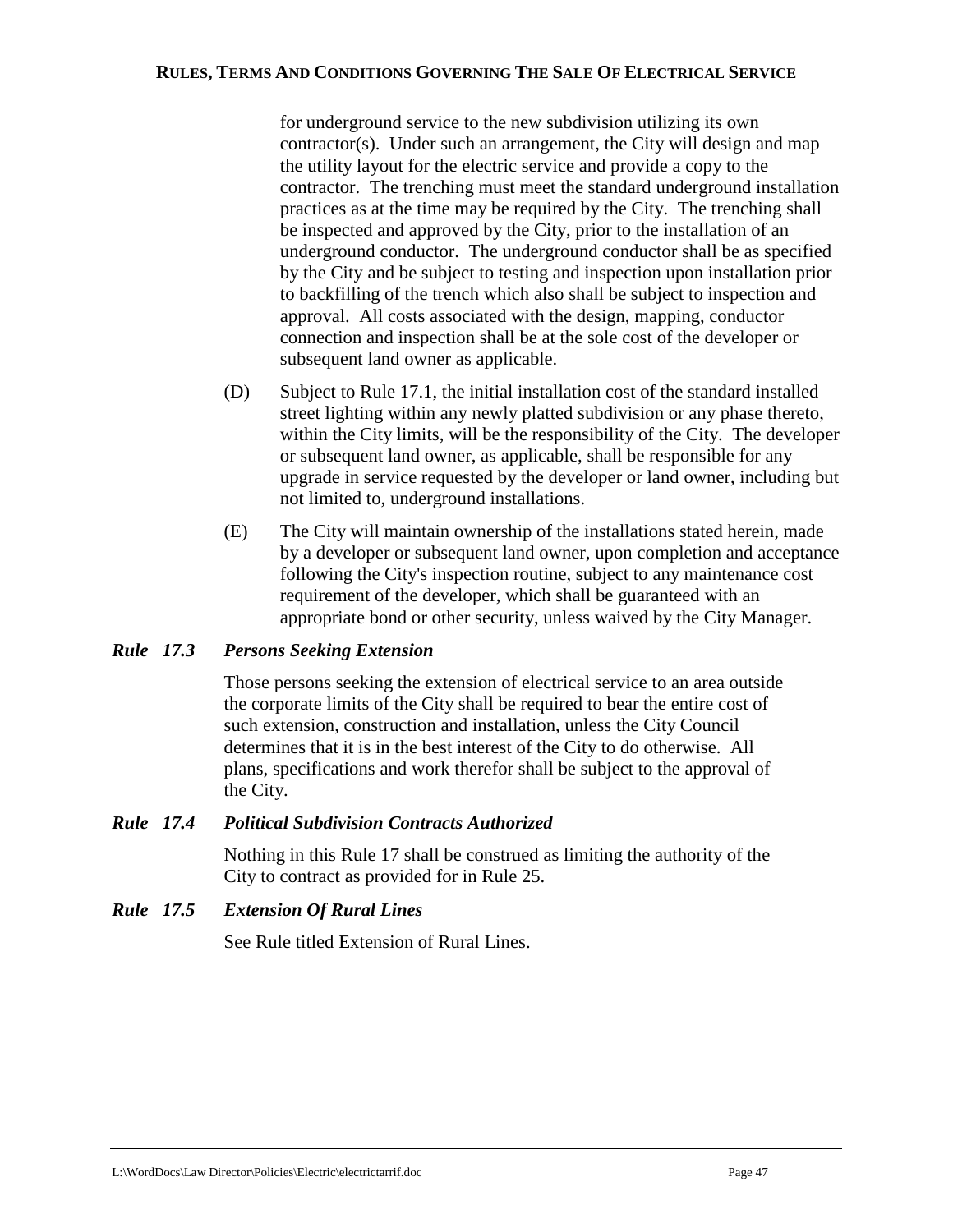for underground service to the new subdivision utilizing its own contractor(s). Under such an arrangement, the City will design and map the utility layout for the electric service and provide a copy to the contractor. The trenching must meet the standard underground installation practices as at the time may be required by the City. The trenching shall be inspected and approved by the City, prior to the installation of an underground conductor. The underground conductor shall be as specified by the City and be subject to testing and inspection upon installation prior to backfilling of the trench which also shall be subject to inspection and approval. All costs associated with the design, mapping, conductor connection and inspection shall be at the sole cost of the developer or subsequent land owner as applicable.

(D) Subject to Rule 17.1, the initial installation cost of the standard installed street lighting within any newly platted subdivision or any phase thereto, within the City limits, will be the responsibility of the City. The developer or subsequent land owner, as applicable, shall be responsible for any upgrade in service requested by the developer or land owner, including but not limited to, underground installations.

(E) The City will maintain ownership of the installations stated herein, made by a developer or subsequent land owner, upon completion and acceptance following the City's inspection routine, subject to any maintenance cost requirement of the developer, which shall be guaranteed with an appropriate bond or other security, unless waived by the City Manager.

### *Rule 17.3 Persons Seeking Extension*

Those persons seeking the extension of electrical service to an area outside the corporate limits of the City shall be required to bear the entire cost of such extension, construction and installation, unless the City Council determines that it is in the best interest of the City to do otherwise. All plans, specifications and work therefor shall be subject to the approval of the City.

### *Rule 17.4 Political Subdivision Contracts Authorized*

Nothing in this Rule 17 shall be construed as limiting the authority of the City to contract as provided for in Rule 25.

### *Rule 17.5 Extension Of Rural Lines*

See Rule titled Extension of Rural Lines.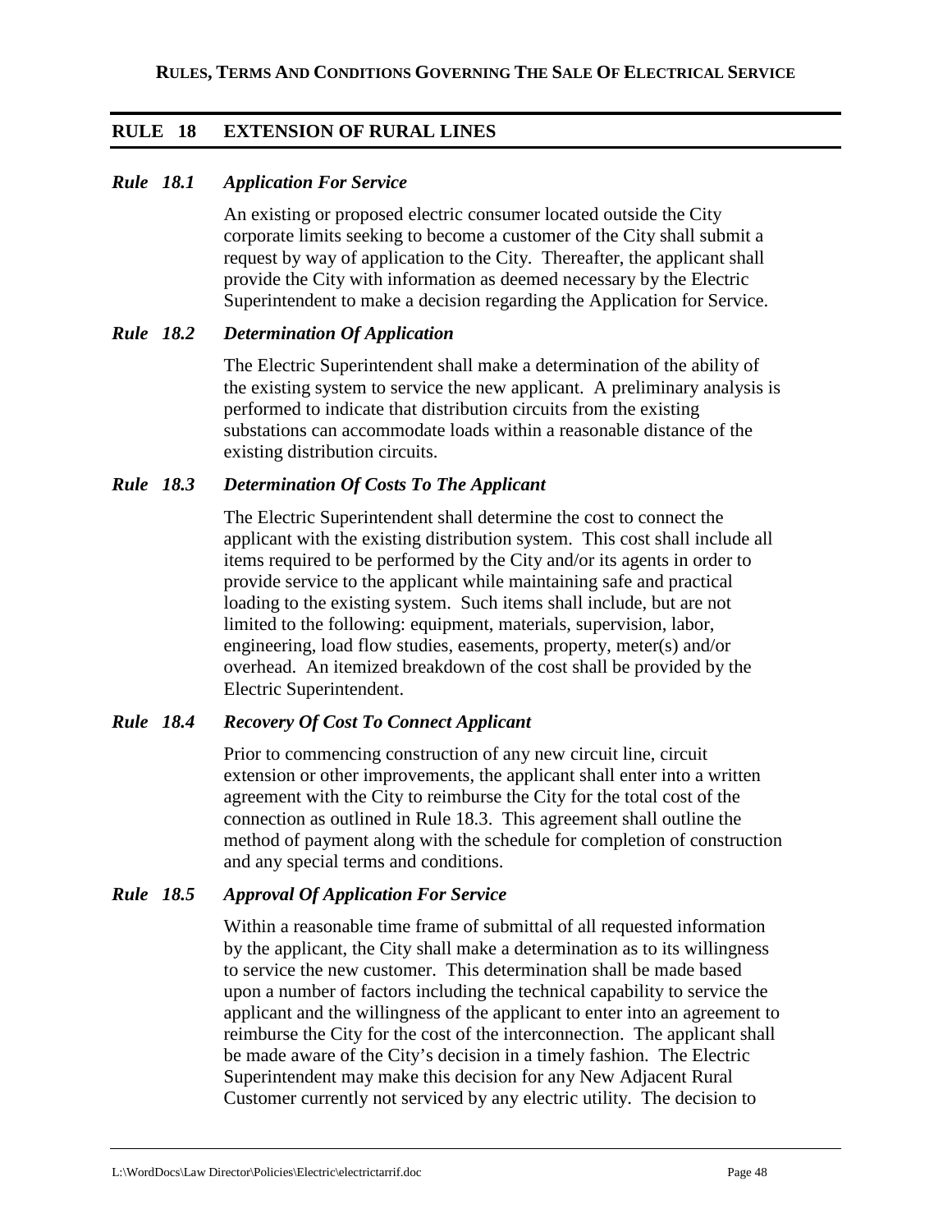## RULE 18 EXTENSION OF RURAL LINES

### *Rule 18.1 Application For Service*

An existing or proposed electric consumer located outside the City corporate limits seeking to become a customer of the City shall submit a request by way of application to the City. Thereafter, the applicant shall provide the City with information as deemed necessary by the Electric Superintendent to make a decision regarding the Application for Service.

### *Rule 18.2 Determination Of Application*

The Electric Superintendent shall make a determination of the ability of the existing system to service the new applicant. A preliminary analysis is performed to indicate that distribution circuits from the existing substations can accommodate loads within a reasonable distance of the existing distribution circuits.

### *Rule 18.3 Determination Of Costs To The Applicant*

The Electric Superintendent shall determine the cost to connect the applicant with the existing distribution system. This cost shall include all items required to be performed by the City and/or its agents in order to provide service to the applicant while maintaining safe and practical loading to the existing system. Such items shall include, but are not limited to the following: equipment, materials, supervision, labor, engineering, load flow studies, easements, property, meter(s) and/or overhead. An itemized breakdown of the cost shall be provided by the Electric Superintendent.

### *Rule 18.4 Recovery Of Cost To Connect Applicant*

Prior to commencing construction of any new circuit line, circuit extension or other improvements, the applicant shall enter into a written agreement with the City to reimburse the City for the total cost of the connection as outlined in Rule 18.3. This agreement shall outline the method of payment along with the schedule for completion of construction and any special terms and conditions.

### *Rule 18.5 Approval Of Application For Service*

Within a reasonable time frame of submittal of all requested information by the applicant, the City shall make a determination as to its willingness to service the new customer. This determination shall be made based upon a number of factors including the technical capability to service the applicant and the willingness of the applicant to enter into an agreement to reimburse the City for the cost of the interconnection. The applicant shall be made aware of the City's decision in a timely fashion. The Electric Superintendent may make this decision for any New Adjacent Rural Customer currently not serviced by any electric utility. The decision to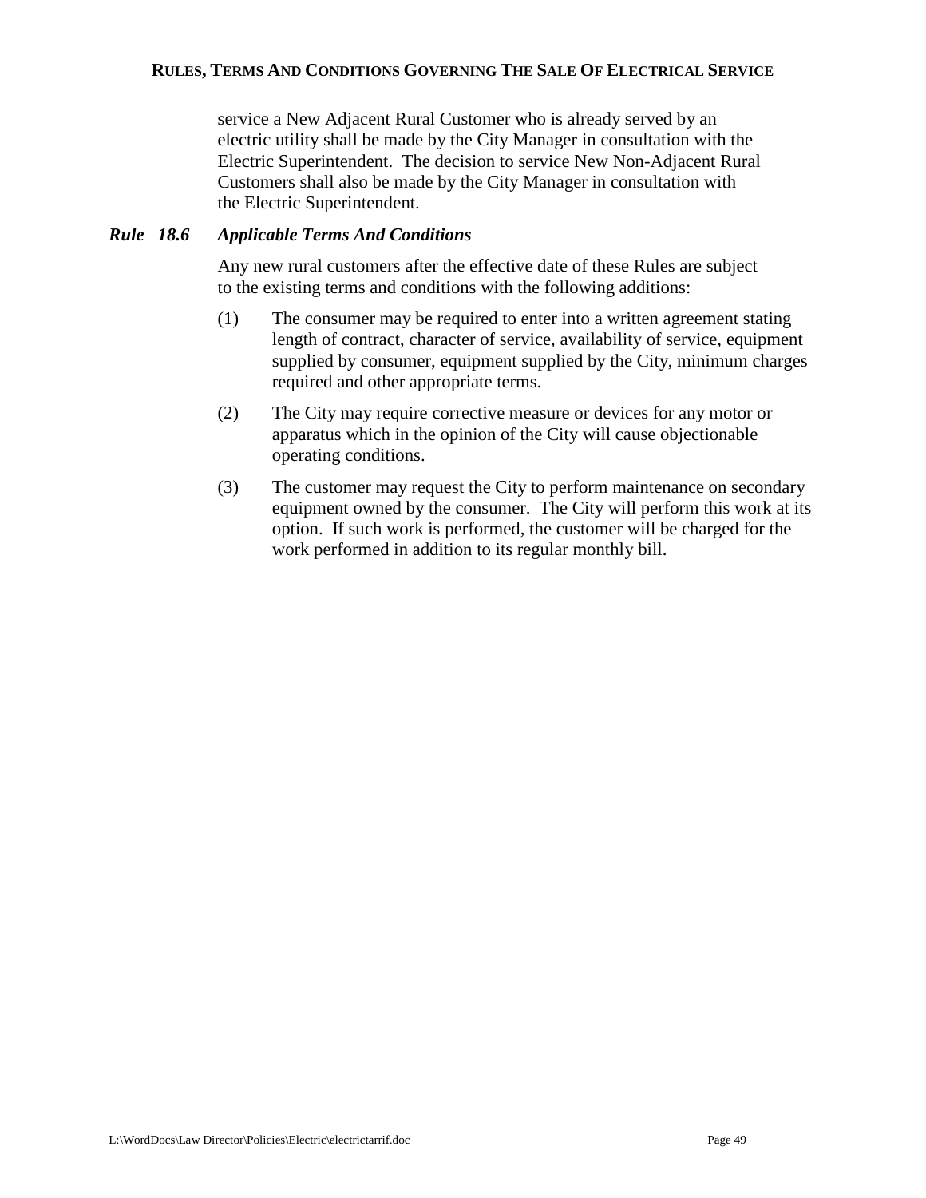service a New Adjacent Rural Customer who is already served by an electric utility shall be made by the City Manager in consultation with the Electric Superintendent. The decision to service New Non-Adjacent Rural Customers shall also be made by the City Manager in consultation with the Electric Superintendent.

### *Rule 18.6 Applicable Terms And Conditions*

Any new rural customers after the effective date of these Rules are subject to the existing terms and conditions with the following additions:

(1) The consumer may be required to enter into a written agreement stating length of contract, character of service, availability of service, equipment supplied by consumer, equipment supplied by the City, minimum charges required and other appropriate terms.

(2) The City may require corrective measure or devices for any motor or apparatus which in the opinion of the City will cause objectionable operating conditions.

(3) The customer may request the City to perform maintenance on secondary equipment owned by the consumer. The City will perform this work at its option. If such work is performed, the customer will be charged for the work performed in addition to its regular monthly bill.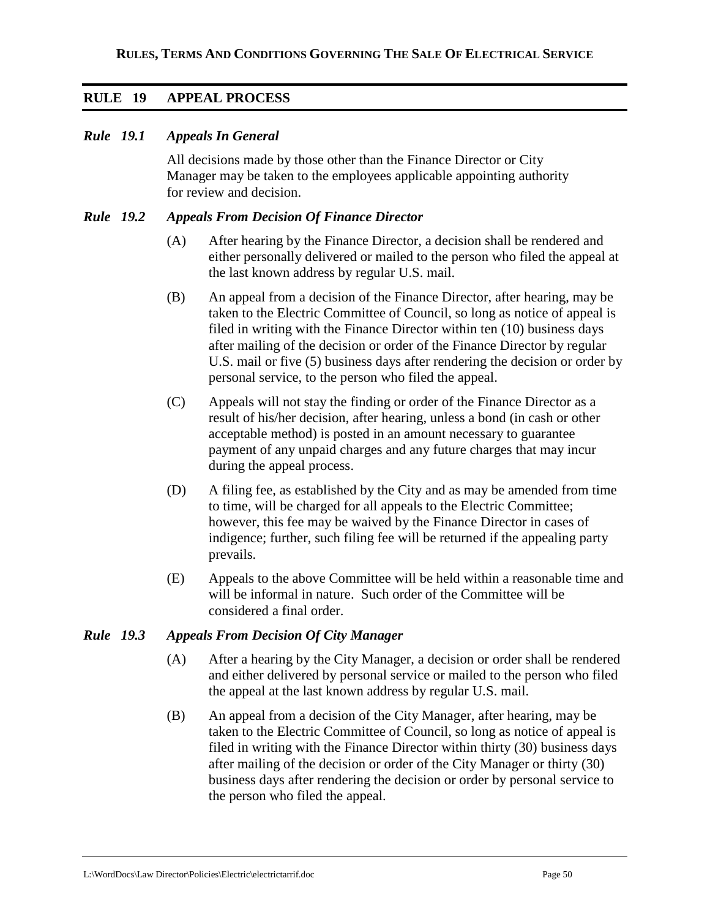## RULE 19 APPEAL PROCESS

### *Rule 19.1 Appeals In General*

All decisions made by those other than the Finance Director or City Manager may be taken to the employees applicable appointing authority for review and decision.

### *Rule 19.2 Appeals From Decision Of Finance Director*

(A) After hearing by the Finance Director, a decision shall be rendered and either personally delivered or mailed to the person who filed the appeal at the last known address by regular U.S. mail.

(B) An appeal from a decision of the Finance Director, after hearing, may be taken to the Electric Committee of Council, so long as notice of appeal is filed in writing with the Finance Director within ten (10) business days after mailing of the decision or order of the Finance Director by regular U.S. mail or five (5) business days after rendering the decision or order by personal service, to the person who filed the appeal.

(C) Appeals will not stay the finding or order of the Finance Director as a result of his/her decision, after hearing, unless a bond (in cash or other acceptable method) is posted in an amount necessary to guarantee payment of any unpaid charges and any future charges that may incur during the appeal process.

(D) A filing fee, as established by the City and as may be amended from time to time, will be charged for all appeals to the Electric Committee; however, this fee may be waived by the Finance Director in cases of indigence; further, such filing fee will be returned if the appealing party prevails.

(E) Appeals to the above Committee will be held within a reasonable time and will be informal in nature. Such order of the Committee will be considered a final order.

### *Rule 19.3 Appeals From Decision Of City Manager*

(A) After a hearing by the City Manager, a decision or order shall be rendered and either delivered by personal service or mailed to the person who filed the appeal at the last known address by regular U.S. mail.

(B) An appeal from a decision of the City Manager, after hearing, may be taken to the Electric Committee of Council, so long as notice of appeal is filed in writing with the Finance Director within thirty (30) business days after mailing of the decision or order of the City Manager or thirty (30) business days after rendering the decision or order by personal service to the person who filed the appeal.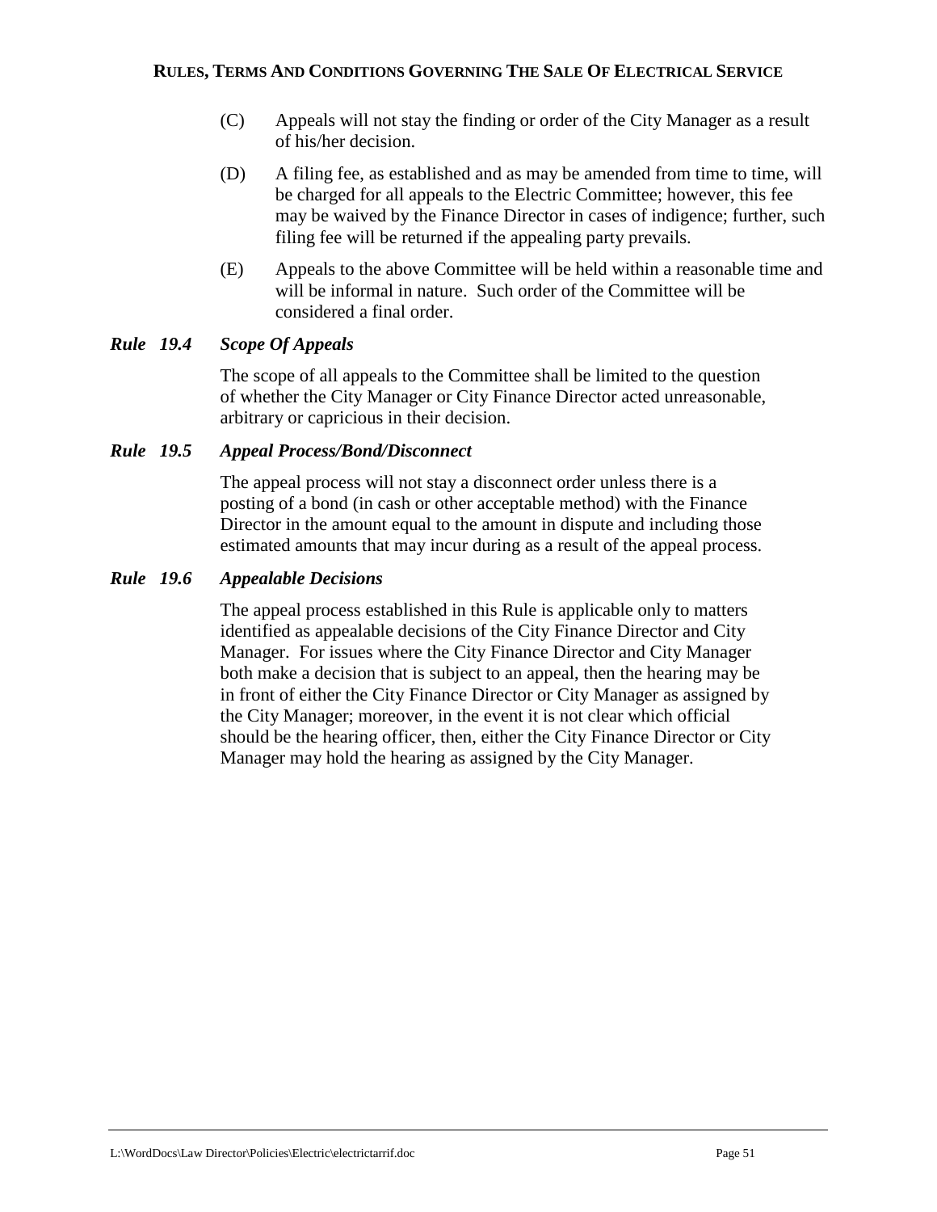(C) Appeals will not stay the finding or order of the City Manager as a result of his/her decision.

(D) A filing fee, as established and as may be amended from time to time, will be charged for all appeals to the Electric Committee; however, this fee may be waived by the Finance Director in cases of indigence; further, such filing fee will be returned if the appealing party prevails.

(E) Appeals to the above Committee will be held within a reasonable time and will be informal in nature. Such order of the Committee will be considered a final order.

### *Rule 19.4 Scope Of Appeals*

The scope of all appeals to the Committee shall be limited to the question of whether the City Manager or City Finance Director acted unreasonable, arbitrary or capricious in their decision.

### *Rule 19.5 Appeal Process/Bond/Disconnect*

The appeal process will not stay a disconnect order unless there is a posting of a bond (in cash or other acceptable method) with the Finance Director in the amount equal to the amount in dispute and including those estimated amounts that may incur during as a result of the appeal process.

### *Rule 19.6 Appealable Decisions*

The appeal process established in this Rule is applicable only to matters identified as appealable decisions of the City Finance Director and City Manager. For issues where the City Finance Director and City Manager both make a decision that is subject to an appeal, then the hearing may be in front of either the City Finance Director or City Manager as assigned by the City Manager; moreover, in the event it is not clear which official should be the hearing officer, then, either the City Finance Director or City Manager may hold the hearing as assigned by the City Manager.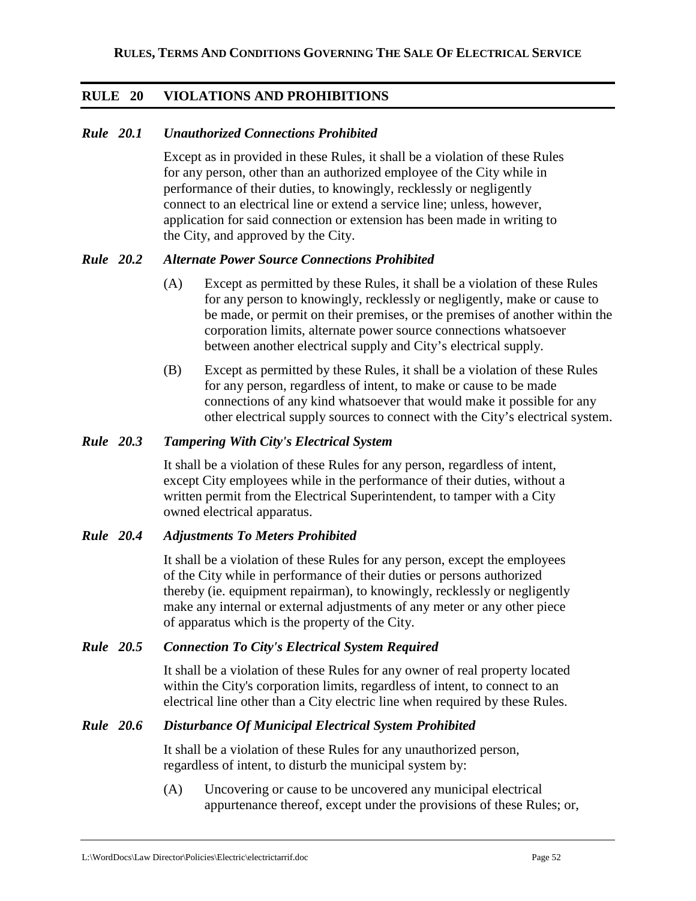## RULE 20 VIOLATIONS AND PROHIBITIONS

### *Rule 20.1 Unauthorized Connections Prohibited*

Except as in provided in these Rules, it shall be a violation of these Rules for any person, other than an authorized employee of the City while in performance of their duties, to knowingly, recklessly or negligently connect to an electrical line or extend a service line; unless, however, application for said connection or extension has been made in writing to the City, and approved by the City.

### *Rule 20.2 Alternate Power Source Connections Prohibited*

(A) Except as permitted by these Rules, it shall be a violation of these Rules for any person to knowingly, recklessly or negligently, make or cause to be made, or permit on their premises, or the premises of another within the corporation limits, alternate power source connections whatsoever between another electrical supply and City's electrical supply.

(B) Except as permitted by these Rules, it shall be a violation of these Rules for any person, regardless of intent, to make or cause to be made connections of any kind whatsoever that would make it possible for any other electrical supply sources to connect with the City's electrical system.

### *Rule 20.3 Tampering With City's Electrical System*

It shall be a violation of these Rules for any person, regardless of intent, except City employees while in the performance of their duties, without a written permit from the Electrical Superintendent, to tamper with a City owned electrical apparatus.

### *Rule 20.4 Adjustments To Meters Prohibited*

It shall be a violation of these Rules for any person, except the employees of the City while in performance of their duties or persons authorized thereby (ie. equipment repairman), to knowingly, recklessly or negligently make any internal or external adjustments of any meter or any other piece of apparatus which is the property of the City.

### *Rule 20.5 Connection To City's Electrical System Required*

It shall be a violation of these Rules for any owner of real property located within the City's corporation limits, regardless of intent, to connect to an electrical line other than a City electric line when required by these Rules.

### *Rule 20.6 Disturbance Of Municipal Electrical System Prohibited*

It shall be a violation of these Rules for any unauthorized person, regardless of intent, to disturb the municipal system by:

(A) Uncovering or cause to be uncovered any municipal electrical appurtenance thereof, except under the provisions of these Rules; or,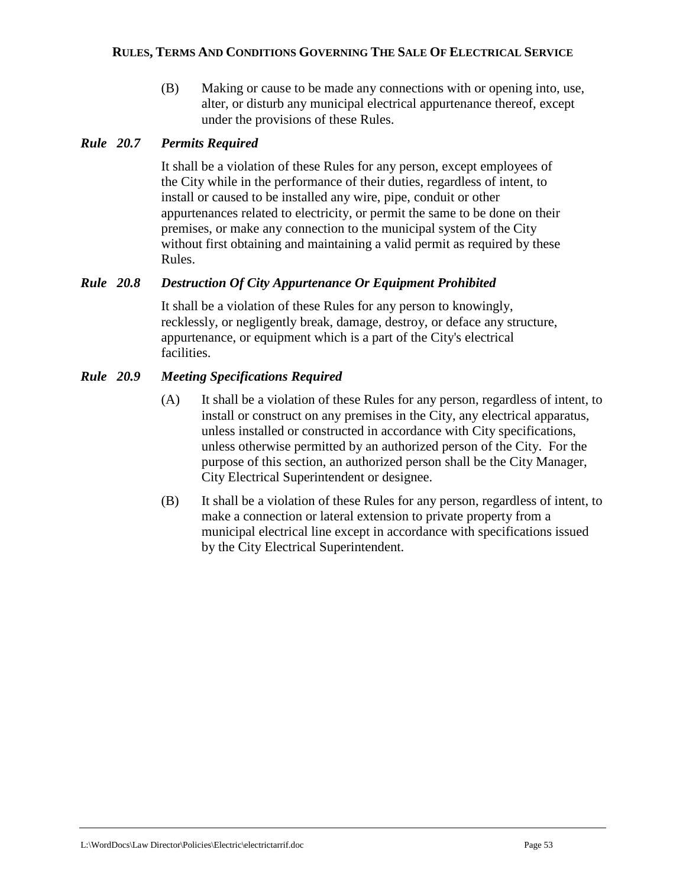(B) Making or cause to be made any connections with or opening into, use, alter, or disturb any municipal electrical appurtenance thereof, except under the provisions of these Rules.

### *Rule 20.7 Permits Required*

It shall be a violation of these Rules for any person, except employees of the City while in the performance of their duties, regardless of intent, to install or caused to be installed any wire, pipe, conduit or other appurtenances related to electricity, or permit the same to be done on their premises, or make any connection to the municipal system of the City without first obtaining and maintaining a valid permit as required by these Rules.

### *Rule 20.8 Destruction Of City Appurtenance Or Equipment Prohibited*

It shall be a violation of these Rules for any person to knowingly, recklessly, or negligently break, damage, destroy, or deface any structure, appurtenance, or equipment which is a part of the City's electrical facilities.

### *Rule 20.9 Meeting Specifications Required*

(A) It shall be a violation of these Rules for any person, regardless of intent, to install or construct on any premises in the City, any electrical apparatus, unless installed or constructed in accordance with City specifications, unless otherwise permitted by an authorized person of the City. For the purpose of this section, an authorized person shall be the City Manager, City Electrical Superintendent or designee.

(B) It shall be a violation of these Rules for any person, regardless of intent, to make a connection or lateral extension to private property from a municipal electrical line except in accordance with specifications issued by the City Electrical Superintendent.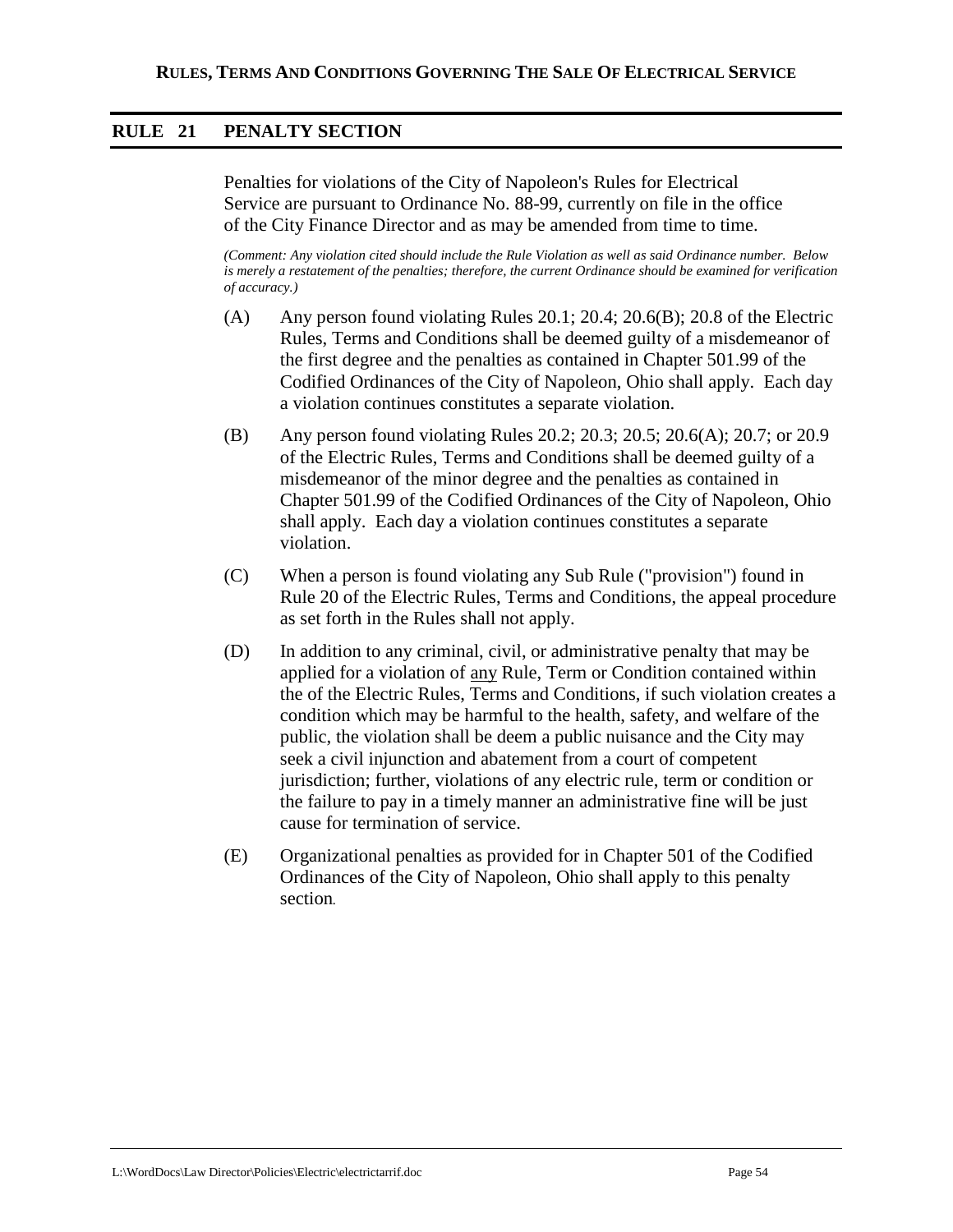## RULE 21 PENALTY SECTION

Penalties for violations of the City of Napoleon's Rules for Electrical Service are pursuant to Ordinance No. 88-99, currently on file in the office of the City Finance Director and as may be amended from time to time.

*(Comment: Any violation cited should include the Rule Violation as well as said Ordinance number. Below is merely a restatement of the penalties; therefore, the current Ordinance should be examined for verification of accuracy.)*

(A) Any person found violating Rules 20.1; 20.4; 20.6(B); 20.8 of the Electric Rules, Terms and Conditions shall be deemed guilty of a misdemeanor of the first degree and the penalties as contained in Chapter 501.99 of the Codified Ordinances of the City of Napoleon, Ohio shall apply. Each day a violation continues constitutes a separate violation.

(B) Any person found violating Rules 20.2; 20.3; 20.5; 20.6(A); 20.7; or 20.9 of the Electric Rules, Terms and Conditions shall be deemed guilty of a misdemeanor of the minor degree and the penalties as contained in Chapter 501.99 of the Codified Ordinances of the City of Napoleon, Ohio shall apply. Each day a violation continues constitutes a separate violation.

(C) When a person is found violating any Sub Rule ("provision") found in Rule 20 of the Electric Rules, Terms and Conditions, the appeal procedure as set forth in the Rules shall not apply.

(D) In addition to any criminal, civil, or administrative penalty that may be applied for a violation of <u>any</u> Rule, Term or Condition contained within the of the Electric Rules, Terms and Conditions, if such violation creates a condition which may be harmful to the health, safety, and welfare of the public, the violation shall be deem a public nuisance and the City may seek a civil injunction and abatement from a court of competent jurisdiction; further, violations of any electric rule, term or condition or the failure to pay in a timely manner an administrative fine will be just cause for termination of service.

(E) Organizational penalties as provided for in Chapter 501 of the Codified Ordinances of the City of Napoleon, Ohio shall apply to this penalty section.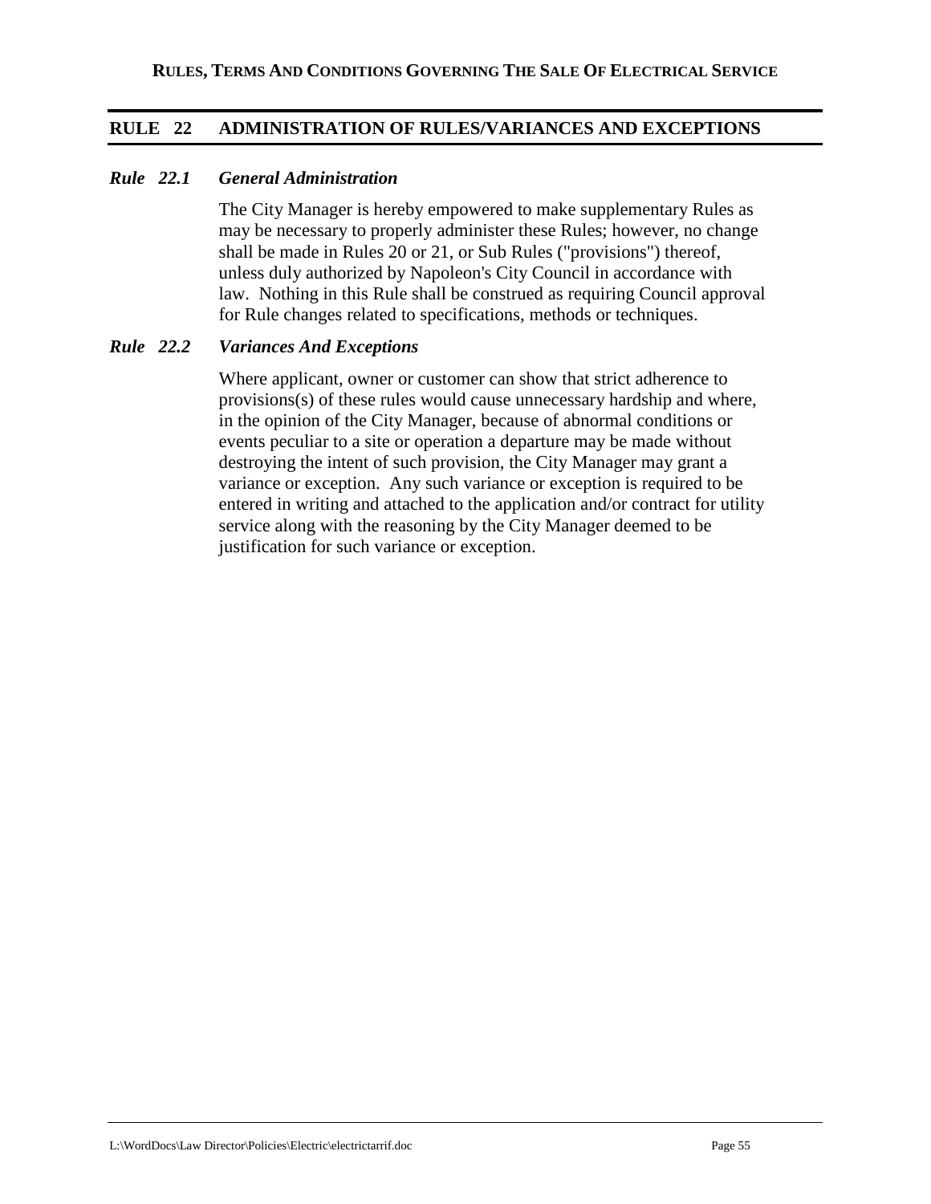## RULE 22 ADMINISTRATION OF RULES/VARIANCES AND EXCEPTIONS

### *Rule 22.1 General Administration*

The City Manager is hereby empowered to make supplementary Rules as may be necessary to properly administer these Rules; however, no change shall be made in Rules 20 or 21, or Sub Rules ("provisions") thereof, unless duly authorized by Napoleon's City Council in accordance with law. Nothing in this Rule shall be construed as requiring Council approval for Rule changes related to specifications, methods or techniques.

### *Rule 22.2 Variances And Exceptions*

Where applicant, owner or customer can show that strict adherence to provisions(s) of these rules would cause unnecessary hardship and where, in the opinion of the City Manager, because of abnormal conditions or events peculiar to a site or operation a departure may be made without destroying the intent of such provision, the City Manager may grant a variance or exception. Any such variance or exception is required to be entered in writing and attached to the application and/or contract for utility service along with the reasoning by the City Manager deemed to be justification for such variance or exception.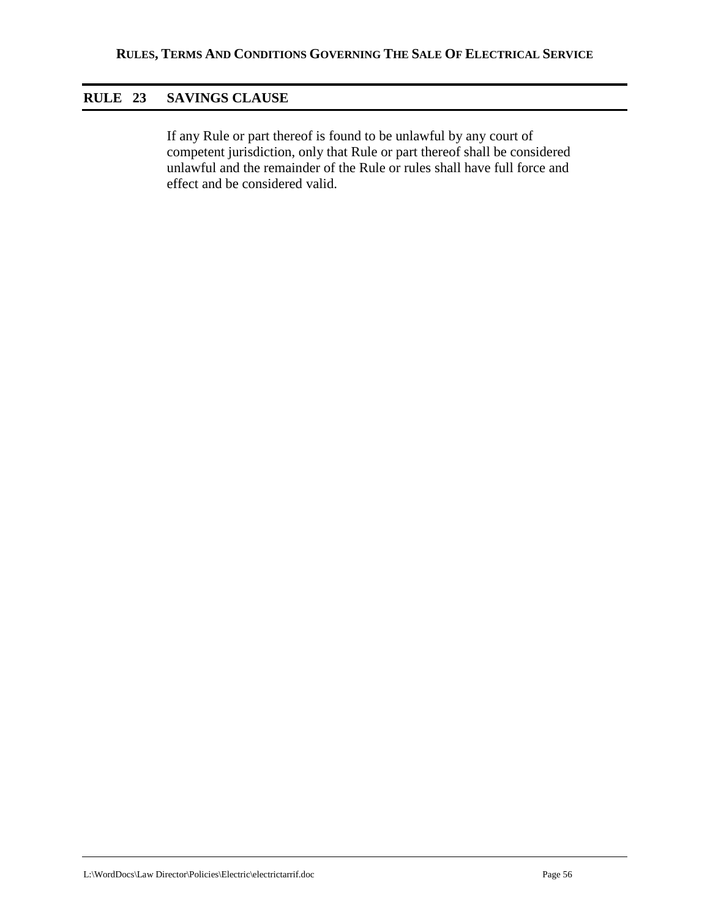## RULE 23 SAVINGS CLAUSE

If any Rule or part thereof is found to be unlawful by any court of competent jurisdiction, only that Rule or part thereof shall be considered unlawful and the remainder of the Rule or rules shall have full force and effect and be considered valid.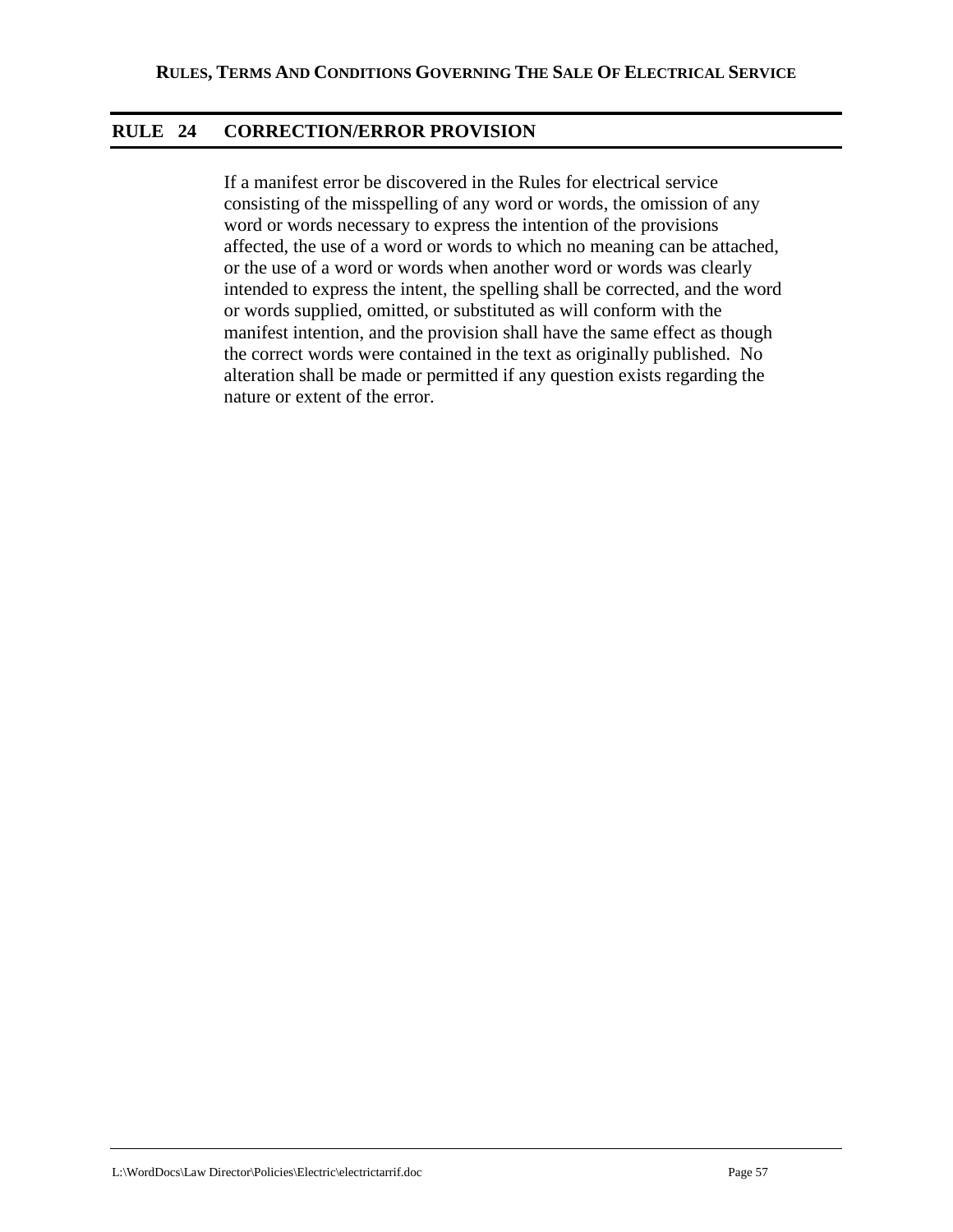## RULE 24 CORRECTION/ERROR PROVISION

If a manifest error be discovered in the Rules for electrical service consisting of the misspelling of any word or words, the omission of any word or words necessary to express the intention of the provisions affected, the use of a word or words to which no meaning can be attached, or the use of a word or words when another word or words was clearly intended to express the intent, the spelling shall be corrected, and the word or words supplied, omitted, or substituted as will conform with the manifest intention, and the provision shall have the same effect as though the correct words were contained in the text as originally published. No alteration shall be made or permitted if any question exists regarding the nature or extent of the error.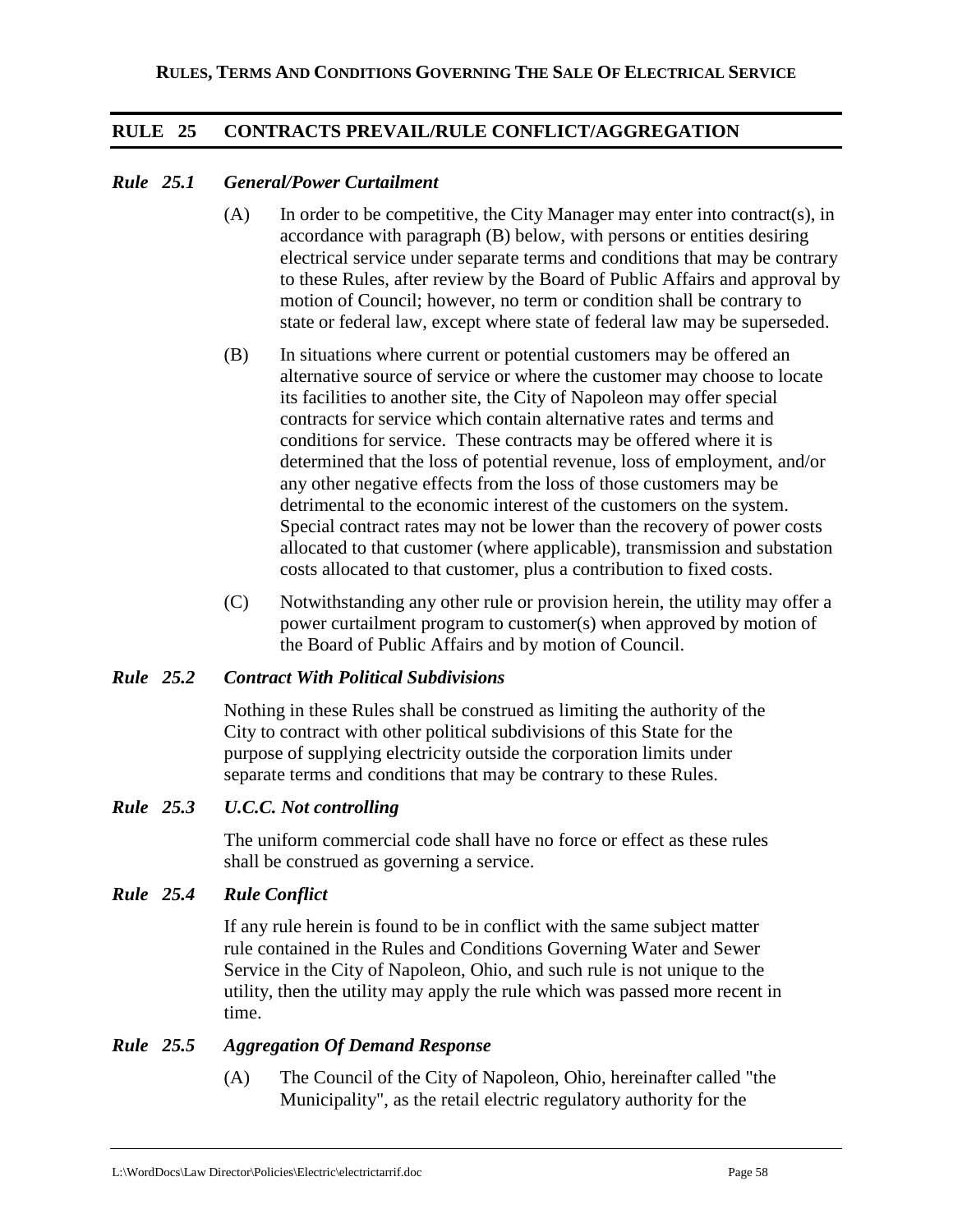## RULE 25 CONTRACTS PREVAIL/RULE CONFLICT/AGGREGATION

### *Rule 25.1 General/Power Curtailment*

(A) In order to be competitive, the City Manager may enter into contract(s), in accordance with paragraph (B) below, with persons or entities desiring electrical service under separate terms and conditions that may be contrary to these Rules, after review by the Board of Public Affairs and approval by motion of Council; however, no term or condition shall be contrary to state or federal law, except where state of federal law may be superseded.

(B) In situations where current or potential customers may be offered an alternative source of service or where the customer may choose to locate its facilities to another site, the City of Napoleon may offer special contracts for service which contain alternative rates and terms and conditions for service. These contracts may be offered where it is determined that the loss of potential revenue, loss of employment, and/or any other negative effects from the loss of those customers may be detrimental to the economic interest of the customers on the system. Special contract rates may not be lower than the recovery of power costs allocated to that customer (where applicable), transmission and substation costs allocated to that customer, plus a contribution to fixed costs.

(C) Notwithstanding any other rule or provision herein, the utility may offer a power curtailment program to customer(s) when approved by motion of the Board of Public Affairs and by motion of Council.

### *Rule 25.2 Contract With Political Subdivisions*

Nothing in these Rules shall be construed as limiting the authority of the City to contract with other political subdivisions of this State for the purpose of supplying electricity outside the corporation limits under separate terms and conditions that may be contrary to these Rules.

### *Rule 25.3 U.C.C. Not controlling*

The uniform commercial code shall have no force or effect as these rules shall be construed as governing a service.

### *Rule 25.4 Rule Conflict*

If any rule herein is found to be in conflict with the same subject matter rule contained in the Rules and Conditions Governing Water and Sewer Service in the City of Napoleon, Ohio, and such rule is not unique to the utility, then the utility may apply the rule which was passed more recent in time.

### *Rule 25.5 Aggregation Of Demand Response*

(A) The Council of the City of Napoleon, Ohio, hereinafter called "the Municipality", as the retail electric regulatory authority for the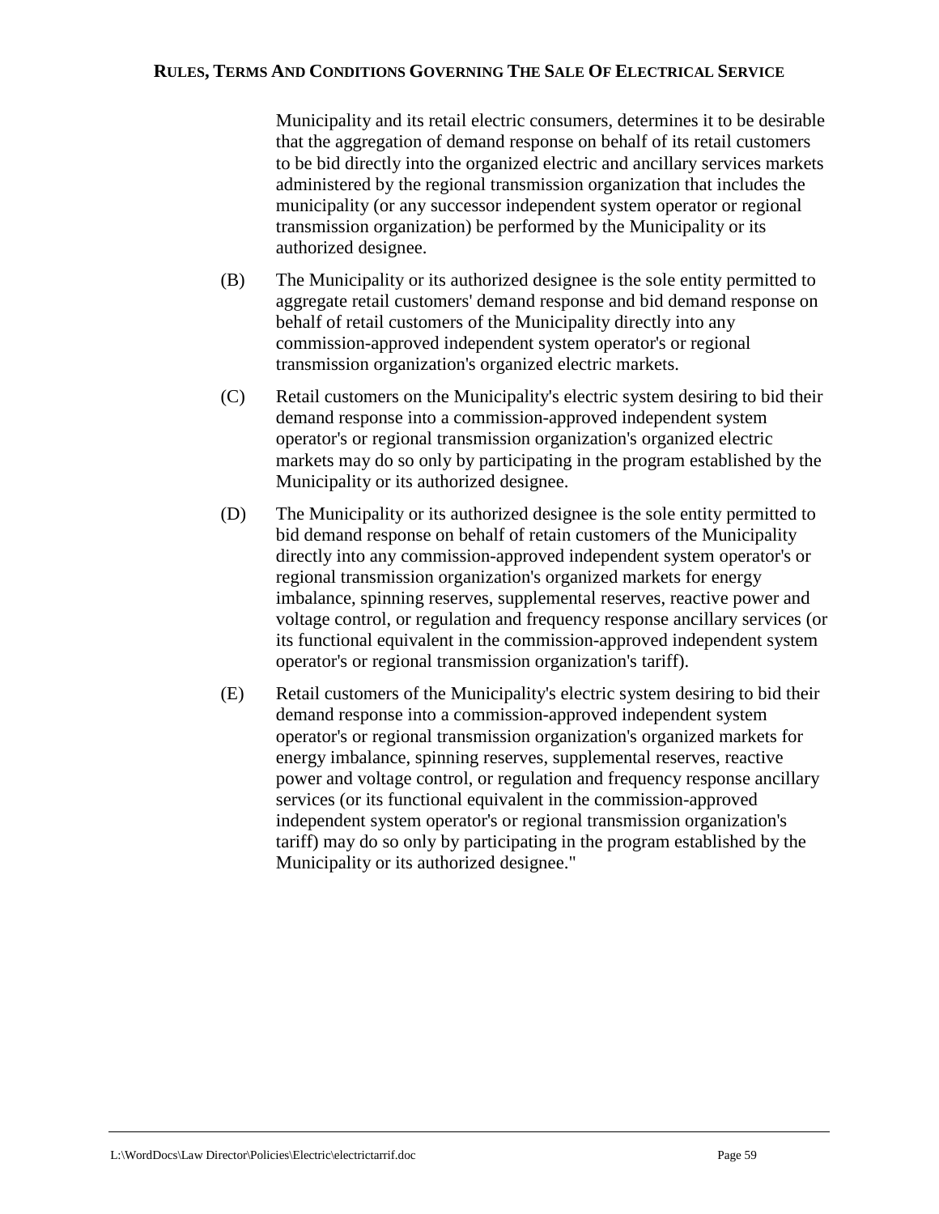Municipality and its retail electric consumers, determines it to be desirable that the aggregation of demand response on behalf of its retail customers to be bid directly into the organized electric and ancillary services markets administered by the regional transmission organization that includes the municipality (or any successor independent system operator or regional transmission organization) be performed by the Municipality or its authorized designee.

(B) The Municipality or its authorized designee is the sole entity permitted to aggregate retail customers' demand response and bid demand response on behalf of retail customers of the Municipality directly into any commission-approved independent system operator's or regional transmission organization's organized electric markets.

(C) Retail customers on the Municipality's electric system desiring to bid their demand response into a commission-approved independent system operator's or regional transmission organization's organized electric markets may do so only by participating in the program established by the Municipality or its authorized designee.

(D) The Municipality or its authorized designee is the sole entity permitted to bid demand response on behalf of retain customers of the Municipality directly into any commission-approved independent system operator's or regional transmission organization's organized markets for energy imbalance, spinning reserves, supplemental reserves, reactive power and voltage control, or regulation and frequency response ancillary services (or its functional equivalent in the commission-approved independent system operator's or regional transmission organization's tariff).

(E) Retail customers of the Municipality's electric system desiring to bid their demand response into a commission-approved independent system operator's or regional transmission organization's organized markets for energy imbalance, spinning reserves, supplemental reserves, reactive power and voltage control, or regulation and frequency response ancillary services (or its functional equivalent in the commission-approved independent system operator's or regional transmission organization's tariff) may do so only by participating in the program established by the Municipality or its authorized designee."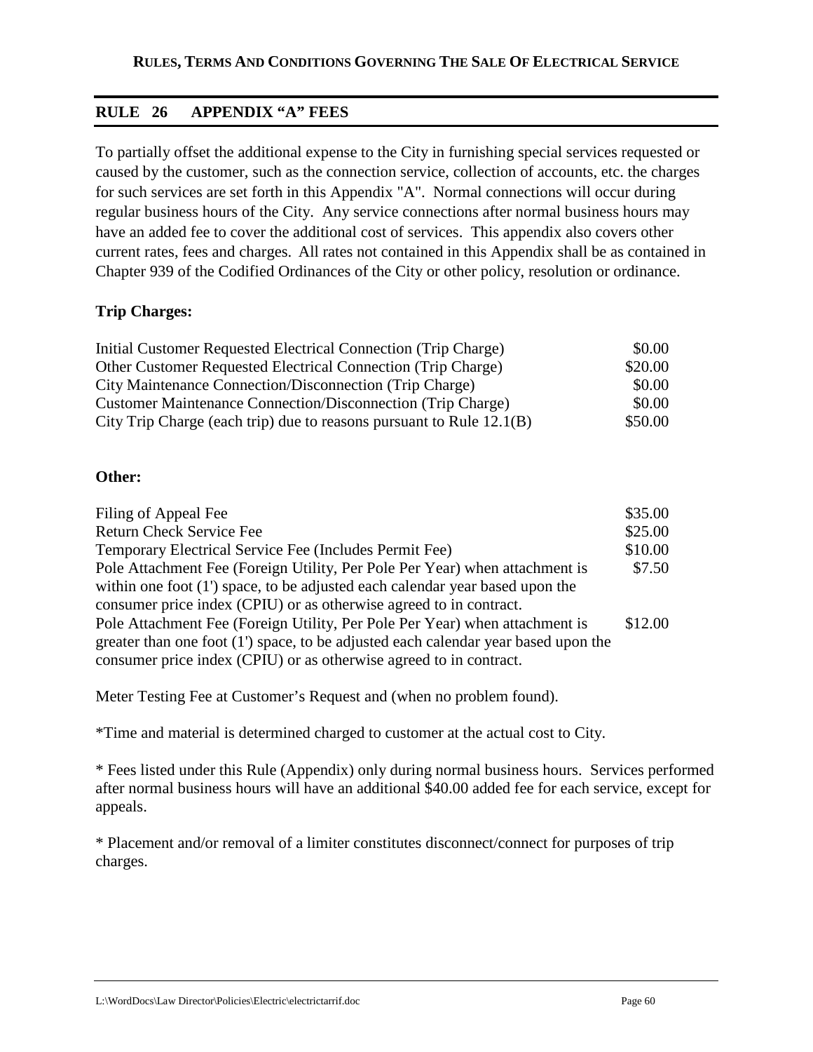## RULE 26 APPENDIX "A" FEES

To partially offset the additional expense to the City in furnishing special services requested or caused by the customer, such as the connection service, collection of accounts, etc. the charges for such services are set forth in this Appendix "A". Normal connections will occur during regular business hours of the City. Any service connections after normal business hours may have an added fee to cover the additional cost of services. This appendix also covers other current rates, fees and charges. All rates not contained in this Appendix shall be as contained in Chapter 939 of the Codified Ordinances of the City or other policy, resolution or ordinance.

**Trip Charges:**

| | |
|---|---|
| Initial Customer Requested Electrical Connection (Trip Charge) | $0.00 |
| Other Customer Requested Electrical Connection (Trip Charge) | $20.00 |
| City Maintenance Connection/Disconnection (Trip Charge) | $0.00 |
| Customer Maintenance Connection/Disconnection (Trip Charge) | $0.00 |
| City Trip Charge (each trip) due to reasons pursuant to Rule 12.1(B) | $50.00 |

**Other:**

| | |
|---|---|
| Filing of Appeal Fee | $35.00 |
| Return Check Service Fee | $25.00 |
| Temporary Electrical Service Fee (Includes Permit Fee) | $10.00 |
| Pole Attachment Fee (Foreign Utility, Per Pole Per Year) when attachment is within one foot (1') space, to be adjusted each calendar year based upon the consumer price index (CPIU) or as otherwise agreed to in contract. | $7.50 |
| Pole Attachment Fee (Foreign Utility, Per Pole Per Year) when attachment is greater than one foot (1') space, to be adjusted each calendar year based upon the consumer price index (CPIU) or as otherwise agreed to in contract. | $12.00 |

Meter Testing Fee at Customer's Request and (when no problem found).

*Time and material is determined charged to customer at the actual cost to City.

* Fees listed under this Rule (Appendix) only during normal business hours. Services performed after normal business hours will have an additional $40.00 added fee for each service, except for appeals.

* Placement and/or removal of a limiter constitutes disconnect/connect for purposes of trip charges.